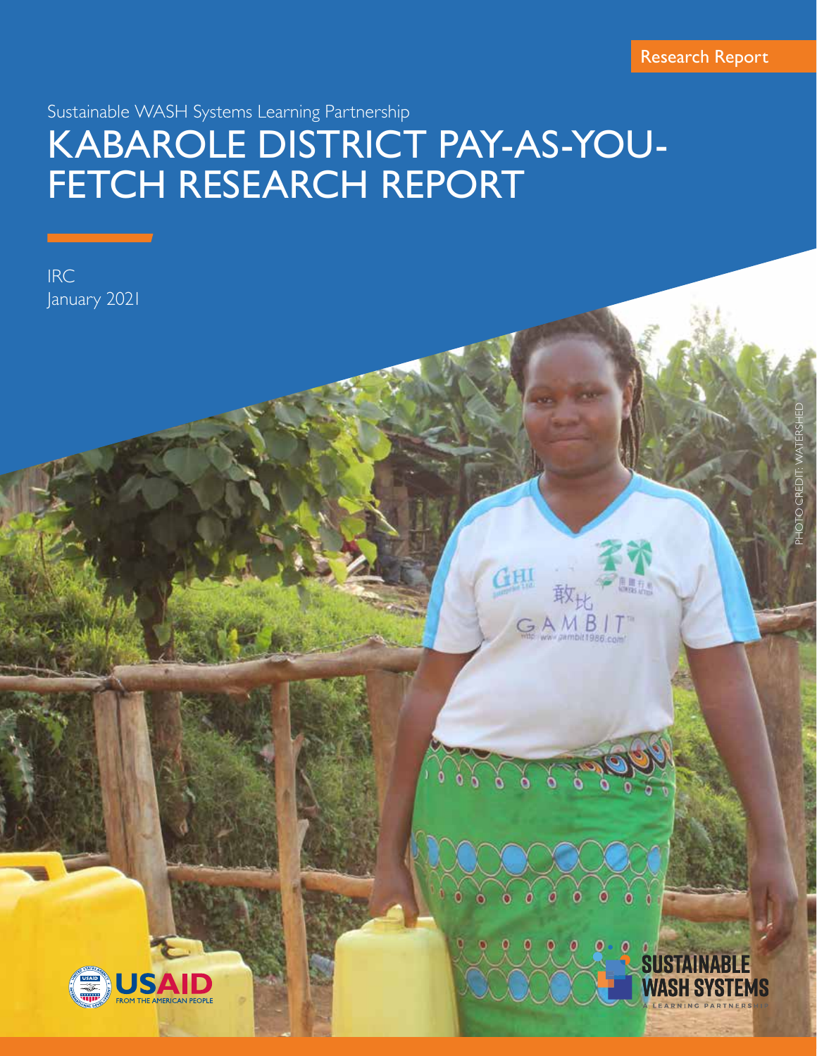Research Report

Sustainable WASH Systems Learning Partnership

# KABAROLE DISTRICT PAY-AS-YOU-FETCH RESEARCH REPORT

IRC
January 2021

PHOTO CREDIT: WATERSHED

USAID FROM THE AMERICAN PEOPLE

SUSTAINABLE WASH SYSTEMS A LEARNING PARTNERSHIP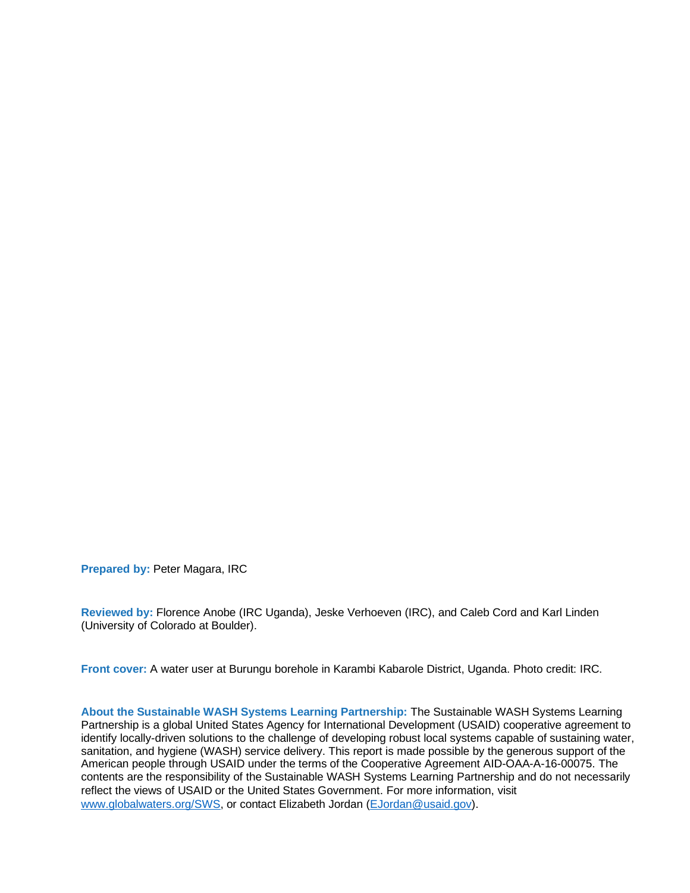**Prepared by:** Peter Magara, IRC

**Reviewed by:** Florence Anobe (IRC Uganda), Jeske Verhoeven (IRC), and Caleb Cord and Karl Linden (University of Colorado at Boulder).

**Front cover:** A water user at Burungu borehole in Karambi Kabarole District, Uganda. Photo credit: IRC.

**About the Sustainable WASH Systems Learning Partnership:** The Sustainable WASH Systems Learning Partnership is a global United States Agency for International Development (USAID) cooperative agreement to identify locally-driven solutions to the challenge of developing robust local systems capable of sustaining water, sanitation, and hygiene (WASH) service delivery. This report is made possible by the generous support of the American people through USAID under the terms of the Cooperative Agreement AID-OAA-A-16-00075. The contents are the responsibility of the Sustainable WASH Systems Learning Partnership and do not necessarily reflect the views of USAID or the United States Government. For more information, visit [www.globalwaters.org/SWS](www.globalwaters.org/SWS), or contact Elizabeth Jordan ([EJordan@usaid.gov](mailto:EJordan@usaid.gov)).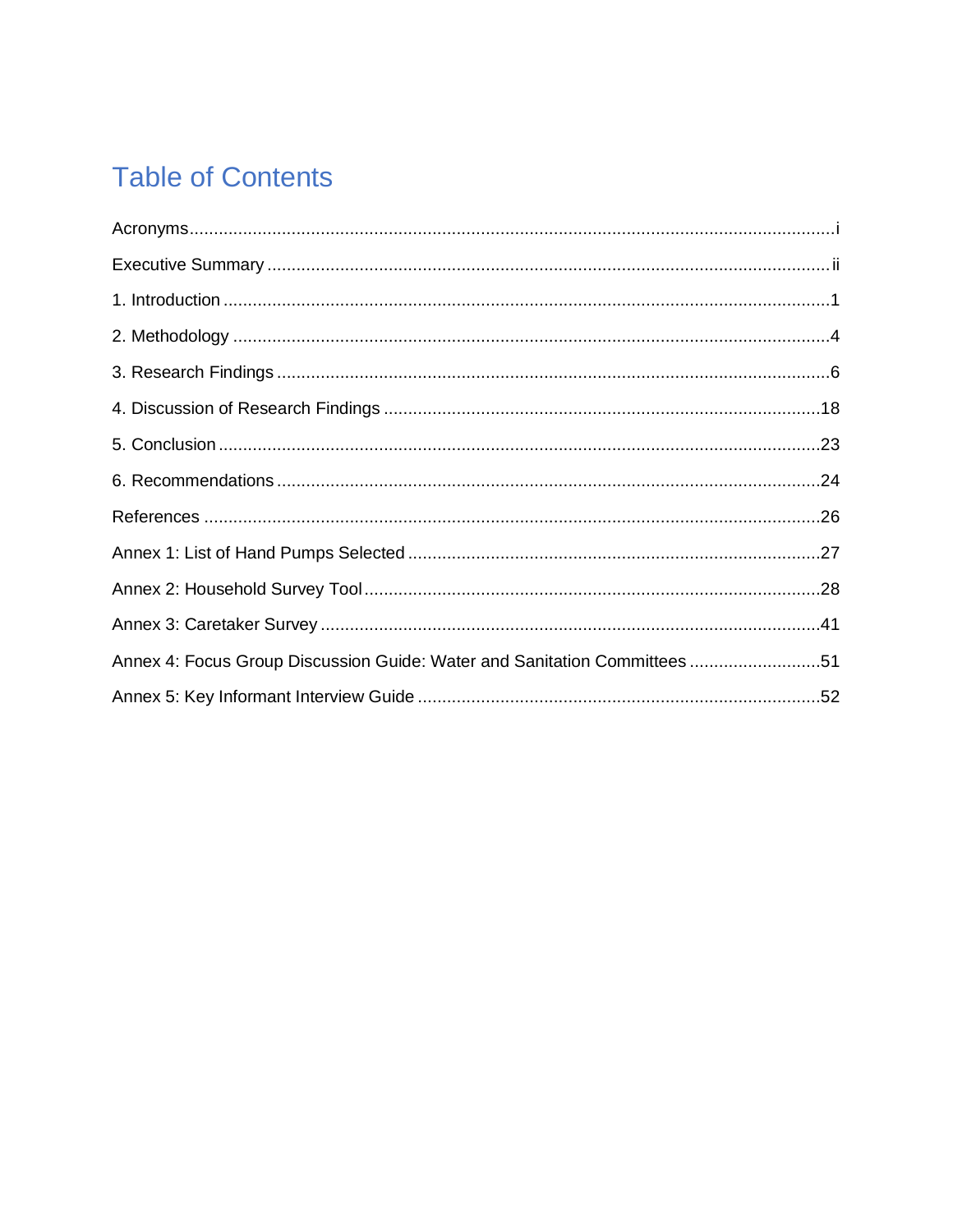# Table of Contents

Acronyms....................................................................................................................................i

Executive Summary ..................................................................................................................ii

1. Introduction ...........................................................................................................................1

2. Methodology .........................................................................................................................4

3. Research Findings ................................................................................................................6

4. Discussion of Research Findings ........................................................................................18

5. Conclusion ..........................................................................................................................23

6. Recommendations ..............................................................................................................24

References ............................................................................................................................26

Annex 1: List of Hand Pumps Selected ..................................................................................27

Annex 2: Household Survey Tool ............................................................................................28

Annex 3: Caretaker Survey .....................................................................................................41

Annex 4: Focus Group Discussion Guide: Water and Sanitation Committees ..........................51

Annex 5: Key Informant Interview Guide .................................................................................52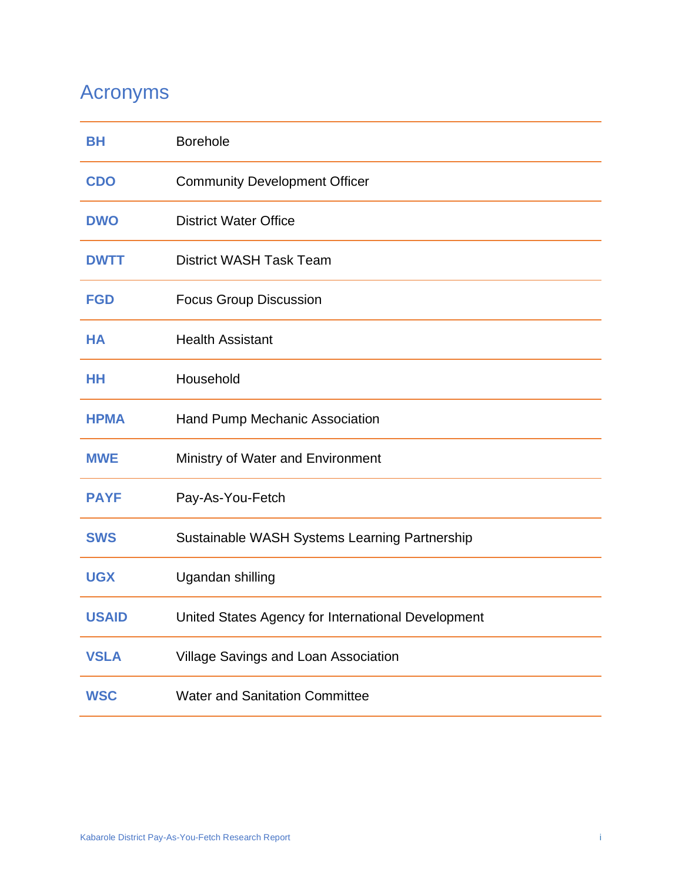# Acronyms

| | |
|---|---|
| **BH** | Borehole |
| **CDO** | Community Development Officer |
| **DWO** | District Water Office |
| **DWTT** | District WASH Task Team |
| **FGD** | Focus Group Discussion |
| **HA** | Health Assistant |
| **HH** | Household |
| **HPMA** | Hand Pump Mechanic Association |
| **MWE** | Ministry of Water and Environment |
| **PAYF** | Pay-As-You-Fetch |
| **SWS** | Sustainable WASH Systems Learning Partnership |
| **UGX** | Ugandan shilling |
| **USAID** | United States Agency for International Development |
| **VSLA** | Village Savings and Loan Association |
| **WSC** | Water and Sanitation Committee |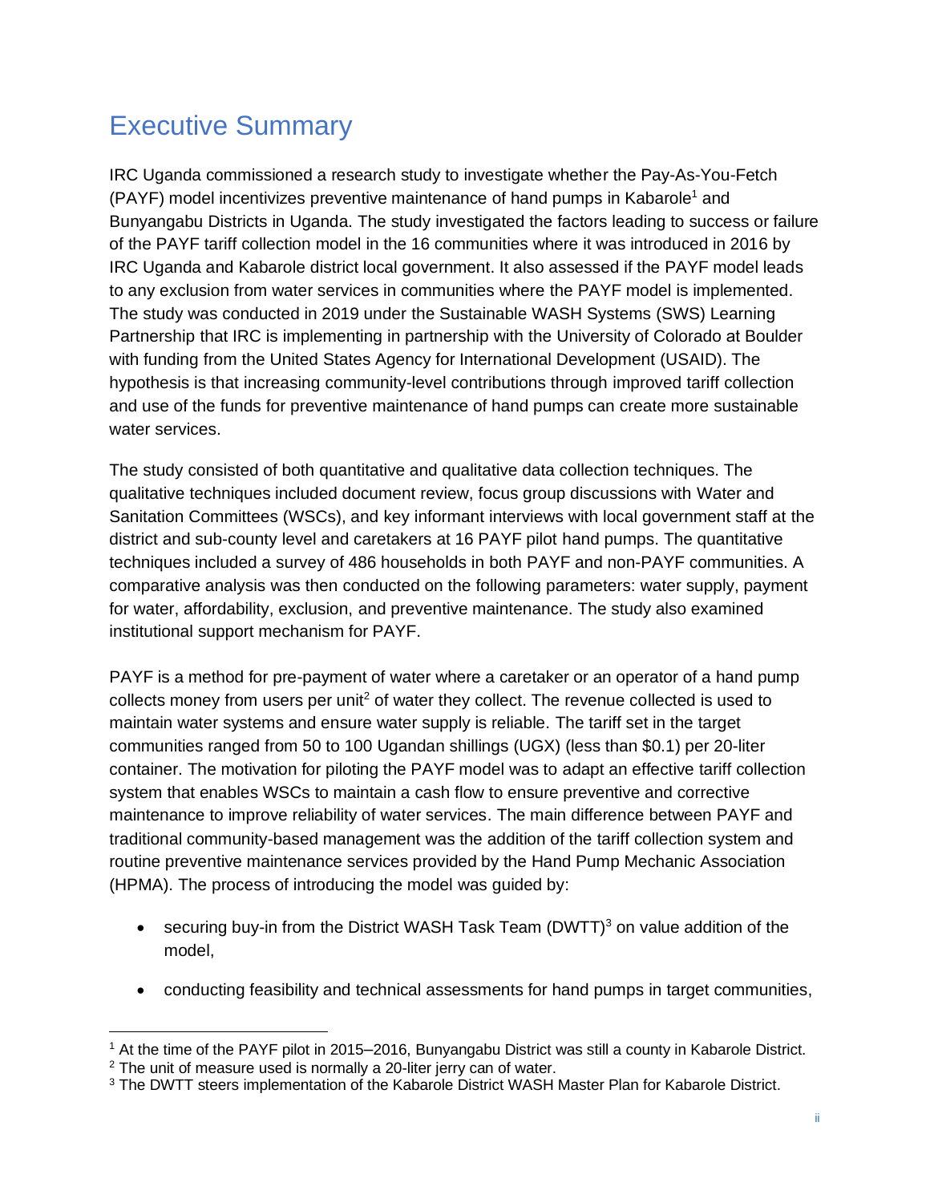# Executive Summary

IRC Uganda commissioned a research study to investigate whether the Pay-As-You-Fetch (PAYF) model incentivizes preventive maintenance of hand pumps in Kabarole[1] and Bunyangabu Districts in Uganda. The study investigated the factors leading to success or failure of the PAYF tariff collection model in the 16 communities where it was introduced in 2016 by IRC Uganda and Kabarole district local government. It also assessed if the PAYF model leads to any exclusion from water services in communities where the PAYF model is implemented. The study was conducted in 2019 under the Sustainable WASH Systems (SWS) Learning Partnership that IRC is implementing in partnership with the University of Colorado at Boulder with funding from the United States Agency for International Development (USAID). The hypothesis is that increasing community-level contributions through improved tariff collection and use of the funds for preventive maintenance of hand pumps can create more sustainable water services.

The study consisted of both quantitative and qualitative data collection techniques. The qualitative techniques included document review, focus group discussions with Water and Sanitation Committees (WSCs), and key informant interviews with local government staff at the district and sub-county level and caretakers at 16 PAYF pilot hand pumps. The quantitative techniques included a survey of 486 households in both PAYF and non-PAYF communities. A comparative analysis was then conducted on the following parameters: water supply, payment for water, affordability, exclusion, and preventive maintenance. The study also examined institutional support mechanism for PAYF.

PAYF is a method for pre-payment of water where a caretaker or an operator of a hand pump collects money from users per unit[2] of water they collect. The revenue collected is used to maintain water systems and ensure water supply is reliable. The tariff set in the target communities ranged from 50 to 100 Ugandan shillings (UGX) (less than $0.1) per 20-liter container. The motivation for piloting the PAYF model was to adapt an effective tariff collection system that enables WSCs to maintain a cash flow to ensure preventive and corrective maintenance to improve reliability of water services. The main difference between PAYF and traditional community-based management was the addition of the tariff collection system and routine preventive maintenance services provided by the Hand Pump Mechanic Association (HPMA). The process of introducing the model was guided by:

- securing buy-in from the District WASH Task Team (DWTT)[3] on value addition of the model,
- conducting feasibility and technical assessments for hand pumps in target communities,

[1] At the time of the PAYF pilot in 2015–2016, Bunyangabu District was still a county in Kabarole District.

[2] The unit of measure used is normally a 20-liter jerry can of water.

[3] The DWTT steers implementation of the Kabarole District WASH Master Plan for Kabarole District.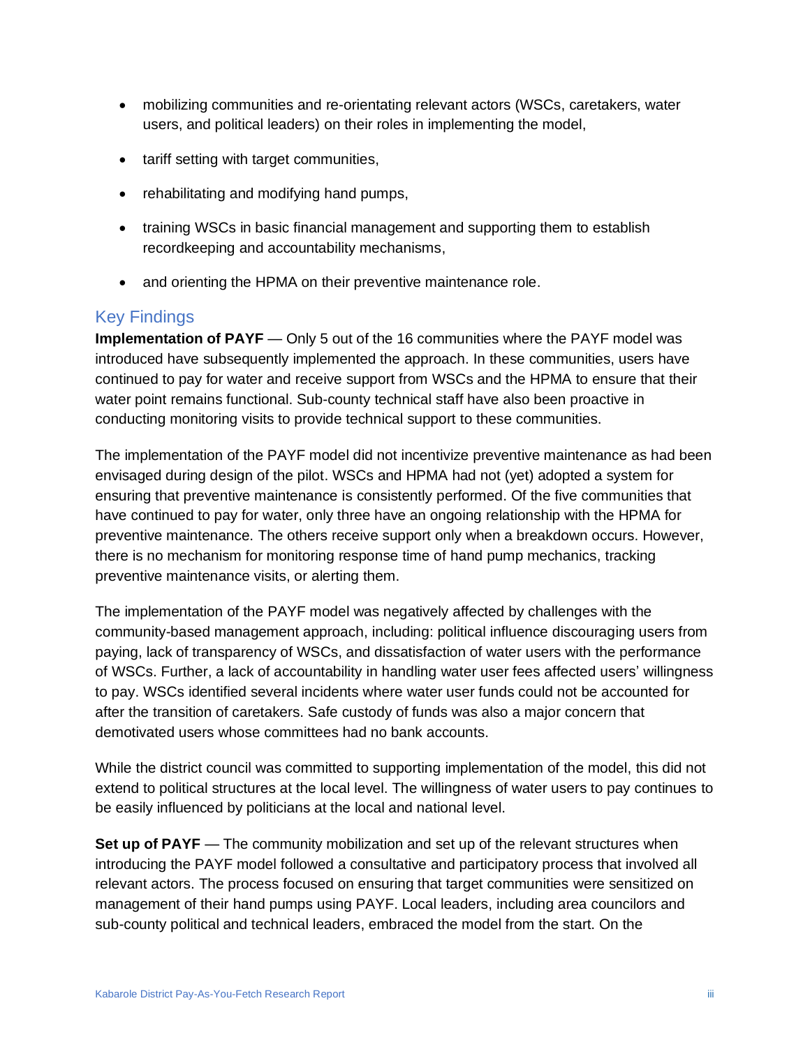- mobilizing communities and re-orientating relevant actors (WSCs, caretakers, water users, and political leaders) on their roles in implementing the model,
- tariff setting with target communities,
- rehabilitating and modifying hand pumps,
- training WSCs in basic financial management and supporting them to establish recordkeeping and accountability mechanisms,
- and orienting the HPMA on their preventive maintenance role.

## Key Findings

**Implementation of PAYF** — Only 5 out of the 16 communities where the PAYF model was introduced have subsequently implemented the approach. In these communities, users have continued to pay for water and receive support from WSCs and the HPMA to ensure that their water point remains functional. Sub-county technical staff have also been proactive in conducting monitoring visits to provide technical support to these communities.

The implementation of the PAYF model did not incentivize preventive maintenance as had been envisaged during design of the pilot. WSCs and HPMA had not (yet) adopted a system for ensuring that preventive maintenance is consistently performed. Of the five communities that have continued to pay for water, only three have an ongoing relationship with the HPMA for preventive maintenance. The others receive support only when a breakdown occurs. However, there is no mechanism for monitoring response time of hand pump mechanics, tracking preventive maintenance visits, or alerting them.

The implementation of the PAYF model was negatively affected by challenges with the community-based management approach, including: political influence discouraging users from paying, lack of transparency of WSCs, and dissatisfaction of water users with the performance of WSCs. Further, a lack of accountability in handling water user fees affected users' willingness to pay. WSCs identified several incidents where water user funds could not be accounted for after the transition of caretakers. Safe custody of funds was also a major concern that demotivated users whose committees had no bank accounts.

While the district council was committed to supporting implementation of the model, this did not extend to political structures at the local level. The willingness of water users to pay continues to be easily influenced by politicians at the local and national level.

**Set up of PAYF** — The community mobilization and set up of the relevant structures when introducing the PAYF model followed a consultative and participatory process that involved all relevant actors. The process focused on ensuring that target communities were sensitized on management of their hand pumps using PAYF. Local leaders, including area councilors and sub-county political and technical leaders, embraced the model from the start. On the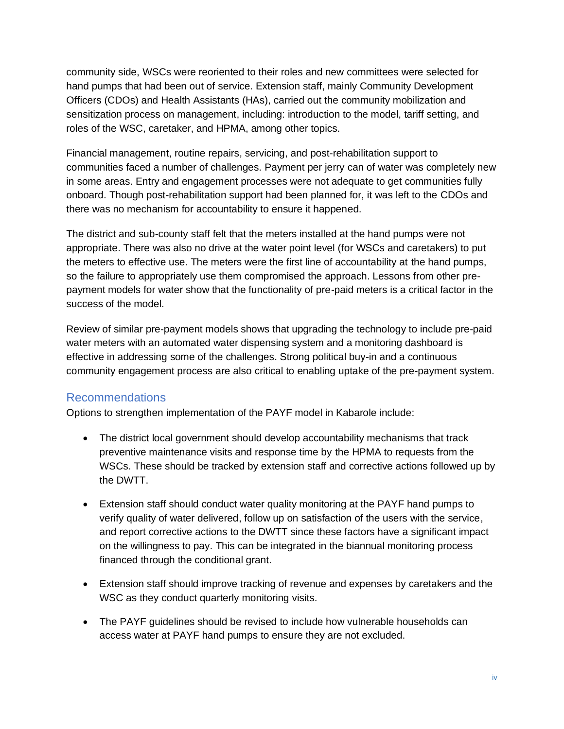community side, WSCs were reoriented to their roles and new committees were selected for hand pumps that had been out of service. Extension staff, mainly Community Development Officers (CDOs) and Health Assistants (HAs), carried out the community mobilization and sensitization process on management, including: introduction to the model, tariff setting, and roles of the WSC, caretaker, and HPMA, among other topics.

Financial management, routine repairs, servicing, and post-rehabilitation support to communities faced a number of challenges. Payment per jerry can of water was completely new in some areas. Entry and engagement processes were not adequate to get communities fully onboard. Though post-rehabilitation support had been planned for, it was left to the CDOs and there was no mechanism for accountability to ensure it happened.

The district and sub-county staff felt that the meters installed at the hand pumps were not appropriate. There was also no drive at the water point level (for WSCs and caretakers) to put the meters to effective use. The meters were the first line of accountability at the hand pumps, so the failure to appropriately use them compromised the approach. Lessons from other pre-payment models for water show that the functionality of pre-paid meters is a critical factor in the success of the model.

Review of similar pre-payment models shows that upgrading the technology to include pre-paid water meters with an automated water dispensing system and a monitoring dashboard is effective in addressing some of the challenges. Strong political buy-in and a continuous community engagement process are also critical to enabling uptake of the pre-payment system.

## Recommendations

Options to strengthen implementation of the PAYF model in Kabarole include:

- The district local government should develop accountability mechanisms that track preventive maintenance visits and response time by the HPMA to requests from the WSCs. These should be tracked by extension staff and corrective actions followed up by the DWTT.
- Extension staff should conduct water quality monitoring at the PAYF hand pumps to verify quality of water delivered, follow up on satisfaction of the users with the service, and report corrective actions to the DWTT since these factors have a significant impact on the willingness to pay. This can be integrated in the biannual monitoring process financed through the conditional grant.
- Extension staff should improve tracking of revenue and expenses by caretakers and the WSC as they conduct quarterly monitoring visits.
- The PAYF guidelines should be revised to include how vulnerable households can access water at PAYF hand pumps to ensure they are not excluded.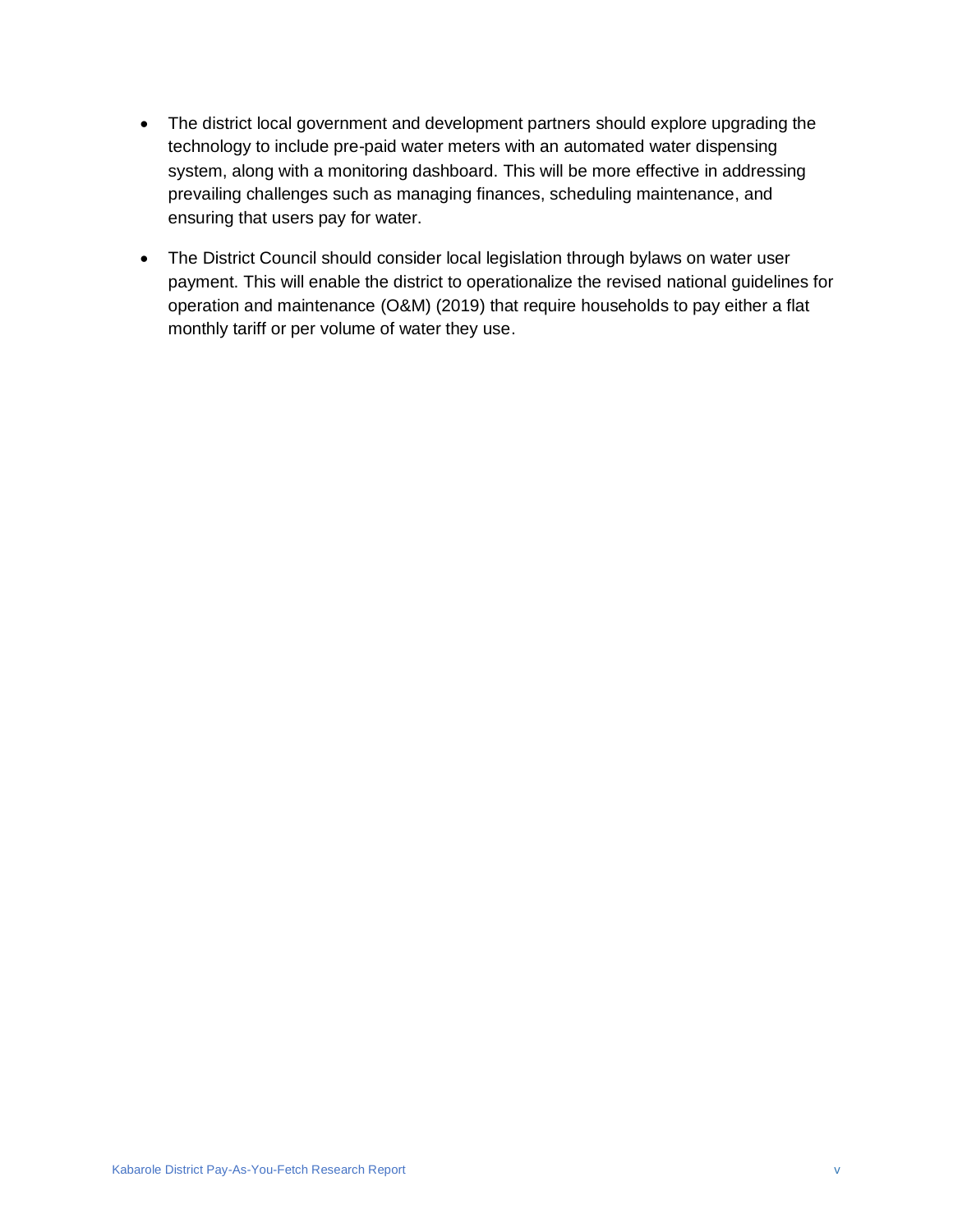- The district local government and development partners should explore upgrading the technology to include pre-paid water meters with an automated water dispensing system, along with a monitoring dashboard. This will be more effective in addressing prevailing challenges such as managing finances, scheduling maintenance, and ensuring that users pay for water.
- The District Council should consider local legislation through bylaws on water user payment. This will enable the district to operationalize the revised national guidelines for operation and maintenance (O&M) (2019) that require households to pay either a flat monthly tariff or per volume of water they use.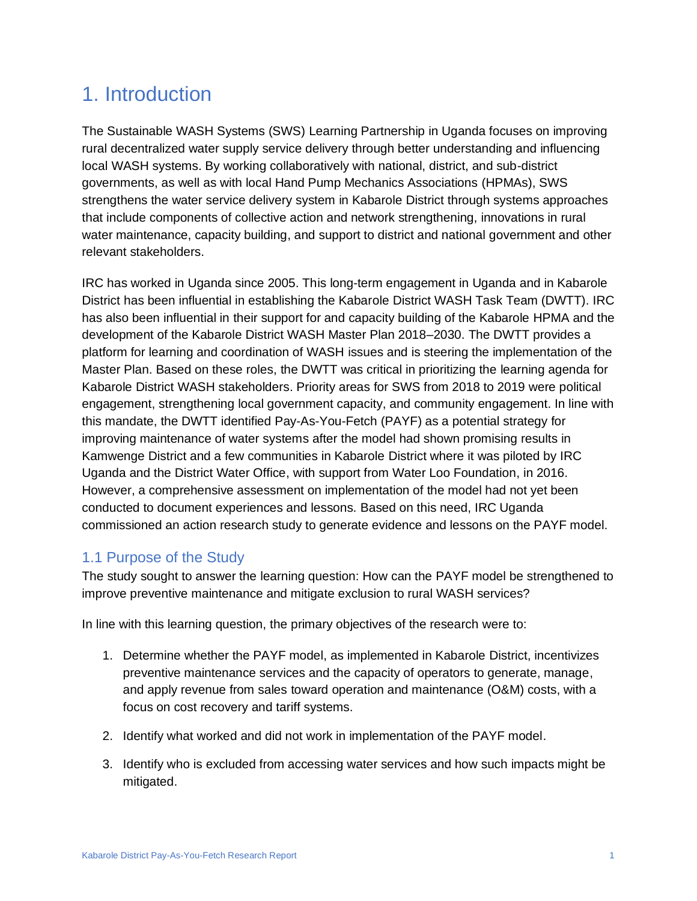# 1. Introduction

The Sustainable WASH Systems (SWS) Learning Partnership in Uganda focuses on improving rural decentralized water supply service delivery through better understanding and influencing local WASH systems. By working collaboratively with national, district, and sub-district governments, as well as with local Hand Pump Mechanics Associations (HPMAs), SWS strengthens the water service delivery system in Kabarole District through systems approaches that include components of collective action and network strengthening, innovations in rural water maintenance, capacity building, and support to district and national government and other relevant stakeholders.

IRC has worked in Uganda since 2005. This long-term engagement in Uganda and in Kabarole District has been influential in establishing the Kabarole District WASH Task Team (DWTT). IRC has also been influential in their support for and capacity building of the Kabarole HPMA and the development of the Kabarole District WASH Master Plan 2018–2030. The DWTT provides a platform for learning and coordination of WASH issues and is steering the implementation of the Master Plan. Based on these roles, the DWTT was critical in prioritizing the learning agenda for Kabarole District WASH stakeholders. Priority areas for SWS from 2018 to 2019 were political engagement, strengthening local government capacity, and community engagement. In line with this mandate, the DWTT identified Pay-As-You-Fetch (PAYF) as a potential strategy for improving maintenance of water systems after the model had shown promising results in Kamwenge District and a few communities in Kabarole District where it was piloted by IRC Uganda and the District Water Office, with support from Water Loo Foundation, in 2016. However, a comprehensive assessment on implementation of the model had not yet been conducted to document experiences and lessons. Based on this need, IRC Uganda commissioned an action research study to generate evidence and lessons on the PAYF model.

## 1.1 Purpose of the Study

The study sought to answer the learning question: How can the PAYF model be strengthened to improve preventive maintenance and mitigate exclusion to rural WASH services?

In line with this learning question, the primary objectives of the research were to:

1. Determine whether the PAYF model, as implemented in Kabarole District, incentivizes preventive maintenance services and the capacity of operators to generate, manage, and apply revenue from sales toward operation and maintenance (O&M) costs, with a focus on cost recovery and tariff systems.

2. Identify what worked and did not work in implementation of the PAYF model.

3. Identify who is excluded from accessing water services and how such impacts might be mitigated.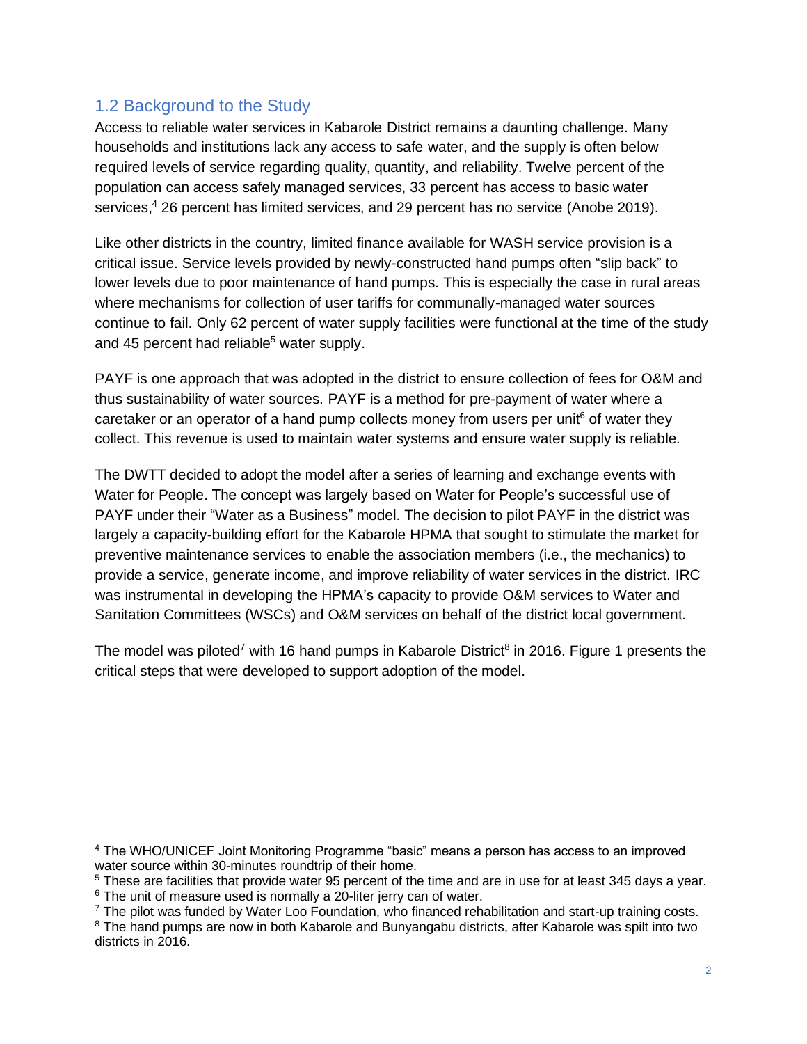## 1.2 Background to the Study

Access to reliable water services in Kabarole District remains a daunting challenge. Many households and institutions lack any access to safe water, and the supply is often below required levels of service regarding quality, quantity, and reliability. Twelve percent of the population can access safely managed services, 33 percent has access to basic water services,[4] 26 percent has limited services, and 29 percent has no service (Anobe 2019).

Like other districts in the country, limited finance available for WASH service provision is a critical issue. Service levels provided by newly-constructed hand pumps often "slip back" to lower levels due to poor maintenance of hand pumps. This is especially the case in rural areas where mechanisms for collection of user tariffs for communally-managed water sources continue to fail. Only 62 percent of water supply facilities were functional at the time of the study and 45 percent had reliable[5] water supply.

PAYF is one approach that was adopted in the district to ensure collection of fees for O&M and thus sustainability of water sources. PAYF is a method for pre-payment of water where a caretaker or an operator of a hand pump collects money from users per unit[6] of water they collect. This revenue is used to maintain water systems and ensure water supply is reliable.

The DWTT decided to adopt the model after a series of learning and exchange events with Water for People. The concept was largely based on Water for People's successful use of PAYF under their "Water as a Business" model. The decision to pilot PAYF in the district was largely a capacity-building effort for the Kabarole HPMA that sought to stimulate the market for preventive maintenance services to enable the association members (i.e., the mechanics) to provide a service, generate income, and improve reliability of water services in the district. IRC was instrumental in developing the HPMA's capacity to provide O&M services to Water and Sanitation Committees (WSCs) and O&M services on behalf of the district local government.

The model was piloted[7] with 16 hand pumps in Kabarole District[8] in 2016. Figure 1 presents the critical steps that were developed to support adoption of the model.

---

[4] The WHO/UNICEF Joint Monitoring Programme "basic" means a person has access to an improved water source within 30-minutes roundtrip of their home.

[5] These are facilities that provide water 95 percent of the time and are in use for at least 345 days a year.

[6] The unit of measure used is normally a 20-liter jerry can of water.

[7] The pilot was funded by Water Loo Foundation, who financed rehabilitation and start-up training costs.

[8] The hand pumps are now in both Kabarole and Bunyangabu districts, after Kabarole was spilt into two districts in 2016.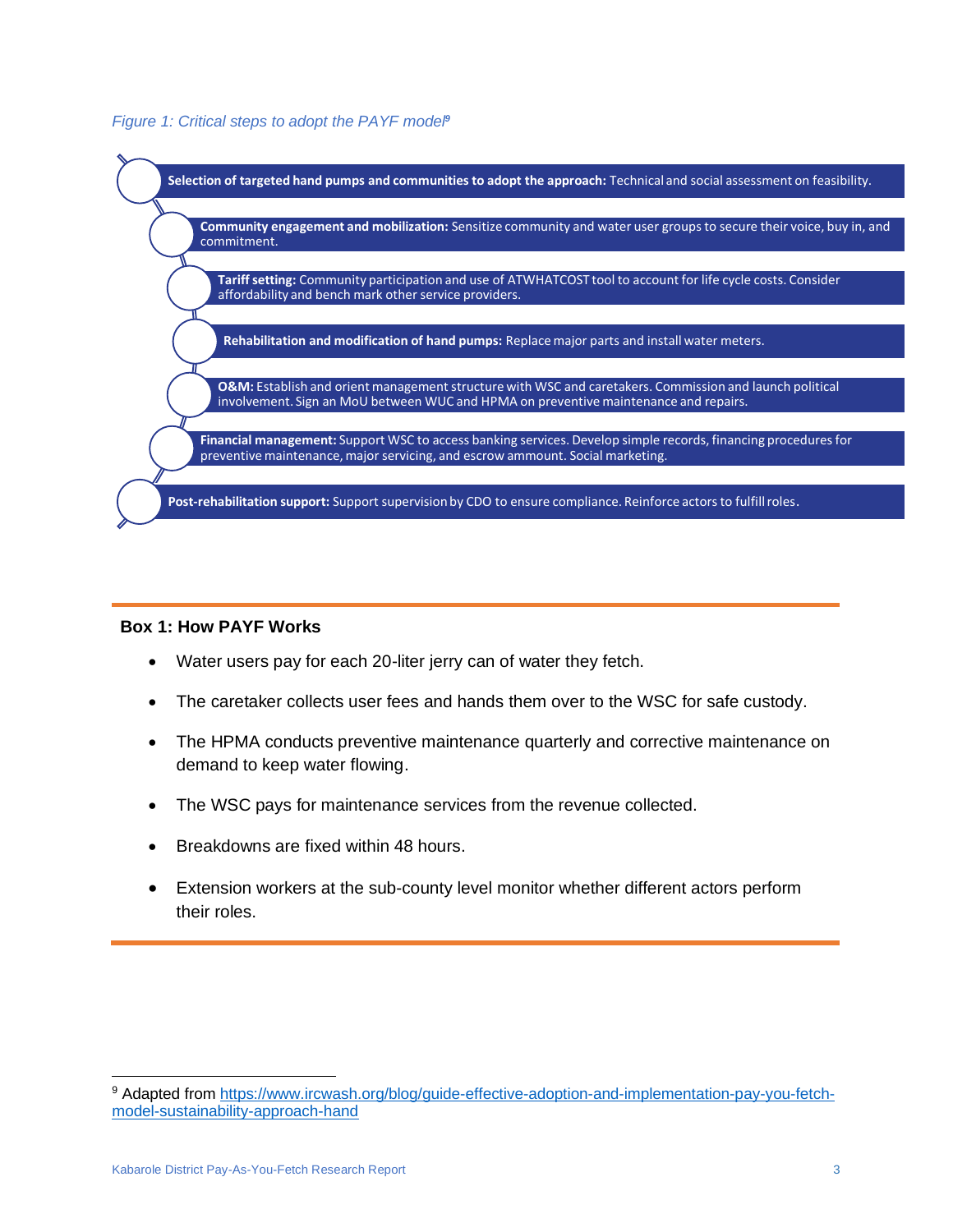*Figure 1: Critical steps to adopt the PAYF model*[9]

**Selection of targeted hand pumps and communities to adopt the approach:** Technical and social assessment on feasibility.

**Community engagement and mobilization:** Sensitize community and water user groups to secure their voice, buy in, and commitment.

**Tariff setting:** Community participation and use of ATWHATCOST tool to account for life cycle costs. Consider affordability and bench mark other service providers.

**Rehabilitation and modification of hand pumps:** Replace major parts and install water meters.

**O&M:** Establish and orient management structure with WSC and caretakers. Commission and launch political involvement. Sign an MoU between WUC and HPMA on preventive maintenance and repairs.

**Financial management:** Support WSC to access banking services. Develop simple records, financing procedures for preventive maintenance, major servicing, and escrow ammount. Social marketing.

**Post-rehabilitation support:** Support supervision by CDO to ensure compliance. Reinforce actors to fulfill roles.

---

**Box 1: How PAYF Works**

- Water users pay for each 20-liter jerry can of water they fetch.
- The caretaker collects user fees and hands them over to the WSC for safe custody.
- The HPMA conducts preventive maintenance quarterly and corrective maintenance on demand to keep water flowing.
- The WSC pays for maintenance services from the revenue collected.
- Breakdowns are fixed within 48 hours.
- Extension workers at the sub-county level monitor whether different actors perform their roles.

---

[9] Adapted from https://www.ircwash.org/blog/guide-effective-adoption-and-implementation-pay-you-fetch-model-sustainability-approach-hand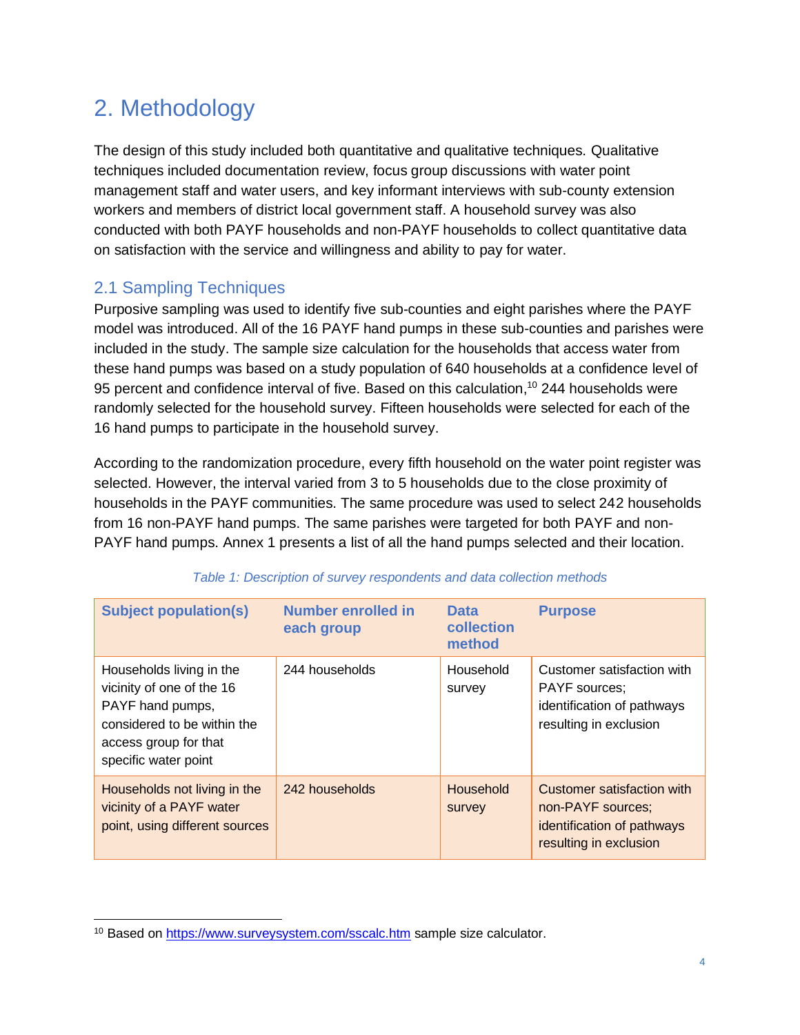# 2. Methodology

The design of this study included both quantitative and qualitative techniques. Qualitative techniques included documentation review, focus group discussions with water point management staff and water users, and key informant interviews with sub-county extension workers and members of district local government staff. A household survey was also conducted with both PAYF households and non-PAYF households to collect quantitative data on satisfaction with the service and willingness and ability to pay for water.

## 2.1 Sampling Techniques

Purposive sampling was used to identify five sub-counties and eight parishes where the PAYF model was introduced. All of the 16 PAYF hand pumps in these sub-counties and parishes were included in the study. The sample size calculation for the households that access water from these hand pumps was based on a study population of 640 households at a confidence level of 95 percent and confidence interval of five. Based on this calculation,[10] 244 households were randomly selected for the household survey. Fifteen households were selected for each of the 16 hand pumps to participate in the household survey.

According to the randomization procedure, every fifth household on the water point register was selected. However, the interval varied from 3 to 5 households due to the close proximity of households in the PAYF communities. The same procedure was used to select 242 households from 16 non-PAYF hand pumps. The same parishes were targeted for both PAYF and non-PAYF hand pumps. Annex 1 presents a list of all the hand pumps selected and their location.

*Table 1: Description of survey respondents and data collection methods*

| Subject population(s) | Number enrolled in each group | Data collection method | Purpose |
|---|---|---|---|
| Households living in the vicinity of one of the 16 PAYF hand pumps, considered to be within the access group for that specific water point | 244 households | Household survey | Customer satisfaction with PAYF sources; identification of pathways resulting in exclusion |
| Households not living in the vicinity of a PAYF water point, using different sources | 242 households | Household survey | Customer satisfaction with non-PAYF sources; identification of pathways resulting in exclusion |

[10] Based on https://www.surveysystem.com/sscalc.htm sample size calculator.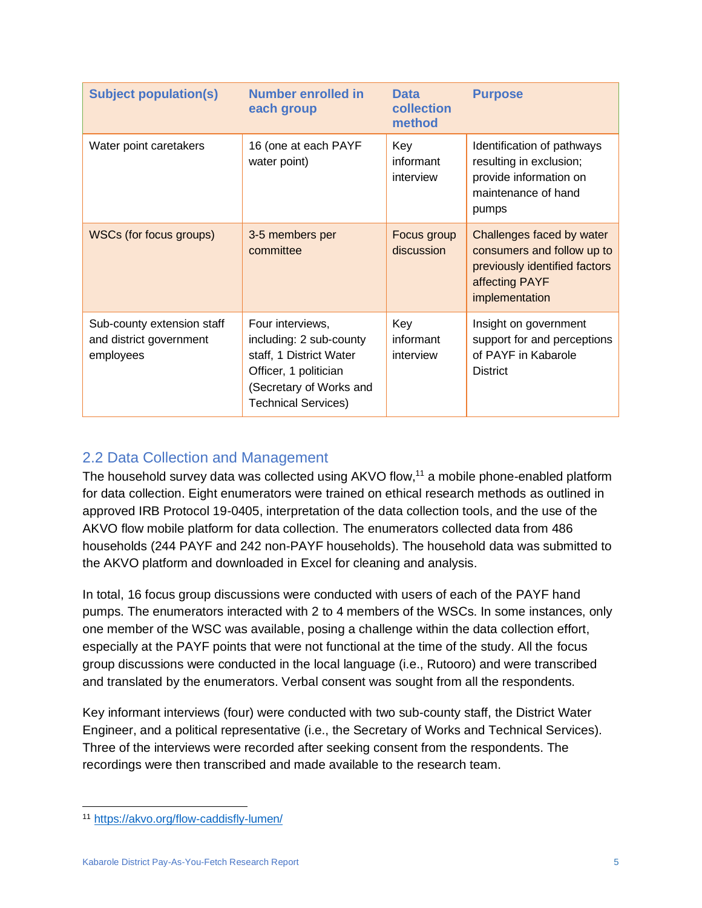| Subject population(s) | Number enrolled in each group | Data collection method | Purpose |
|---|---|---|---|
| Water point caretakers | 16 (one at each PAYF water point) | Key informant interview | Identification of pathways resulting in exclusion; provide information on maintenance of hand pumps |
| WSCs (for focus groups) | 3-5 members per committee | Focus group discussion | Challenges faced by water consumers and follow up to previously identified factors affecting PAYF implementation |
| Sub-county extension staff and district government employees | Four interviews, including: 2 sub-county staff, 1 District Water Officer, 1 politician (Secretary of Works and Technical Services) | Key informant interview | Insight on government support for and perceptions of PAYF in Kabarole District |

## 2.2 Data Collection and Management

The household survey data was collected using AKVO flow,[11] a mobile phone-enabled platform for data collection. Eight enumerators were trained on ethical research methods as outlined in approved IRB Protocol 19-0405, interpretation of the data collection tools, and the use of the AKVO flow mobile platform for data collection. The enumerators collected data from 486 households (244 PAYF and 242 non-PAYF households). The household data was submitted to the AKVO platform and downloaded in Excel for cleaning and analysis.

In total, 16 focus group discussions were conducted with users of each of the PAYF hand pumps. The enumerators interacted with 2 to 4 members of the WSCs. In some instances, only one member of the WSC was available, posing a challenge within the data collection effort, especially at the PAYF points that were not functional at the time of the study. All the focus group discussions were conducted in the local language (i.e., Rutooro) and were transcribed and translated by the enumerators. Verbal consent was sought from all the respondents.

Key informant interviews (four) were conducted with two sub-county staff, the District Water Engineer, and a political representative (i.e., the Secretary of Works and Technical Services). Three of the interviews were recorded after seeking consent from the respondents. The recordings were then transcribed and made available to the research team.

[11] https://akvo.org/flow-caddisfly-lumen/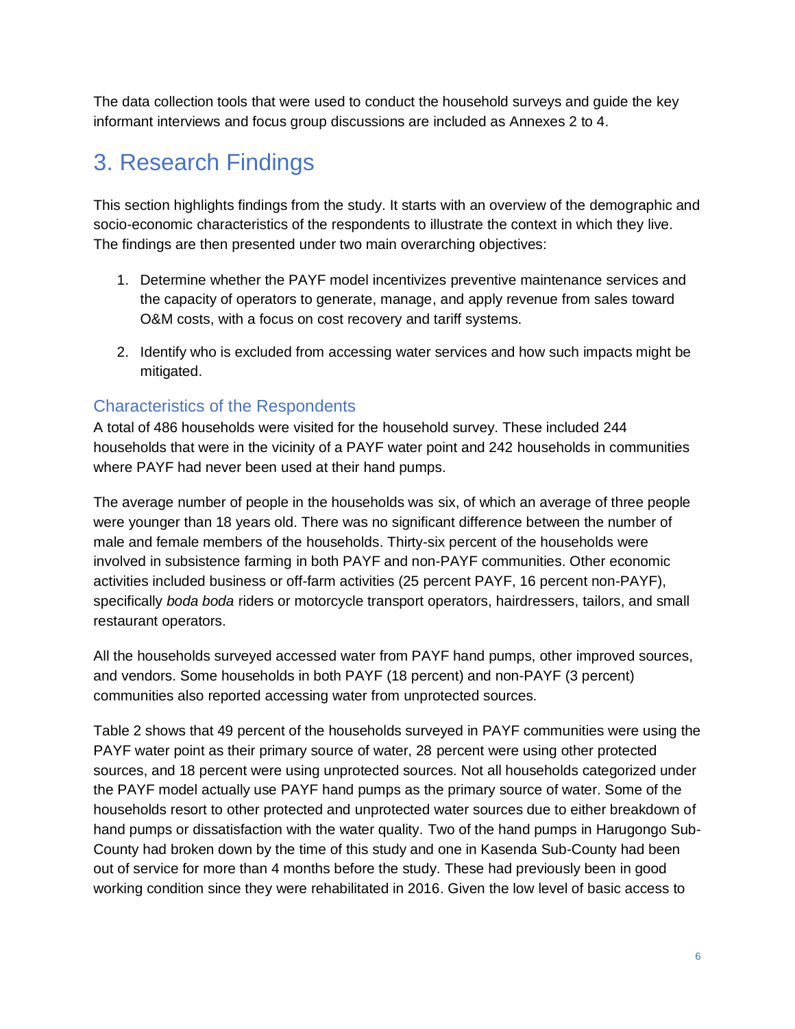The data collection tools that were used to conduct the household surveys and guide the key informant interviews and focus group discussions are included as Annexes 2 to 4.

# 3. Research Findings

This section highlights findings from the study. It starts with an overview of the demographic and socio-economic characteristics of the respondents to illustrate the context in which they live. The findings are then presented under two main overarching objectives:

1. Determine whether the PAYF model incentivizes preventive maintenance services and the capacity of operators to generate, manage, and apply revenue from sales toward O&M costs, with a focus on cost recovery and tariff systems.

2. Identify who is excluded from accessing water services and how such impacts might be mitigated.

## Characteristics of the Respondents

A total of 486 households were visited for the household survey. These included 244 households that were in the vicinity of a PAYF water point and 242 households in communities where PAYF had never been used at their hand pumps.

The average number of people in the households was six, of which an average of three people were younger than 18 years old. There was no significant difference between the number of male and female members of the households. Thirty-six percent of the households were involved in subsistence farming in both PAYF and non-PAYF communities. Other economic activities included business or off-farm activities (25 percent PAYF, 16 percent non-PAYF), specifically *boda boda* riders or motorcycle transport operators, hairdressers, tailors, and small restaurant operators.

All the households surveyed accessed water from PAYF hand pumps, other improved sources, and vendors. Some households in both PAYF (18 percent) and non-PAYF (3 percent) communities also reported accessing water from unprotected sources.

Table 2 shows that 49 percent of the households surveyed in PAYF communities were using the PAYF water point as their primary source of water, 28 percent were using other protected sources, and 18 percent were using unprotected sources. Not all households categorized under the PAYF model actually use PAYF hand pumps as the primary source of water. Some of the households resort to other protected and unprotected water sources due to either breakdown of hand pumps or dissatisfaction with the water quality. Two of the hand pumps in Harugongo Sub-County had broken down by the time of this study and one in Kasenda Sub-County had been out of service for more than 4 months before the study. These had previously been in good working condition since they were rehabilitated in 2016. Given the low level of basic access to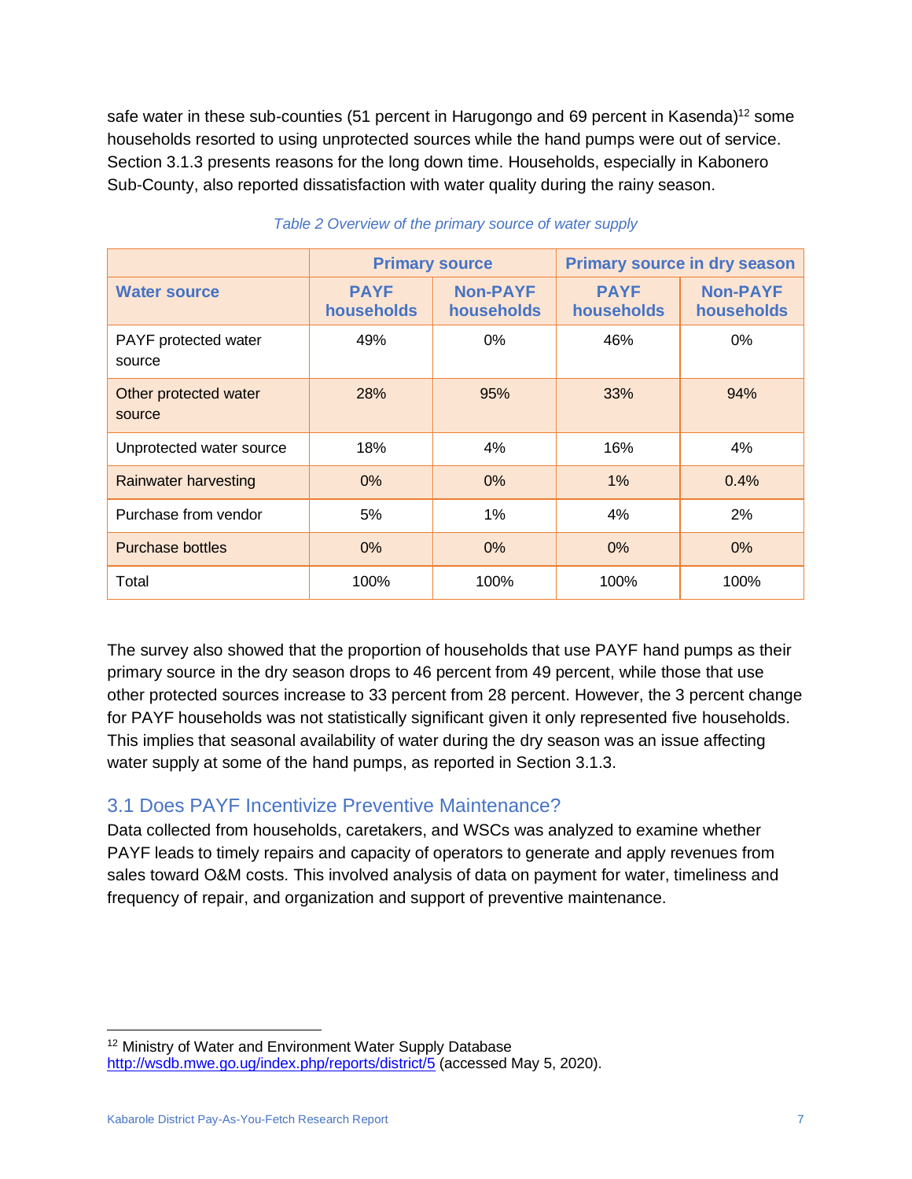safe water in these sub-counties (51 percent in Harugongo and 69 percent in Kasenda)[12] some households resorted to using unprotected sources while the hand pumps were out of service. Section 3.1.3 presents reasons for the long down time. Households, especially in Kabonero Sub-County, also reported dissatisfaction with water quality during the rainy season.

*Table 2 Overview of the primary source of water supply*

| | Primary source | | Primary source in dry season | |
|---|---|---|---|---|
| **Water source** | **PAYF households** | **Non-PAYF households** | **PAYF households** | **Non-PAYF households** |
| PAYF protected water source | 49% | 0% | 46% | 0% |
| Other protected water source | 28% | 95% | 33% | 94% |
| Unprotected water source | 18% | 4% | 16% | 4% |
| Rainwater harvesting | 0% | 0% | 1% | 0.4% |
| Purchase from vendor | 5% | 1% | 4% | 2% |
| Purchase bottles | 0% | 0% | 0% | 0% |
| Total | 100% | 100% | 100% | 100% |

The survey also showed that the proportion of households that use PAYF hand pumps as their primary source in the dry season drops to 46 percent from 49 percent, while those that use other protected sources increase to 33 percent from 28 percent. However, the 3 percent change for PAYF households was not statistically significant given it only represented five households. This implies that seasonal availability of water during the dry season was an issue affecting water supply at some of the hand pumps, as reported in Section 3.1.3.

## 3.1 Does PAYF Incentivize Preventive Maintenance?

Data collected from households, caretakers, and WSCs was analyzed to examine whether PAYF leads to timely repairs and capacity of operators to generate and apply revenues from sales toward O&M costs. This involved analysis of data on payment for water, timeliness and frequency of repair, and organization and support of preventive maintenance.

---

[12] Ministry of Water and Environment Water Supply Database http://wsdb.mwe.go.ug/index.php/reports/district/5 (accessed May 5, 2020).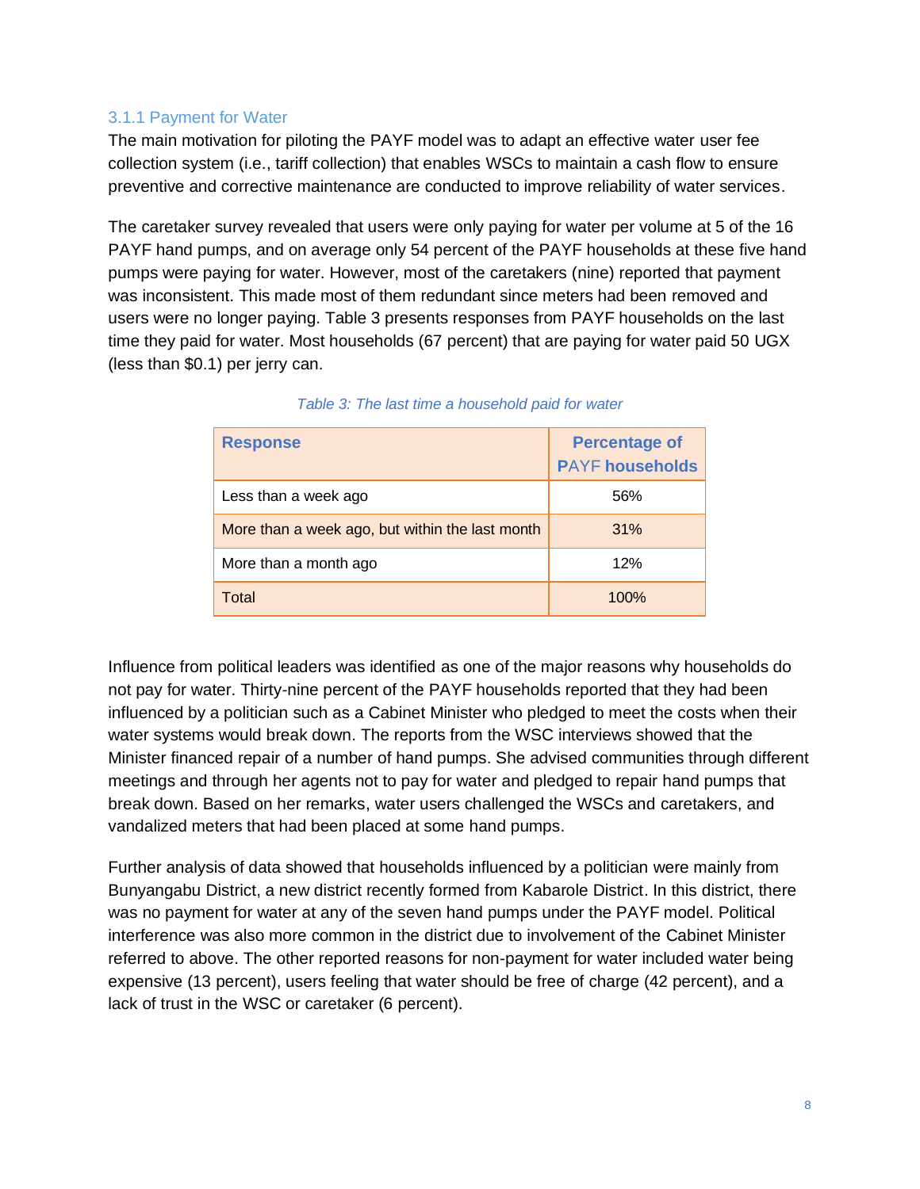### 3.1.1 Payment for Water

The main motivation for piloting the PAYF model was to adapt an effective water user fee collection system (i.e., tariff collection) that enables WSCs to maintain a cash flow to ensure preventive and corrective maintenance are conducted to improve reliability of water services.

The caretaker survey revealed that users were only paying for water per volume at 5 of the 16 PAYF hand pumps, and on average only 54 percent of the PAYF households at these five hand pumps were paying for water. However, most of the caretakers (nine) reported that payment was inconsistent. This made most of them redundant since meters had been removed and users were no longer paying. Table 3 presents responses from PAYF households on the last time they paid for water. Most households (67 percent) that are paying for water paid 50 UGX (less than $0.1) per jerry can.

*Table 3: The last time a household paid for water*

| Response | Percentage of PAYF households |
|---|---|
| Less than a week ago | 56% |
| More than a week ago, but within the last month | 31% |
| More than a month ago | 12% |
| Total | 100% |

Influence from political leaders was identified as one of the major reasons why households do not pay for water. Thirty-nine percent of the PAYF households reported that they had been influenced by a politician such as a Cabinet Minister who pledged to meet the costs when their water systems would break down. The reports from the WSC interviews showed that the Minister financed repair of a number of hand pumps. She advised communities through different meetings and through her agents not to pay for water and pledged to repair hand pumps that break down. Based on her remarks, water users challenged the WSCs and caretakers, and vandalized meters that had been placed at some hand pumps.

Further analysis of data showed that households influenced by a politician were mainly from Bunyangabu District, a new district recently formed from Kabarole District. In this district, there was no payment for water at any of the seven hand pumps under the PAYF model. Political interference was also more common in the district due to involvement of the Cabinet Minister referred to above. The other reported reasons for non-payment for water included water being expensive (13 percent), users feeling that water should be free of charge (42 percent), and a lack of trust in the WSC or caretaker (6 percent).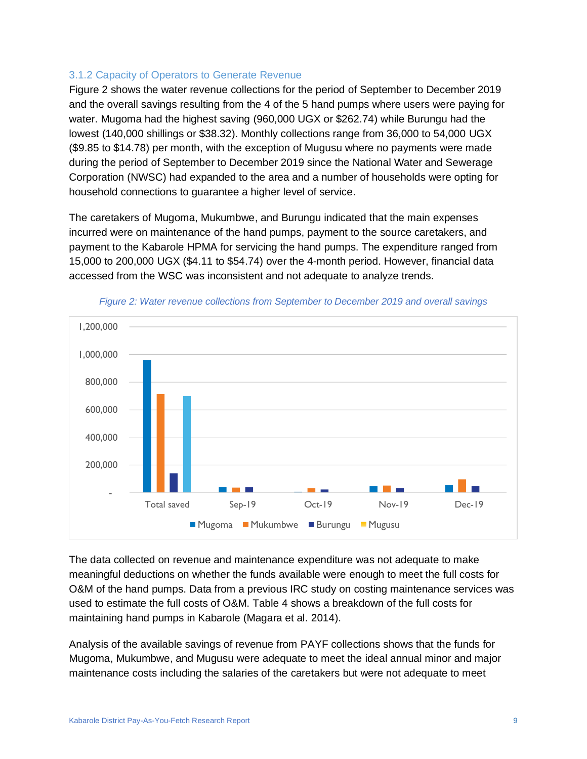### 3.1.2 Capacity of Operators to Generate Revenue

Figure 2 shows the water revenue collections for the period of September to December 2019 and the overall savings resulting from the 4 of the 5 hand pumps where users were paying for water. Mugoma had the highest saving (960,000 UGX or $262.74) while Burungu had the lowest (140,000 shillings or $38.32). Monthly collections range from 36,000 to 54,000 UGX ($9.85 to $14.78) per month, with the exception of Mugusu where no payments were made during the period of September to December 2019 since the National Water and Sewerage Corporation (NWSC) had expanded to the area and a number of households were opting for household connections to guarantee a higher level of service.

The caretakers of Mugoma, Mukumbwe, and Burungu indicated that the main expenses incurred were on maintenance of the hand pumps, payment to the source caretakers, and payment to the Kabarole HPMA for servicing the hand pumps. The expenditure ranged from 15,000 to 200,000 UGX ($4.11 to $54.74) over the 4-month period. However, financial data accessed from the WSC was inconsistent and not adequate to analyze trends.

*Figure 2: Water revenue collections from September to December 2019 and overall savings*

1,200,000
1,000,000
800,000
600,000
400,000
200,000
-

Total saved
Sep-19
Oct-19
Nov-19
Dec-19

Mugoma
Mukumbwe
Burungu
Mugusu

The data collected on revenue and maintenance expenditure was not adequate to make meaningful deductions on whether the funds available were enough to meet the full costs for O&M of the hand pumps. Data from a previous IRC study on costing maintenance services was used to estimate the full costs of O&M. Table 4 shows a breakdown of the full costs for maintaining hand pumps in Kabarole (Magara et al. 2014).

Analysis of the available savings of revenue from PAYF collections shows that the funds for Mugoma, Mukumbwe, and Mugusu were adequate to meet the ideal annual minor and major maintenance costs including the salaries of the caretakers but were not adequate to meet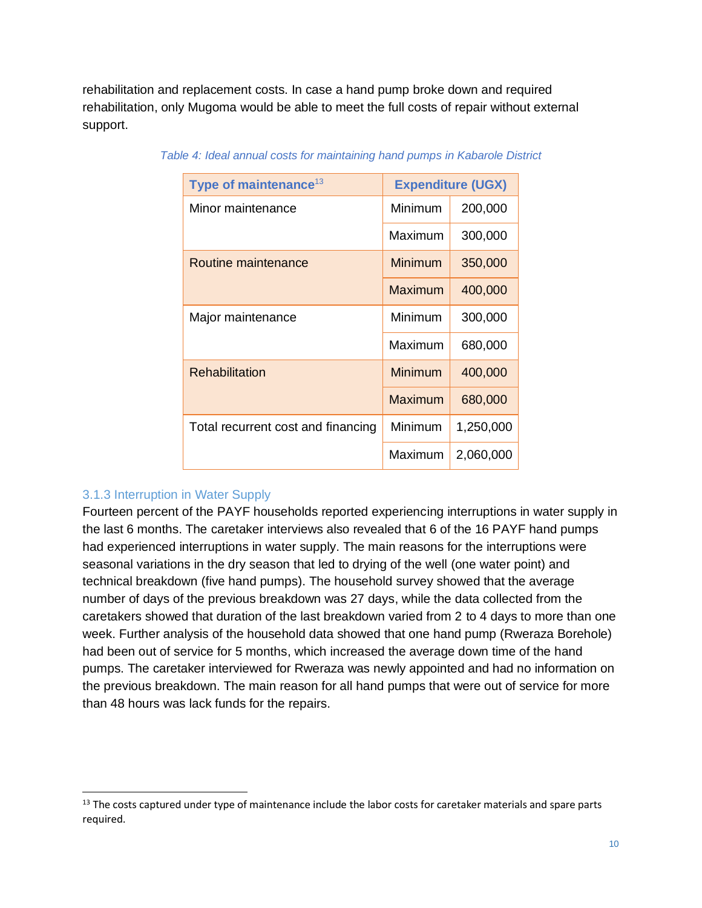rehabilitation and replacement costs. In case a hand pump broke down and required rehabilitation, only Mugoma would be able to meet the full costs of repair without external support.

*Table 4: Ideal annual costs for maintaining hand pumps in Kabarole District*

| Type of maintenance[13] | Expenditure (UGX) | |
|---|---|---|
| Minor maintenance | Minimum | 200,000 |
| | Maximum | 300,000 |
| Routine maintenance | Minimum | 350,000 |
| | Maximum | 400,000 |
| Major maintenance | Minimum | 300,000 |
| | Maximum | 680,000 |
| Rehabilitation | Minimum | 400,000 |
| | Maximum | 680,000 |
| Total recurrent cost and financing | Minimum | 1,250,000 |
| | Maximum | 2,060,000 |

### 3.1.3 Interruption in Water Supply

Fourteen percent of the PAYF households reported experiencing interruptions in water supply in the last 6 months. The caretaker interviews also revealed that 6 of the 16 PAYF hand pumps had experienced interruptions in water supply. The main reasons for the interruptions were seasonal variations in the dry season that led to drying of the well (one water point) and technical breakdown (five hand pumps). The household survey showed that the average number of days of the previous breakdown was 27 days, while the data collected from the caretakers showed that duration of the last breakdown varied from 2 to 4 days to more than one week. Further analysis of the household data showed that one hand pump (Rweraza Borehole) had been out of service for 5 months, which increased the average down time of the hand pumps. The caretaker interviewed for Rweraza was newly appointed and had no information on the previous breakdown. The main reason for all hand pumps that were out of service for more than 48 hours was lack funds for the repairs.

[13] The costs captured under type of maintenance include the labor costs for caretaker materials and spare parts required.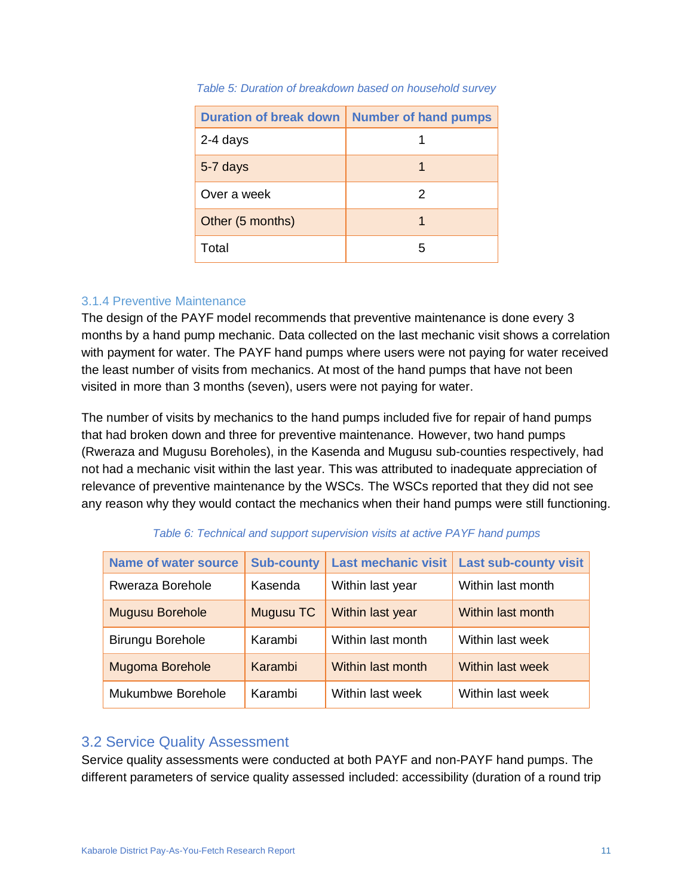*Table 5: Duration of breakdown based on household survey*

| Duration of break down | Number of hand pumps |
| --- | --- |
| 2-4 days | 1 |
| 5-7 days | 1 |
| Over a week | 2 |
| Other (5 months) | 1 |
| Total | 5 |

### 3.1.4 Preventive Maintenance

The design of the PAYF model recommends that preventive maintenance is done every 3 months by a hand pump mechanic. Data collected on the last mechanic visit shows a correlation with payment for water. The PAYF hand pumps where users were not paying for water received the least number of visits from mechanics. At most of the hand pumps that have not been visited in more than 3 months (seven), users were not paying for water.

The number of visits by mechanics to the hand pumps included five for repair of hand pumps that had broken down and three for preventive maintenance. However, two hand pumps (Rweraza and Mugusu Boreholes), in the Kasenda and Mugusu sub-counties respectively, had not had a mechanic visit within the last year. This was attributed to inadequate appreciation of relevance of preventive maintenance by the WSCs. The WSCs reported that they did not see any reason why they would contact the mechanics when their hand pumps were still functioning.

*Table 6: Technical and support supervision visits at active PAYF hand pumps*

| Name of water source | Sub-county | Last mechanic visit | Last sub-county visit |
| --- | --- | --- | --- |
| Rweraza Borehole | Kasenda | Within last year | Within last month |
| Mugusu Borehole | Mugusu TC | Within last year | Within last month |
| Birungu Borehole | Karambi | Within last month | Within last week |
| Mugoma Borehole | Karambi | Within last month | Within last week |
| Mukumbwe Borehole | Karambi | Within last week | Within last week |

## 3.2 Service Quality Assessment

Service quality assessments were conducted at both PAYF and non-PAYF hand pumps. The different parameters of service quality assessed included: accessibility (duration of a round trip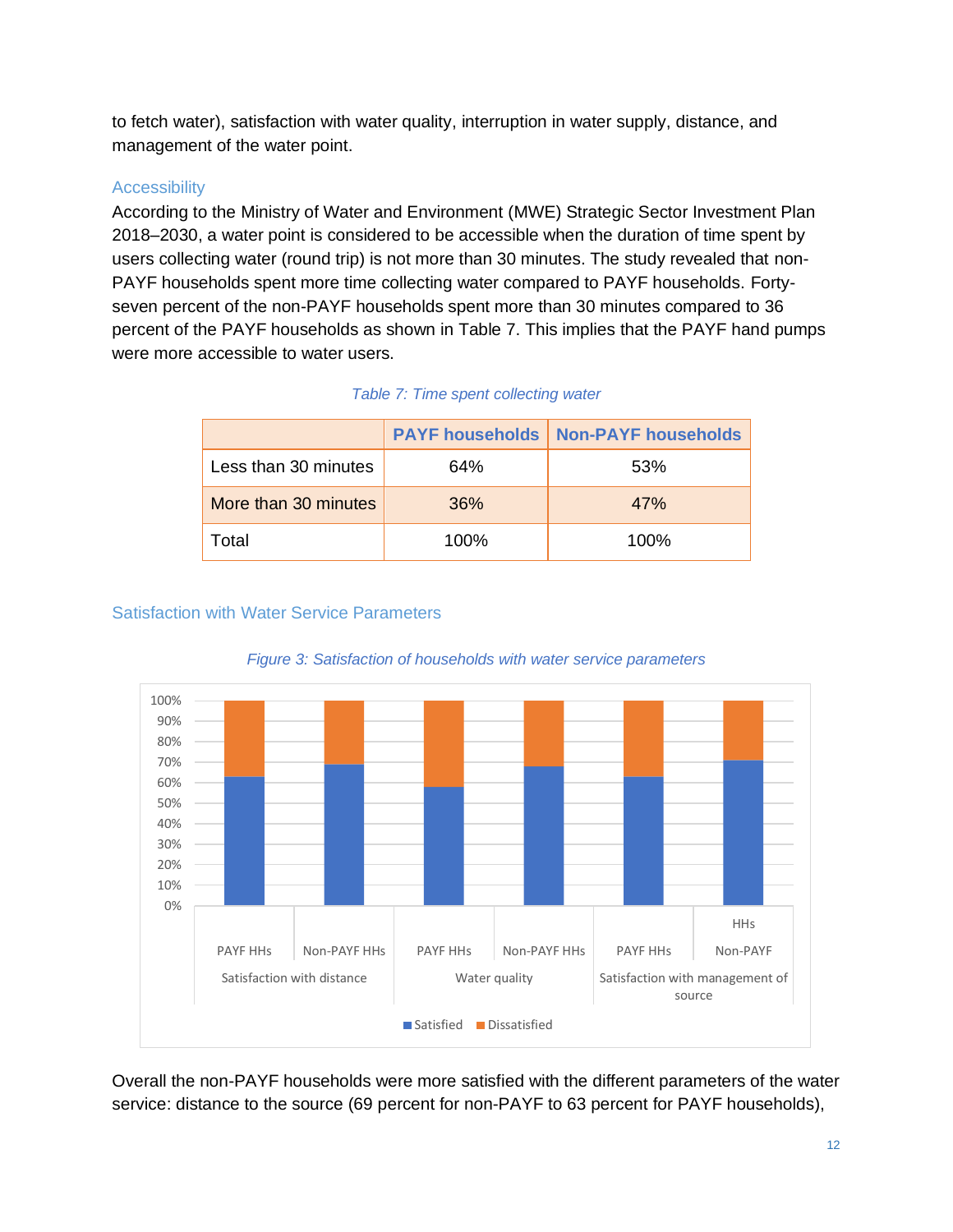to fetch water), satisfaction with water quality, interruption in water supply, distance, and management of the water point.

### Accessibility

According to the Ministry of Water and Environment (MWE) Strategic Sector Investment Plan 2018–2030, a water point is considered to be accessible when the duration of time spent by users collecting water (round trip) is not more than 30 minutes. The study revealed that non-PAYF households spent more time collecting water compared to PAYF households. Forty-seven percent of the non-PAYF households spent more than 30 minutes compared to 36 percent of the PAYF households as shown in Table 7. This implies that the PAYF hand pumps were more accessible to water users.

*Table 7: Time spent collecting water*

| | PAYF households | Non-PAYF households |
|---|---|---|
| Less than 30 minutes | 64% | 53% |
| More than 30 minutes | 36% | 47% |
| Total | 100% | 100% |

### Satisfaction with Water Service Parameters

*Figure 3: Satisfaction of households with water service parameters*

100%
90%
80%
70%
60%
50%
40%
30%
20%
10%
0%

PAYF HHs
Non-PAYF HHs
Satisfaction with distance

PAYF HHs
Non-PAYF HHs
Water quality

PAYF HHs
Non-PAYF HHs
Satisfaction with management of source

Satisfied
Dissatisfied

Overall the non-PAYF households were more satisfied with the different parameters of the water service: distance to the source (69 percent for non-PAYF to 63 percent for PAYF households),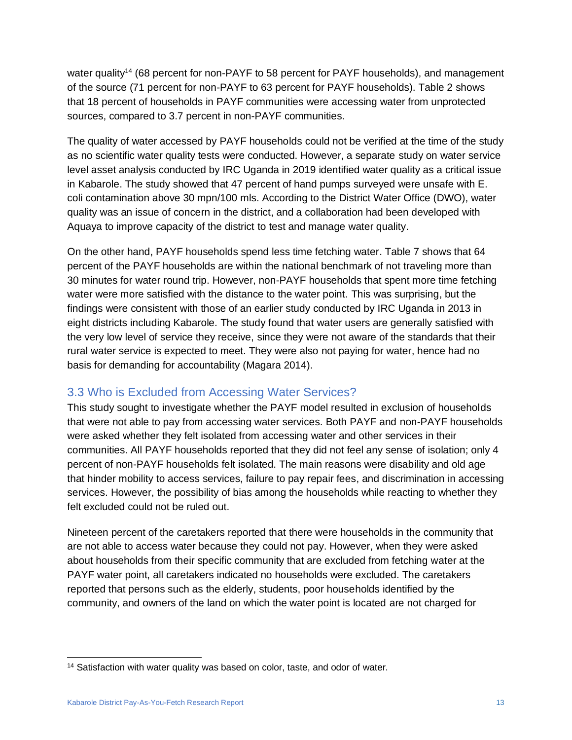water quality[14] (68 percent for non-PAYF to 58 percent for PAYF households), and management of the source (71 percent for non-PAYF to 63 percent for PAYF households). Table 2 shows that 18 percent of households in PAYF communities were accessing water from unprotected sources, compared to 3.7 percent in non-PAYF communities.

The quality of water accessed by PAYF households could not be verified at the time of the study as no scientific water quality tests were conducted. However, a separate study on water service level asset analysis conducted by IRC Uganda in 2019 identified water quality as a critical issue in Kabarole. The study showed that 47 percent of hand pumps surveyed were unsafe with E. coli contamination above 30 mpn/100 mls. According to the District Water Office (DWO), water quality was an issue of concern in the district, and a collaboration had been developed with Aquaya to improve capacity of the district to test and manage water quality.

On the other hand, PAYF households spend less time fetching water. Table 7 shows that 64 percent of the PAYF households are within the national benchmark of not traveling more than 30 minutes for water round trip. However, non-PAYF households that spent more time fetching water were more satisfied with the distance to the water point. This was surprising, but the findings were consistent with those of an earlier study conducted by IRC Uganda in 2013 in eight districts including Kabarole. The study found that water users are generally satisfied with the very low level of service they receive, since they were not aware of the standards that their rural water service is expected to meet. They were also not paying for water, hence had no basis for demanding for accountability (Magara 2014).

## 3.3 Who is Excluded from Accessing Water Services?

This study sought to investigate whether the PAYF model resulted in exclusion of households that were not able to pay from accessing water services. Both PAYF and non-PAYF households were asked whether they felt isolated from accessing water and other services in their communities. All PAYF households reported that they did not feel any sense of isolation; only 4 percent of non-PAYF households felt isolated. The main reasons were disability and old age that hinder mobility to access services, failure to pay repair fees, and discrimination in accessing services. However, the possibility of bias among the households while reacting to whether they felt excluded could not be ruled out.

Nineteen percent of the caretakers reported that there were households in the community that are not able to access water because they could not pay. However, when they were asked about households from their specific community that are excluded from fetching water at the PAYF water point, all caretakers indicated no households were excluded. The caretakers reported that persons such as the elderly, students, poor households identified by the community, and owners of the land on which the water point is located are not charged for

[14] Satisfaction with water quality was based on color, taste, and odor of water.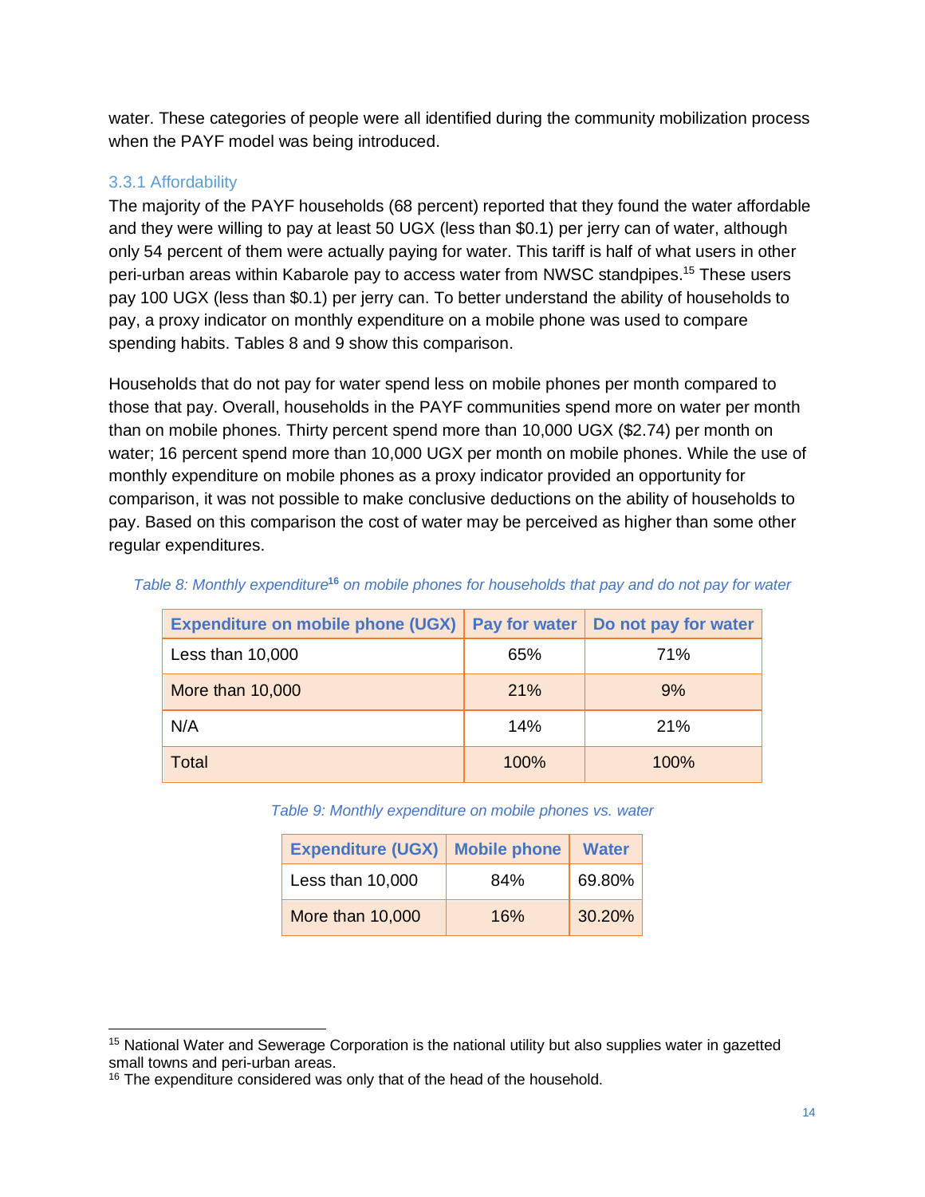water. These categories of people were all identified during the community mobilization process when the PAYF model was being introduced.

### 3.3.1 Affordability

The majority of the PAYF households (68 percent) reported that they found the water affordable and they were willing to pay at least 50 UGX (less than $0.1) per jerry can of water, although only 54 percent of them were actually paying for water. This tariff is half of what users in other peri-urban areas within Kabarole pay to access water from NWSC standpipes.[15] These users pay 100 UGX (less than $0.1) per jerry can. To better understand the ability of households to pay, a proxy indicator on monthly expenditure on a mobile phone was used to compare spending habits. Tables 8 and 9 show this comparison.

Households that do not pay for water spend less on mobile phones per month compared to those that pay. Overall, households in the PAYF communities spend more on water per month than on mobile phones. Thirty percent spend more than 10,000 UGX ($2.74) per month on water; 16 percent spend more than 10,000 UGX per month on mobile phones. While the use of monthly expenditure on mobile phones as a proxy indicator provided an opportunity for comparison, it was not possible to make conclusive deductions on the ability of households to pay. Based on this comparison the cost of water may be perceived as higher than some other regular expenditures.

*Table 8: Monthly expenditure[16] on mobile phones for households that pay and do not pay for water*

| Expenditure on mobile phone (UGX) | Pay for water | Do not pay for water |
|---|---|---|
| Less than 10,000 | 65% | 71% |
| More than 10,000 | 21% | 9% |
| N/A | 14% | 21% |
| Total | 100% | 100% |

*Table 9: Monthly expenditure on mobile phones vs. water*

| Expenditure (UGX) | Mobile phone | Water |
|---|---|---|
| Less than 10,000 | 84% | 69.80% |
| More than 10,000 | 16% | 30.20% |

[15] National Water and Sewerage Corporation is the national utility but also supplies water in gazetted small towns and peri-urban areas.

[16] The expenditure considered was only that of the head of the household.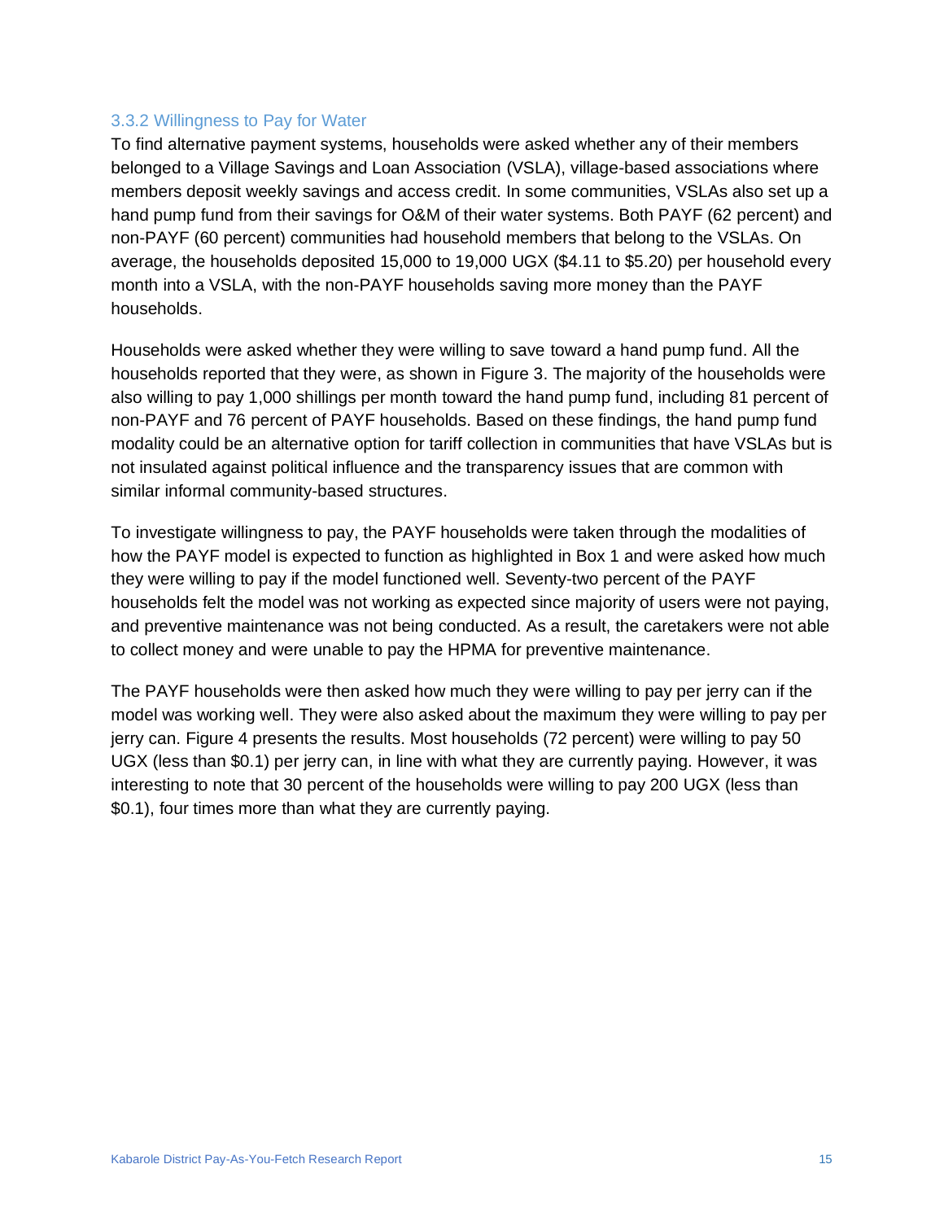### 3.3.2 Willingness to Pay for Water

To find alternative payment systems, households were asked whether any of their members belonged to a Village Savings and Loan Association (VSLA), village-based associations where members deposit weekly savings and access credit. In some communities, VSLAs also set up a hand pump fund from their savings for O&M of their water systems. Both PAYF (62 percent) and non-PAYF (60 percent) communities had household members that belong to the VSLAs. On average, the households deposited 15,000 to 19,000 UGX ($4.11 to $5.20) per household every month into a VSLA, with the non-PAYF households saving more money than the PAYF households.

Households were asked whether they were willing to save toward a hand pump fund. All the households reported that they were, as shown in Figure 3. The majority of the households were also willing to pay 1,000 shillings per month toward the hand pump fund, including 81 percent of non-PAYF and 76 percent of PAYF households. Based on these findings, the hand pump fund modality could be an alternative option for tariff collection in communities that have VSLAs but is not insulated against political influence and the transparency issues that are common with similar informal community-based structures.

To investigate willingness to pay, the PAYF households were taken through the modalities of how the PAYF model is expected to function as highlighted in Box 1 and were asked how much they were willing to pay if the model functioned well. Seventy-two percent of the PAYF households felt the model was not working as expected since majority of users were not paying, and preventive maintenance was not being conducted. As a result, the caretakers were not able to collect money and were unable to pay the HPMA for preventive maintenance.

The PAYF households were then asked how much they were willing to pay per jerry can if the model was working well. They were also asked about the maximum they were willing to pay per jerry can. Figure 4 presents the results. Most households (72 percent) were willing to pay 50 UGX (less than $0.1) per jerry can, in line with what they are currently paying. However, it was interesting to note that 30 percent of the households were willing to pay 200 UGX (less than $0.1), four times more than what they are currently paying.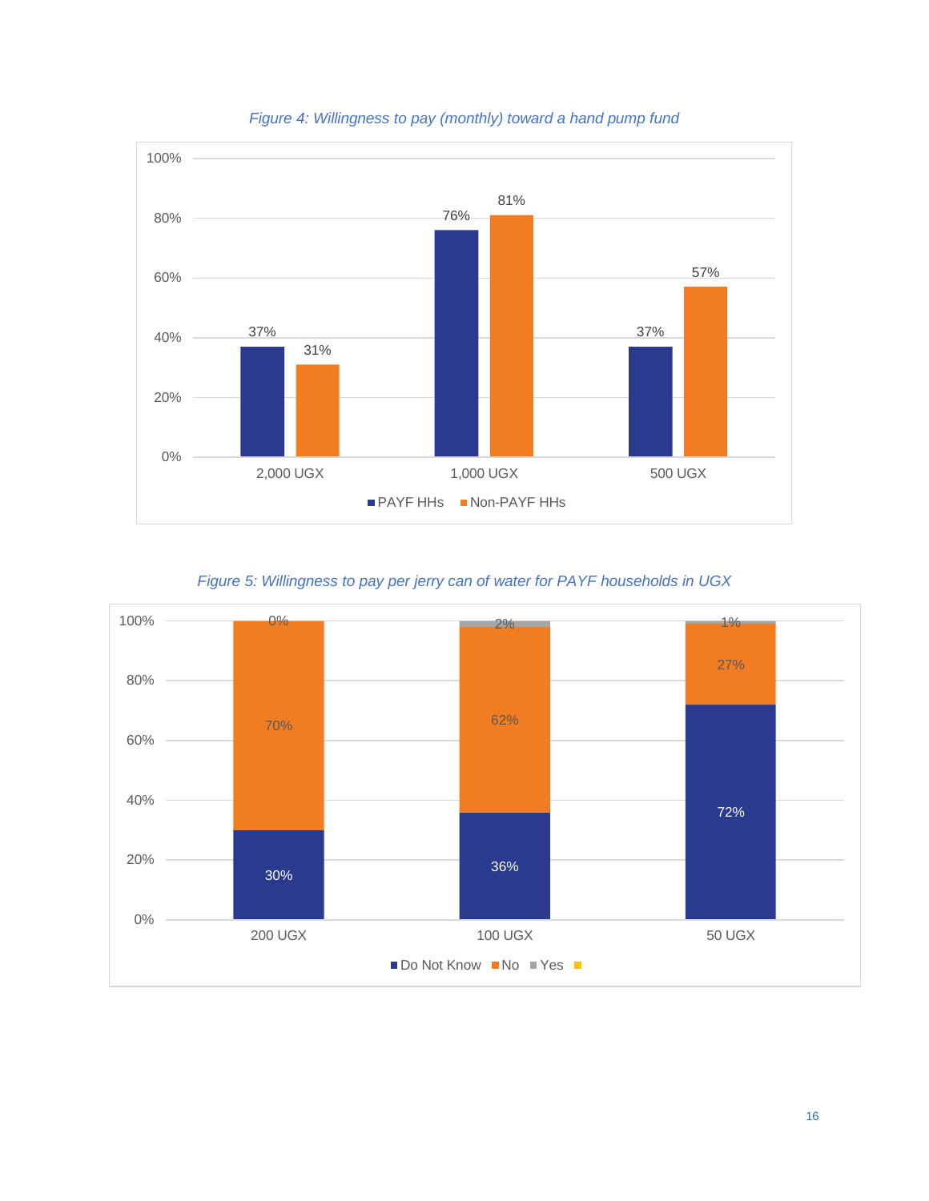*Figure 4: Willingness to pay (monthly) toward a hand pump fund*

100%
80%
60%
40%
20%
0%

37%
31%
76%
81%
37%
57%

2,000 UGX
1,000 UGX
500 UGX

PAYF HHs
Non-PAYF HHs

*Figure 5: Willingness to pay per jerry can of water for PAYF households in UGX*

100%
80%
60%
40%
20%
0%

0%
70%
30%
2%
62%
36%
1%
27%
72%

200 UGX
100 UGX
50 UGX

Do Not Know
No
Yes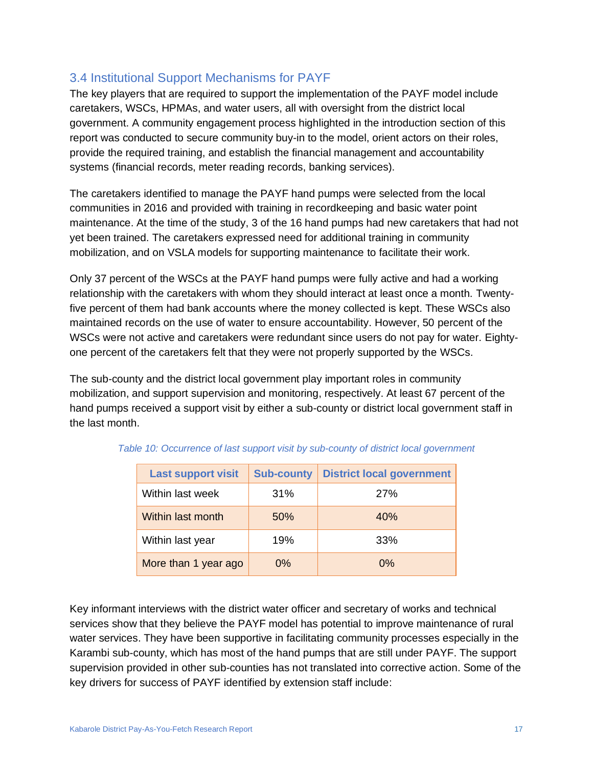## 3.4 Institutional Support Mechanisms for PAYF

The key players that are required to support the implementation of the PAYF model include caretakers, WSCs, HPMAs, and water users, all with oversight from the district local government. A community engagement process highlighted in the introduction section of this report was conducted to secure community buy-in to the model, orient actors on their roles, provide the required training, and establish the financial management and accountability systems (financial records, meter reading records, banking services).

The caretakers identified to manage the PAYF hand pumps were selected from the local communities in 2016 and provided with training in recordkeeping and basic water point maintenance. At the time of the study, 3 of the 16 hand pumps had new caretakers that had not yet been trained. The caretakers expressed need for additional training in community mobilization, and on VSLA models for supporting maintenance to facilitate their work.

Only 37 percent of the WSCs at the PAYF hand pumps were fully active and had a working relationship with the caretakers with whom they should interact at least once a month. Twenty-five percent of them had bank accounts where the money collected is kept. These WSCs also maintained records on the use of water to ensure accountability. However, 50 percent of the WSCs were not active and caretakers were redundant since users do not pay for water. Eighty-one percent of the caretakers felt that they were not properly supported by the WSCs.

The sub-county and the district local government play important roles in community mobilization, and support supervision and monitoring, respectively. At least 67 percent of the hand pumps received a support visit by either a sub-county or district local government staff in the last month.

*Table 10: Occurrence of last support visit by sub-county of district local government*

| Last support visit | Sub-county | District local government |
|---|---|---|
| Within last week | 31% | 27% |
| Within last month | 50% | 40% |
| Within last year | 19% | 33% |
| More than 1 year ago | 0% | 0% |

Key informant interviews with the district water officer and secretary of works and technical services show that they believe the PAYF model has potential to improve maintenance of rural water services. They have been supportive in facilitating community processes especially in the Karambi sub-county, which has most of the hand pumps that are still under PAYF. The support supervision provided in other sub-counties has not translated into corrective action. Some of the key drivers for success of PAYF identified by extension staff include: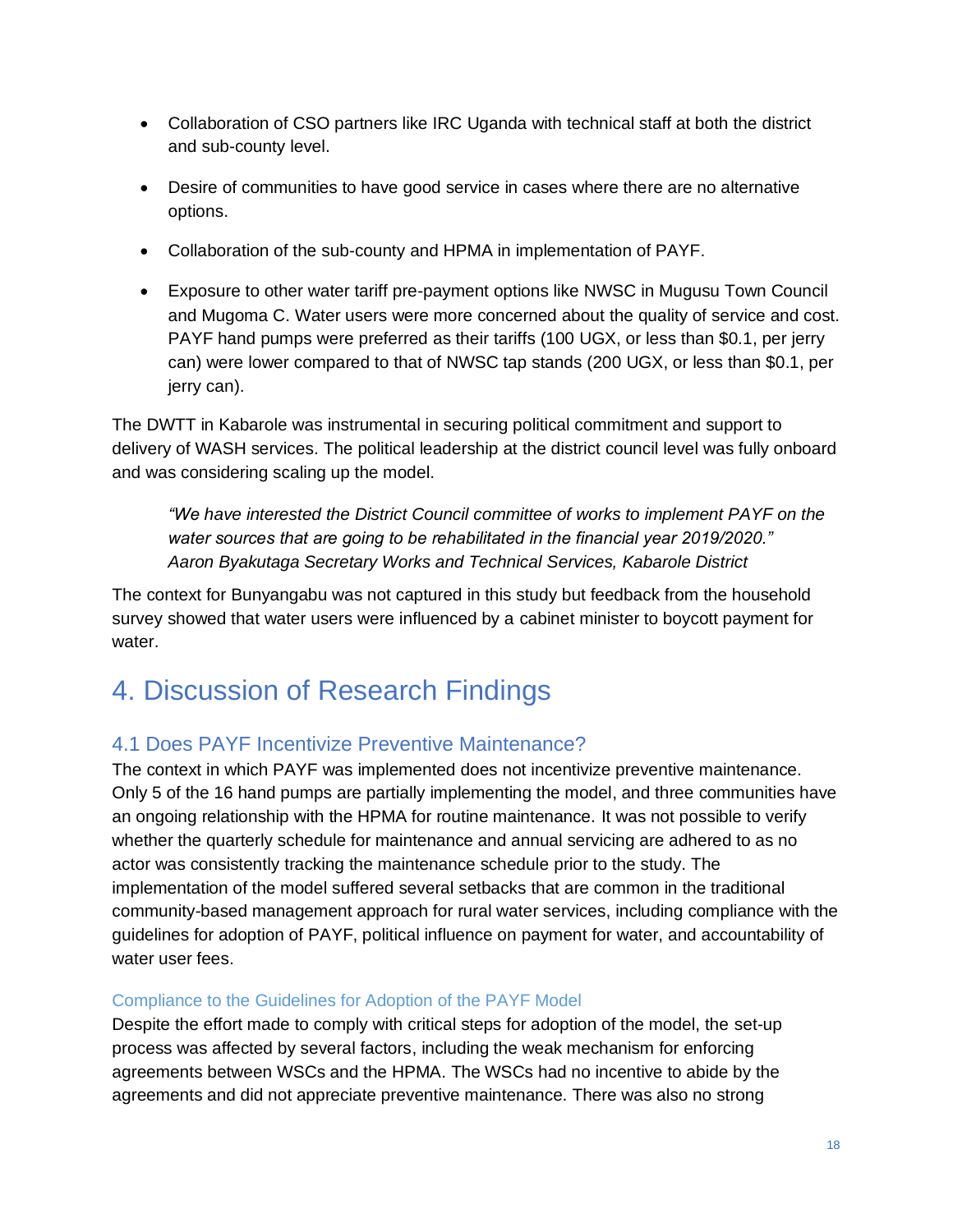- Collaboration of CSO partners like IRC Uganda with technical staff at both the district and sub-county level.
- Desire of communities to have good service in cases where there are no alternative options.
- Collaboration of the sub-county and HPMA in implementation of PAYF.
- Exposure to other water tariff pre-payment options like NWSC in Mugusu Town Council and Mugoma C. Water users were more concerned about the quality of service and cost. PAYF hand pumps were preferred as their tariffs (100 UGX, or less than $0.1, per jerry can) were lower compared to that of NWSC tap stands (200 UGX, or less than $0.1, per jerry can).

The DWTT in Kabarole was instrumental in securing political commitment and support to delivery of WASH services. The political leadership at the district council level was fully onboard and was considering scaling up the model.

> *"We have interested the District Council committee of works to implement PAYF on the water sources that are going to be rehabilitated in the financial year 2019/2020." Aaron Byakutaga Secretary Works and Technical Services, Kabarole District*

The context for Bunyangabu was not captured in this study but feedback from the household survey showed that water users were influenced by a cabinet minister to boycott payment for water.

# 4. Discussion of Research Findings

## 4.1 Does PAYF Incentivize Preventive Maintenance?

The context in which PAYF was implemented does not incentivize preventive maintenance. Only 5 of the 16 hand pumps are partially implementing the model, and three communities have an ongoing relationship with the HPMA for routine maintenance. It was not possible to verify whether the quarterly schedule for maintenance and annual servicing are adhered to as no actor was consistently tracking the maintenance schedule prior to the study. The implementation of the model suffered several setbacks that are common in the traditional community-based management approach for rural water services, including compliance with the guidelines for adoption of PAYF, political influence on payment for water, and accountability of water user fees.

### Compliance to the Guidelines for Adoption of the PAYF Model

Despite the effort made to comply with critical steps for adoption of the model, the set-up process was affected by several factors, including the weak mechanism for enforcing agreements between WSCs and the HPMA. The WSCs had no incentive to abide by the agreements and did not appreciate preventive maintenance. There was also no strong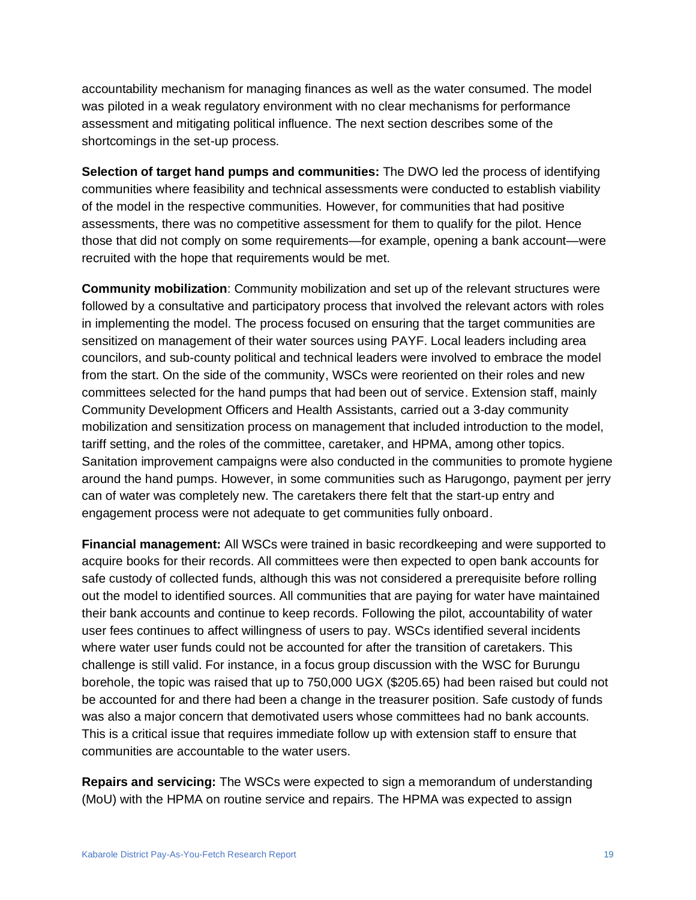accountability mechanism for managing finances as well as the water consumed. The model was piloted in a weak regulatory environment with no clear mechanisms for performance assessment and mitigating political influence. The next section describes some of the shortcomings in the set-up process.

**Selection of target hand pumps and communities:** The DWO led the process of identifying communities where feasibility and technical assessments were conducted to establish viability of the model in the respective communities. However, for communities that had positive assessments, there was no competitive assessment for them to qualify for the pilot. Hence those that did not comply on some requirements—for example, opening a bank account—were recruited with the hope that requirements would be met.

**Community mobilization**: Community mobilization and set up of the relevant structures were followed by a consultative and participatory process that involved the relevant actors with roles in implementing the model. The process focused on ensuring that the target communities are sensitized on management of their water sources using PAYF. Local leaders including area councilors, and sub-county political and technical leaders were involved to embrace the model from the start. On the side of the community, WSCs were reoriented on their roles and new committees selected for the hand pumps that had been out of service. Extension staff, mainly Community Development Officers and Health Assistants, carried out a 3-day community mobilization and sensitization process on management that included introduction to the model, tariff setting, and the roles of the committee, caretaker, and HPMA, among other topics. Sanitation improvement campaigns were also conducted in the communities to promote hygiene around the hand pumps. However, in some communities such as Harugongo, payment per jerry can of water was completely new. The caretakers there felt that the start-up entry and engagement process were not adequate to get communities fully onboard.

**Financial management:** All WSCs were trained in basic recordkeeping and were supported to acquire books for their records. All committees were then expected to open bank accounts for safe custody of collected funds, although this was not considered a prerequisite before rolling out the model to identified sources. All communities that are paying for water have maintained their bank accounts and continue to keep records. Following the pilot, accountability of water user fees continues to affect willingness of users to pay. WSCs identified several incidents where water user funds could not be accounted for after the transition of caretakers. This challenge is still valid. For instance, in a focus group discussion with the WSC for Burungu borehole, the topic was raised that up to 750,000 UGX ($205.65) had been raised but could not be accounted for and there had been a change in the treasurer position. Safe custody of funds was also a major concern that demotivated users whose committees had no bank accounts. This is a critical issue that requires immediate follow up with extension staff to ensure that communities are accountable to the water users.

**Repairs and servicing:** The WSCs were expected to sign a memorandum of understanding (MoU) with the HPMA on routine service and repairs. The HPMA was expected to assign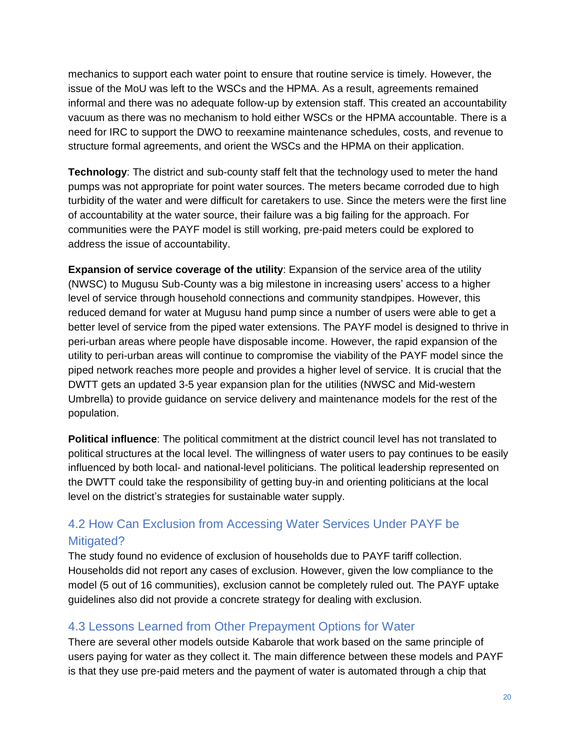mechanics to support each water point to ensure that routine service is timely. However, the issue of the MoU was left to the WSCs and the HPMA. As a result, agreements remained informal and there was no adequate follow-up by extension staff. This created an accountability vacuum as there was no mechanism to hold either WSCs or the HPMA accountable. There is a need for IRC to support the DWO to reexamine maintenance schedules, costs, and revenue to structure formal agreements, and orient the WSCs and the HPMA on their application.

**Technology**: The district and sub-county staff felt that the technology used to meter the hand pumps was not appropriate for point water sources. The meters became corroded due to high turbidity of the water and were difficult for caretakers to use. Since the meters were the first line of accountability at the water source, their failure was a big failing for the approach. For communities were the PAYF model is still working, pre-paid meters could be explored to address the issue of accountability.

**Expansion of service coverage of the utility**: Expansion of the service area of the utility (NWSC) to Mugusu Sub-County was a big milestone in increasing users' access to a higher level of service through household connections and community standpipes. However, this reduced demand for water at Mugusu hand pump since a number of users were able to get a better level of service from the piped water extensions. The PAYF model is designed to thrive in peri-urban areas where people have disposable income. However, the rapid expansion of the utility to peri-urban areas will continue to compromise the viability of the PAYF model since the piped network reaches more people and provides a higher level of service. It is crucial that the DWTT gets an updated 3-5 year expansion plan for the utilities (NWSC and Mid-western Umbrella) to provide guidance on service delivery and maintenance models for the rest of the population.

**Political influence**: The political commitment at the district council level has not translated to political structures at the local level. The willingness of water users to pay continues to be easily influenced by both local- and national-level politicians. The political leadership represented on the DWTT could take the responsibility of getting buy-in and orienting politicians at the local level on the district's strategies for sustainable water supply.

## 4.2 How Can Exclusion from Accessing Water Services Under PAYF be Mitigated?

The study found no evidence of exclusion of households due to PAYF tariff collection. Households did not report any cases of exclusion. However, given the low compliance to the model (5 out of 16 communities), exclusion cannot be completely ruled out. The PAYF uptake guidelines also did not provide a concrete strategy for dealing with exclusion.

## 4.3 Lessons Learned from Other Prepayment Options for Water

There are several other models outside Kabarole that work based on the same principle of users paying for water as they collect it. The main difference between these models and PAYF is that they use pre-paid meters and the payment of water is automated through a chip that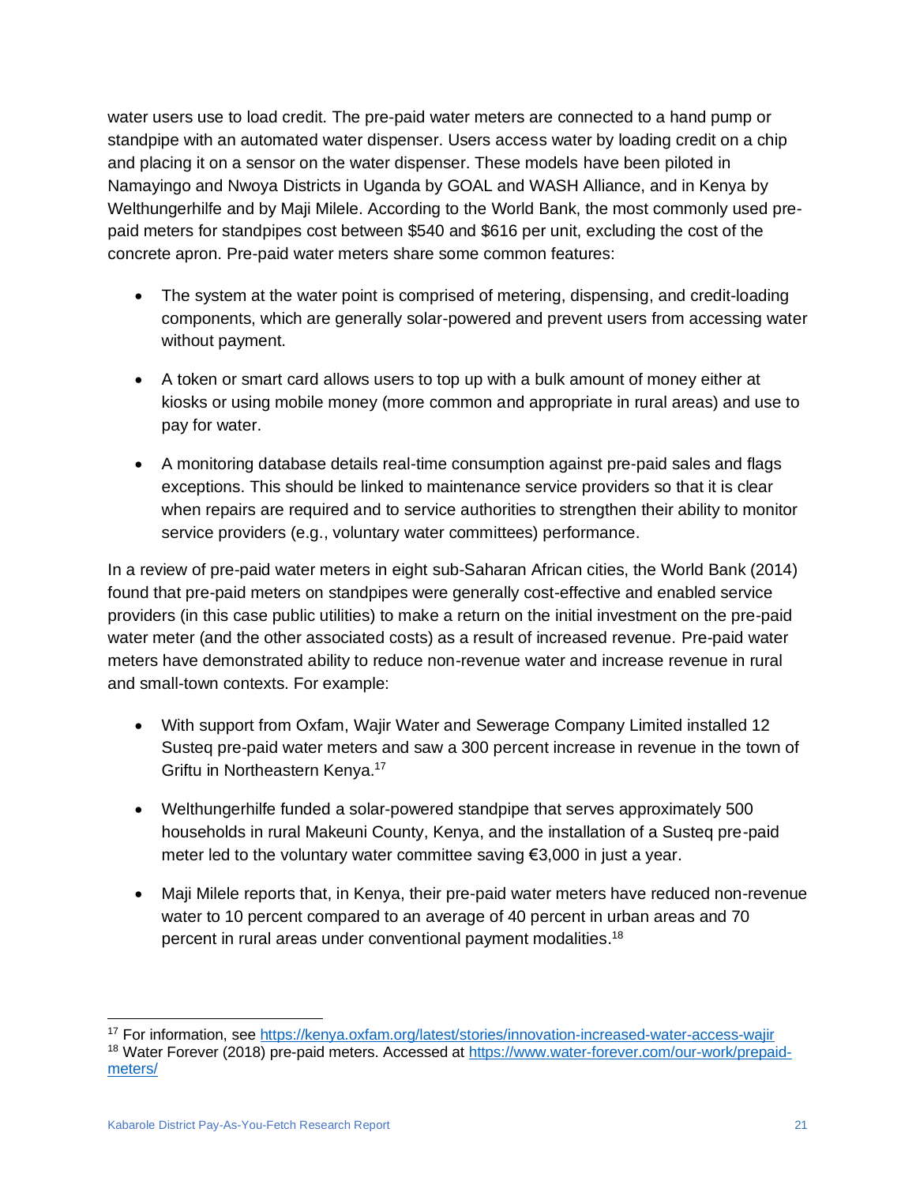water users use to load credit. The pre-paid water meters are connected to a hand pump or standpipe with an automated water dispenser. Users access water by loading credit on a chip and placing it on a sensor on the water dispenser. These models have been piloted in Namayingo and Nwoya Districts in Uganda by GOAL and WASH Alliance, and in Kenya by Welthungerhilfe and by Maji Milele. According to the World Bank, the most commonly used pre-paid meters for standpipes cost between $540 and $616 per unit, excluding the cost of the concrete apron. Pre-paid water meters share some common features:

- The system at the water point is comprised of metering, dispensing, and credit-loading components, which are generally solar-powered and prevent users from accessing water without payment.
- A token or smart card allows users to top up with a bulk amount of money either at kiosks or using mobile money (more common and appropriate in rural areas) and use to pay for water.
- A monitoring database details real-time consumption against pre-paid sales and flags exceptions. This should be linked to maintenance service providers so that it is clear when repairs are required and to service authorities to strengthen their ability to monitor service providers (e.g., voluntary water committees) performance.

In a review of pre-paid water meters in eight sub-Saharan African cities, the World Bank (2014) found that pre-paid meters on standpipes were generally cost-effective and enabled service providers (in this case public utilities) to make a return on the initial investment on the pre-paid water meter (and the other associated costs) as a result of increased revenue. Pre-paid water meters have demonstrated ability to reduce non-revenue water and increase revenue in rural and small-town contexts. For example:

- With support from Oxfam, Wajir Water and Sewerage Company Limited installed 12 Susteq pre-paid water meters and saw a 300 percent increase in revenue in the town of Griftu in Northeastern Kenya.[17]
- Welthungerhilfe funded a solar-powered standpipe that serves approximately 500 households in rural Makeuni County, Kenya, and the installation of a Susteq pre-paid meter led to the voluntary water committee saving €3,000 in just a year.
- Maji Milele reports that, in Kenya, their pre-paid water meters have reduced non-revenue water to 10 percent compared to an average of 40 percent in urban areas and 70 percent in rural areas under conventional payment modalities.[18]

---

[17] For information, see https://kenya.oxfam.org/latest/stories/innovation-increased-water-access-wajir

[18] Water Forever (2018) pre-paid meters. Accessed at https://www.water-forever.com/our-work/prepaid-meters/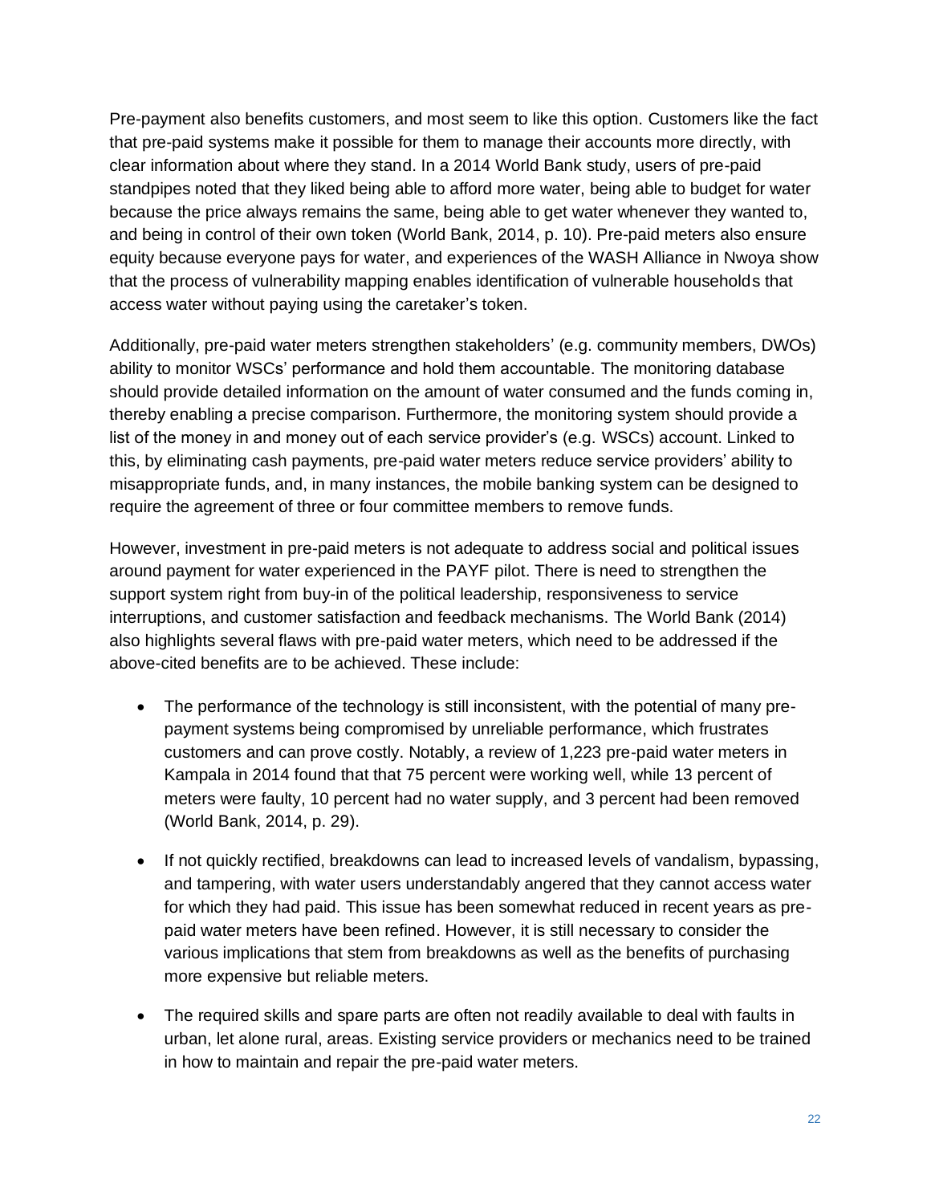Pre-payment also benefits customers, and most seem to like this option. Customers like the fact that pre-paid systems make it possible for them to manage their accounts more directly, with clear information about where they stand. In a 2014 World Bank study, users of pre-paid standpipes noted that they liked being able to afford more water, being able to budget for water because the price always remains the same, being able to get water whenever they wanted to, and being in control of their own token (World Bank, 2014, p. 10). Pre-paid meters also ensure equity because everyone pays for water, and experiences of the WASH Alliance in Nwoya show that the process of vulnerability mapping enables identification of vulnerable households that access water without paying using the caretaker's token.

Additionally, pre-paid water meters strengthen stakeholders' (e.g. community members, DWOs) ability to monitor WSCs' performance and hold them accountable. The monitoring database should provide detailed information on the amount of water consumed and the funds coming in, thereby enabling a precise comparison. Furthermore, the monitoring system should provide a list of the money in and money out of each service provider's (e.g. WSCs) account. Linked to this, by eliminating cash payments, pre-paid water meters reduce service providers' ability to misappropriate funds, and, in many instances, the mobile banking system can be designed to require the agreement of three or four committee members to remove funds.

However, investment in pre-paid meters is not adequate to address social and political issues around payment for water experienced in the PAYF pilot. There is need to strengthen the support system right from buy-in of the political leadership, responsiveness to service interruptions, and customer satisfaction and feedback mechanisms. The World Bank (2014) also highlights several flaws with pre-paid water meters, which need to be addressed if the above-cited benefits are to be achieved. These include:

- The performance of the technology is still inconsistent, with the potential of many pre-payment systems being compromised by unreliable performance, which frustrates customers and can prove costly. Notably, a review of 1,223 pre-paid water meters in Kampala in 2014 found that that 75 percent were working well, while 13 percent of meters were faulty, 10 percent had no water supply, and 3 percent had been removed (World Bank, 2014, p. 29).
- If not quickly rectified, breakdowns can lead to increased levels of vandalism, bypassing, and tampering, with water users understandably angered that they cannot access water for which they had paid. This issue has been somewhat reduced in recent years as pre-paid water meters have been refined. However, it is still necessary to consider the various implications that stem from breakdowns as well as the benefits of purchasing more expensive but reliable meters.
- The required skills and spare parts are often not readily available to deal with faults in urban, let alone rural, areas. Existing service providers or mechanics need to be trained in how to maintain and repair the pre-paid water meters.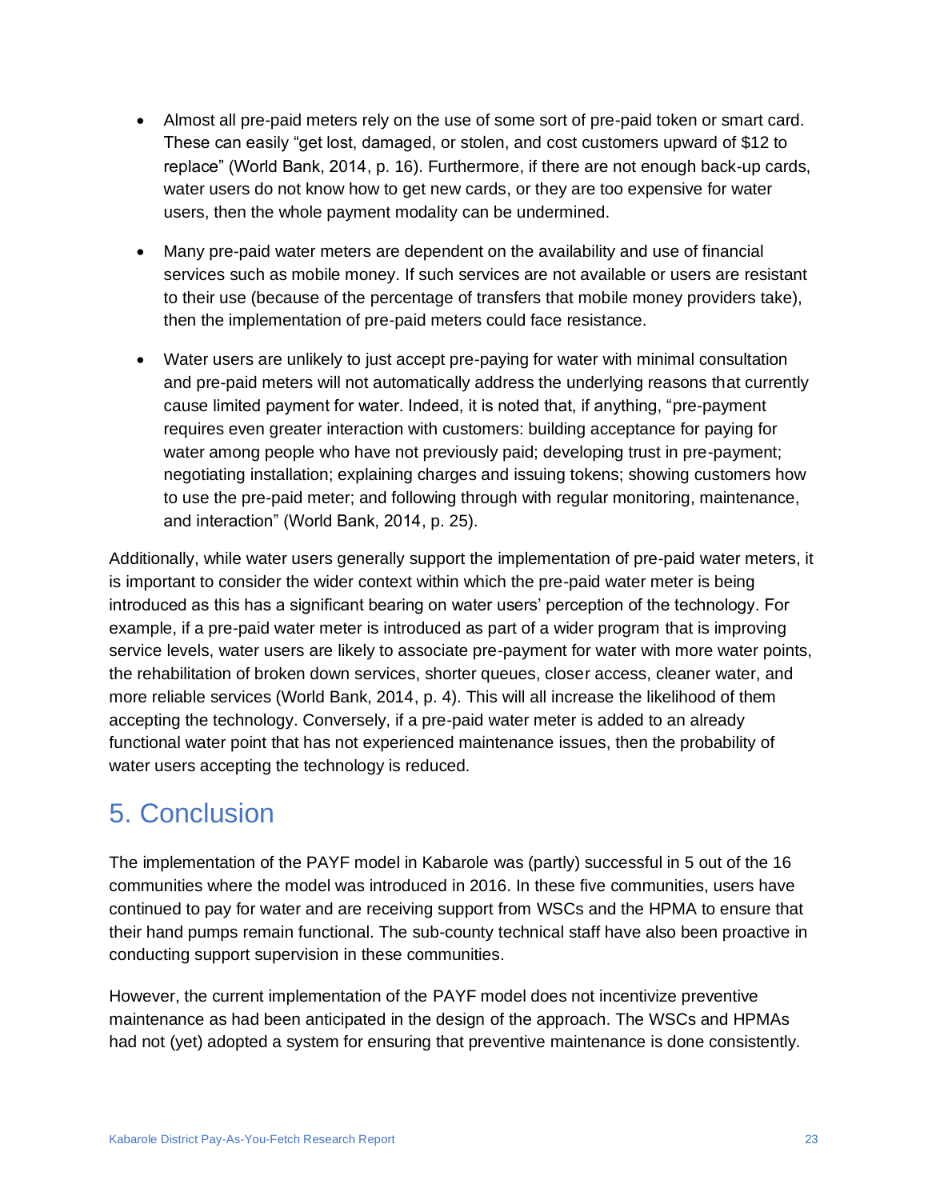- Almost all pre-paid meters rely on the use of some sort of pre-paid token or smart card. These can easily "get lost, damaged, or stolen, and cost customers upward of $12 to replace" (World Bank, 2014, p. 16). Furthermore, if there are not enough back-up cards, water users do not know how to get new cards, or they are too expensive for water users, then the whole payment modality can be undermined.
- Many pre-paid water meters are dependent on the availability and use of financial services such as mobile money. If such services are not available or users are resistant to their use (because of the percentage of transfers that mobile money providers take), then the implementation of pre-paid meters could face resistance.
- Water users are unlikely to just accept pre-paying for water with minimal consultation and pre-paid meters will not automatically address the underlying reasons that currently cause limited payment for water. Indeed, it is noted that, if anything, "pre-payment requires even greater interaction with customers: building acceptance for paying for water among people who have not previously paid; developing trust in pre-payment; negotiating installation; explaining charges and issuing tokens; showing customers how to use the pre-paid meter; and following through with regular monitoring, maintenance, and interaction" (World Bank, 2014, p. 25).

Additionally, while water users generally support the implementation of pre-paid water meters, it is important to consider the wider context within which the pre-paid water meter is being introduced as this has a significant bearing on water users' perception of the technology. For example, if a pre-paid water meter is introduced as part of a wider program that is improving service levels, water users are likely to associate pre-payment for water with more water points, the rehabilitation of broken down services, shorter queues, closer access, cleaner water, and more reliable services (World Bank, 2014, p. 4). This will all increase the likelihood of them accepting the technology. Conversely, if a pre-paid water meter is added to an already functional water point that has not experienced maintenance issues, then the probability of water users accepting the technology is reduced.

# 5. Conclusion

The implementation of the PAYF model in Kabarole was (partly) successful in 5 out of the 16 communities where the model was introduced in 2016. In these five communities, users have continued to pay for water and are receiving support from WSCs and the HPMA to ensure that their hand pumps remain functional. The sub-county technical staff have also been proactive in conducting support supervision in these communities.

However, the current implementation of the PAYF model does not incentivize preventive maintenance as had been anticipated in the design of the approach. The WSCs and HPMAs had not (yet) adopted a system for ensuring that preventive maintenance is done consistently.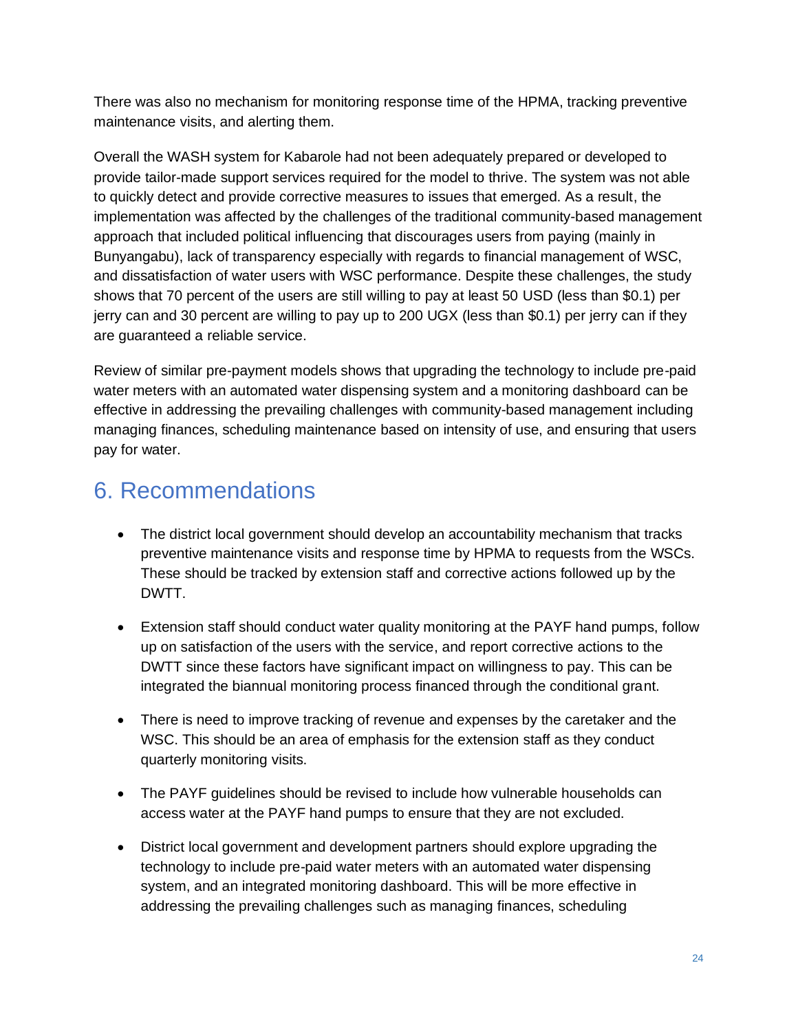There was also no mechanism for monitoring response time of the HPMA, tracking preventive maintenance visits, and alerting them.

Overall the WASH system for Kabarole had not been adequately prepared or developed to provide tailor-made support services required for the model to thrive. The system was not able to quickly detect and provide corrective measures to issues that emerged. As a result, the implementation was affected by the challenges of the traditional community-based management approach that included political influencing that discourages users from paying (mainly in Bunyangabu), lack of transparency especially with regards to financial management of WSC, and dissatisfaction of water users with WSC performance. Despite these challenges, the study shows that 70 percent of the users are still willing to pay at least 50 USD (less than $0.1) per jerry can and 30 percent are willing to pay up to 200 UGX (less than $0.1) per jerry can if they are guaranteed a reliable service.

Review of similar pre-payment models shows that upgrading the technology to include pre-paid water meters with an automated water dispensing system and a monitoring dashboard can be effective in addressing the prevailing challenges with community-based management including managing finances, scheduling maintenance based on intensity of use, and ensuring that users pay for water.

# 6. Recommendations

- The district local government should develop an accountability mechanism that tracks preventive maintenance visits and response time by HPMA to requests from the WSCs. These should be tracked by extension staff and corrective actions followed up by the DWTT.
- Extension staff should conduct water quality monitoring at the PAYF hand pumps, follow up on satisfaction of the users with the service, and report corrective actions to the DWTT since these factors have significant impact on willingness to pay. This can be integrated the biannual monitoring process financed through the conditional grant.
- There is need to improve tracking of revenue and expenses by the caretaker and the WSC. This should be an area of emphasis for the extension staff as they conduct quarterly monitoring visits.
- The PAYF guidelines should be revised to include how vulnerable households can access water at the PAYF hand pumps to ensure that they are not excluded.
- District local government and development partners should explore upgrading the technology to include pre-paid water meters with an automated water dispensing system, and an integrated monitoring dashboard. This will be more effective in addressing the prevailing challenges such as managing finances, scheduling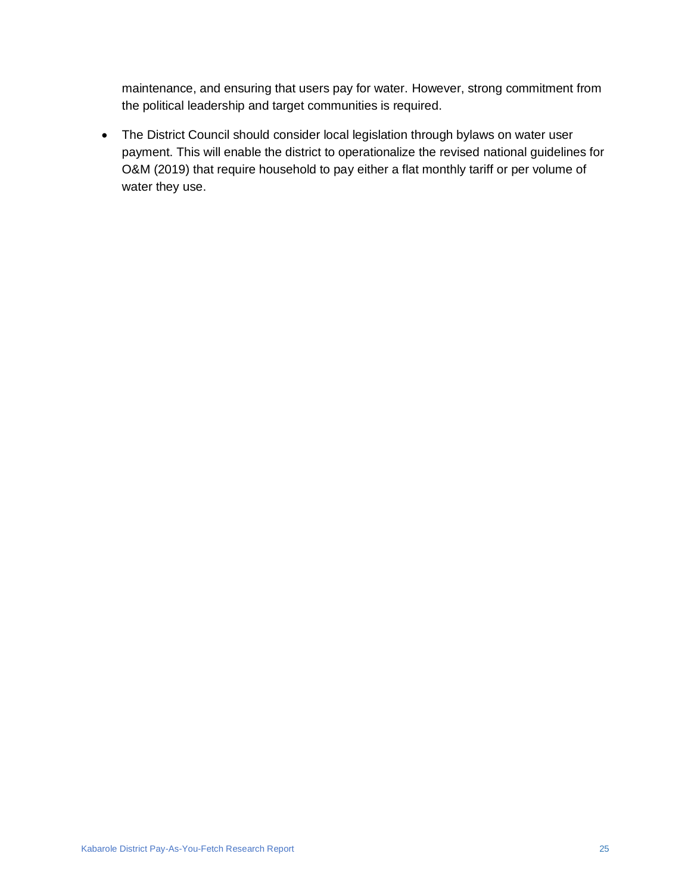maintenance, and ensuring that users pay for water. However, strong commitment from the political leadership and target communities is required.

- The District Council should consider local legislation through bylaws on water user payment. This will enable the district to operationalize the revised national guidelines for O&M (2019) that require household to pay either a flat monthly tariff or per volume of water they use.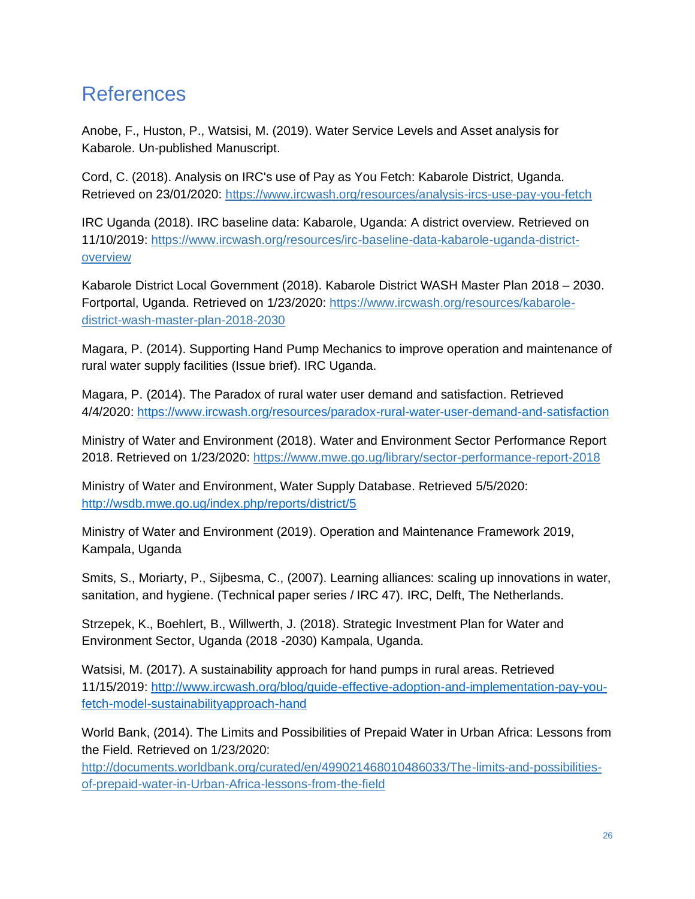# References

Anobe, F., Huston, P., Watsisi, M. (2019). Water Service Levels and Asset analysis for Kabarole. Un-published Manuscript.

Cord, C. (2018). Analysis on IRC's use of Pay as You Fetch: Kabarole District, Uganda. Retrieved on 23/01/2020: https://www.ircwash.org/resources/analysis-ircs-use-pay-you-fetch

IRC Uganda (2018). IRC baseline data: Kabarole, Uganda: A district overview. Retrieved on 11/10/2019: https://www.ircwash.org/resources/irc-baseline-data-kabarole-uganda-district-overview

Kabarole District Local Government (2018). Kabarole District WASH Master Plan 2018 – 2030. Fortportal, Uganda. Retrieved on 1/23/2020: https://www.ircwash.org/resources/kabarole-district-wash-master-plan-2018-2030

Magara, P. (2014). Supporting Hand Pump Mechanics to improve operation and maintenance of rural water supply facilities (Issue brief). IRC Uganda.

Magara, P. (2014). The Paradox of rural water user demand and satisfaction. Retrieved 4/4/2020: https://www.ircwash.org/resources/paradox-rural-water-user-demand-and-satisfaction

Ministry of Water and Environment (2018). Water and Environment Sector Performance Report 2018. Retrieved on 1/23/2020: https://www.mwe.go.ug/library/sector-performance-report-2018

Ministry of Water and Environment, Water Supply Database. Retrieved 5/5/2020: http://wsdb.mwe.go.ug/index.php/reports/district/5

Ministry of Water and Environment (2019). Operation and Maintenance Framework 2019, Kampala, Uganda

Smits, S., Moriarty, P., Sijbesma, C., (2007). Learning alliances: scaling up innovations in water, sanitation, and hygiene. (Technical paper series / IRC 47). IRC, Delft, The Netherlands.

Strzepek, K., Boehlert, B., Willwerth, J. (2018). Strategic Investment Plan for Water and Environment Sector, Uganda (2018 -2030) Kampala, Uganda.

Watsisi, M. (2017). A sustainability approach for hand pumps in rural areas. Retrieved 11/15/2019: http://www.ircwash.org/blog/guide-effective-adoption-and-implementation-pay-you-fetch-model-sustainabilityapproach-hand

World Bank, (2014). The Limits and Possibilities of Prepaid Water in Urban Africa: Lessons from the Field. Retrieved on 1/23/2020: http://documents.worldbank.org/curated/en/499021468010486033/The-limits-and-possibilities-of-prepaid-water-in-Urban-Africa-lessons-from-the-field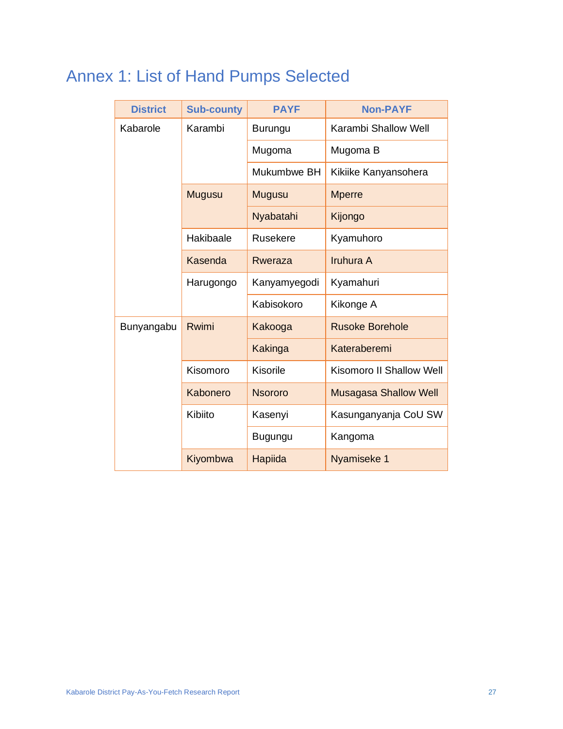# Annex 1: List of Hand Pumps Selected

| District | Sub-county | PAYF | Non-PAYF |
|---|---|---|---|
| Kabarole | Karambi | Burungu | Karambi Shallow Well |
| | | Mugoma | Mugoma B |
| | | Mukumbwe BH | Kikiike Kanyansohera |
| | Mugusu | Mugusu | Mperre |
| | | Nyabatahi | Kijongo |
| | Hakibaale | Rusekere | Kyamuhoro |
| | Kasenda | Rweraza | Iruhura A |
| | Harugongo | Kanyamyegodi | Kyamahuri |
| | | Kabisokoro | Kikonge A |
| Bunyangabu | Rwimi | Kakooga | Rusoke Borehole |
| | | Kakinga | Kateraberemi |
| | Kisomoro | Kisorile | Kisomoro II Shallow Well |
| | Kabonero | Nsororo | Musagasa Shallow Well |
| | Kibiito | Kasenyi | Kasunganyanja CoU SW |
| | | Bugungu | Kangoma |
| | Kiyombwa | Hapiida | Nyamiseke 1 |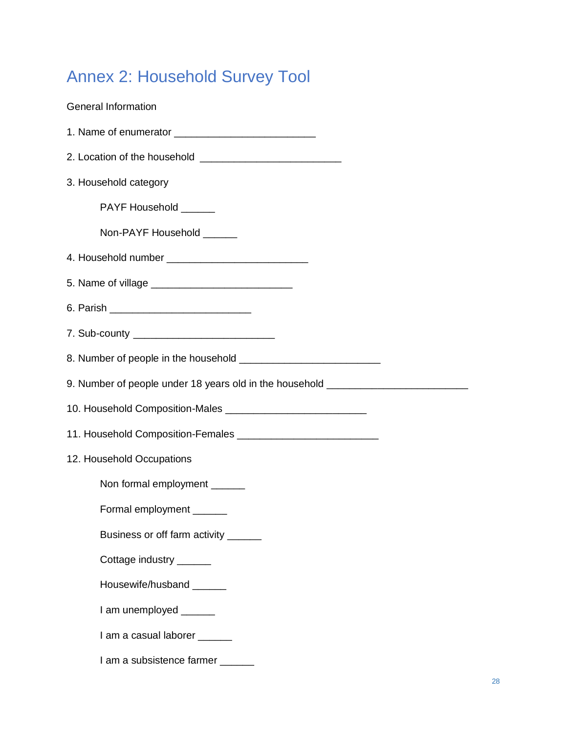# Annex 2: Household Survey Tool

General Information

1. Name of enumerator ________________________

2. Location of the household ________________________

3. Household category

    PAYF Household ______

    Non-PAYF Household ______

4. Household number ________________________

5. Name of village ________________________

6. Parish ________________________

7. Sub-county ________________________

8. Number of people in the household ________________________

9. Number of people under 18 years old in the household ________________________

10. Household Composition-Males ________________________

11. Household Composition-Females ________________________

12. Household Occupations

    Non formal employment ______

    Formal employment ______

    Business or off farm activity ______

    Cottage industry ______

    Housewife/husband ______

    I am unemployed ______

    I am a casual laborer ______

    I am a subsistence farmer ______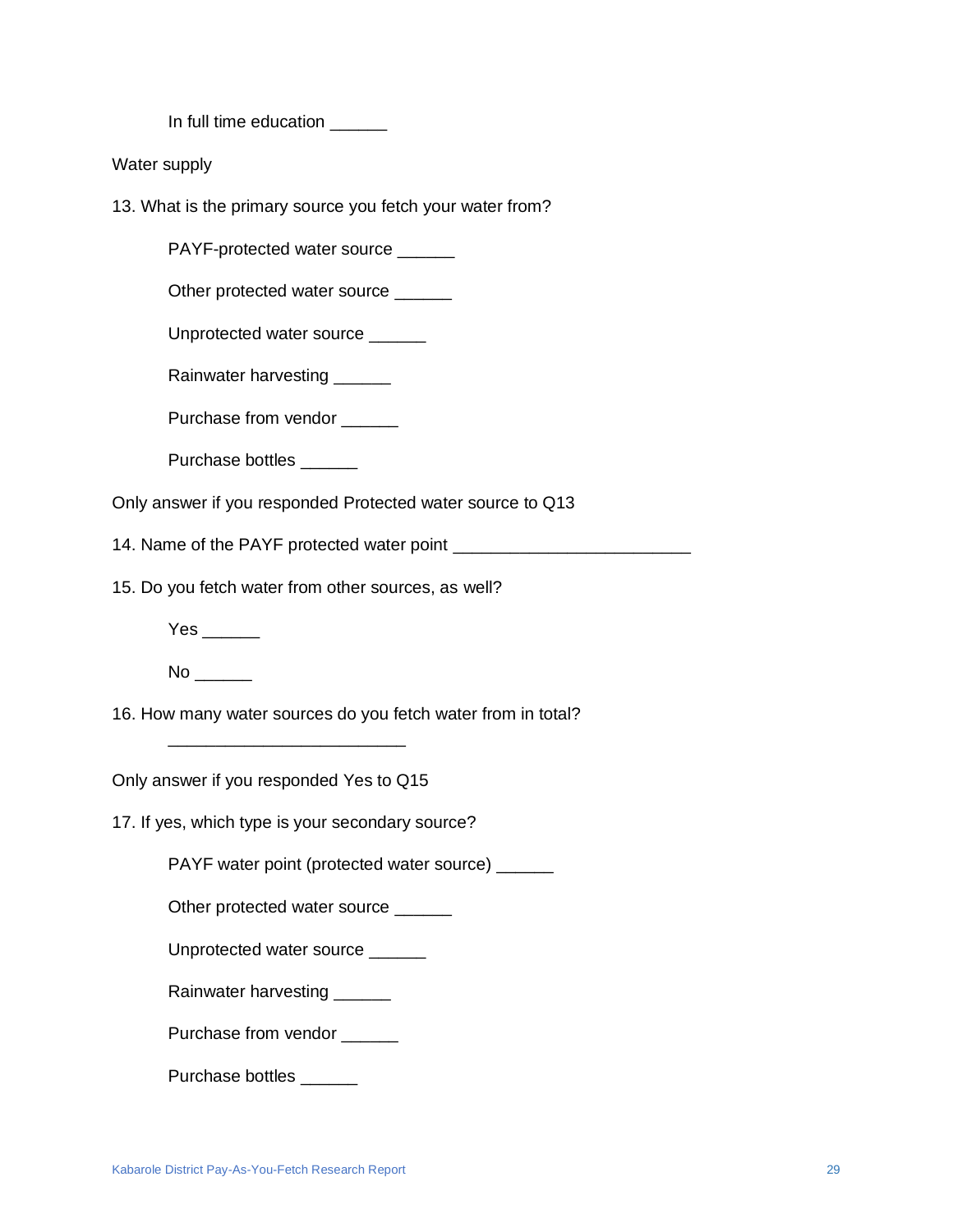In full time education ______

Water supply

13. What is the primary source you fetch your water from?

    PAYF-protected water source ______

    Other protected water source ______

    Unprotected water source ______

    Rainwater harvesting ______

    Purchase from vendor ______

    Purchase bottles ______

Only answer if you responded Protected water source to Q13

14. Name of the PAYF protected water point ________________________

15. Do you fetch water from other sources, as well?

    Yes ______

    No ______

16. How many water sources do you fetch water from in total?

    ________________________

Only answer if you responded Yes to Q15

17. If yes, which type is your secondary source?

    PAYF water point (protected water source) ______

    Other protected water source ______

    Unprotected water source ______

    Rainwater harvesting ______

    Purchase from vendor ______

    Purchase bottles ______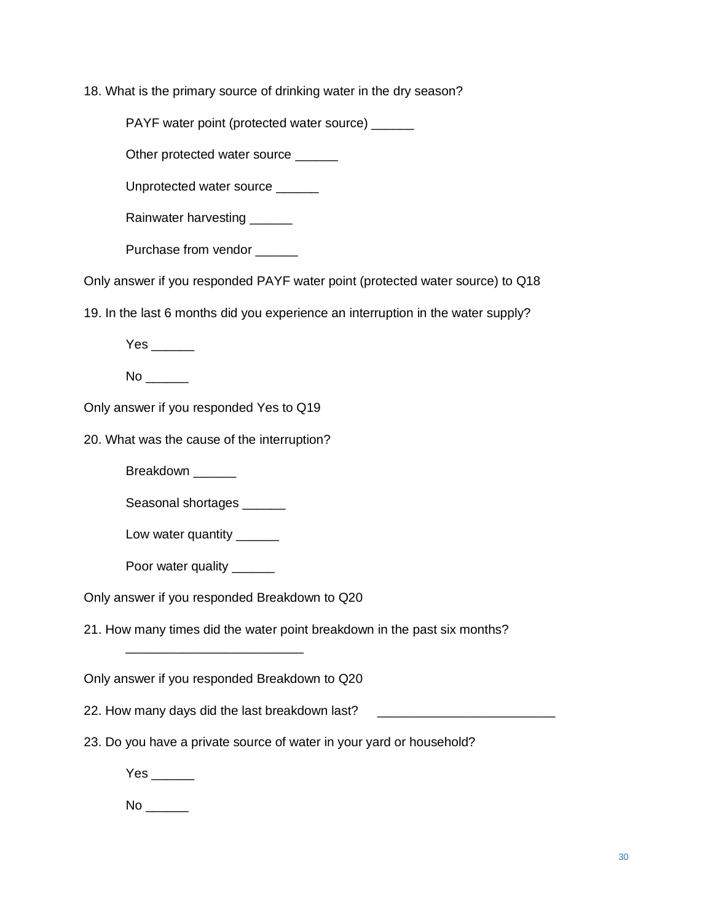18. What is the primary source of drinking water in the dry season?

PAYF water point (protected water source) ______

Other protected water source ______

Unprotected water source ______

Rainwater harvesting ______

Purchase from vendor ______

Only answer if you responded PAYF water point (protected water source) to Q18

19. In the last 6 months did you experience an interruption in the water supply?

Yes ______

No ______

Only answer if you responded Yes to Q19

20. What was the cause of the interruption?

Breakdown ______

Seasonal shortages ______

Low water quantity ______

Poor water quality ______

Only answer if you responded Breakdown to Q20

21. How many times did the water point breakdown in the past six months?

_________________________

Only answer if you responded Breakdown to Q20

22. How many days did the last breakdown last? _________________________

23. Do you have a private source of water in your yard or household?

Yes ______

No ______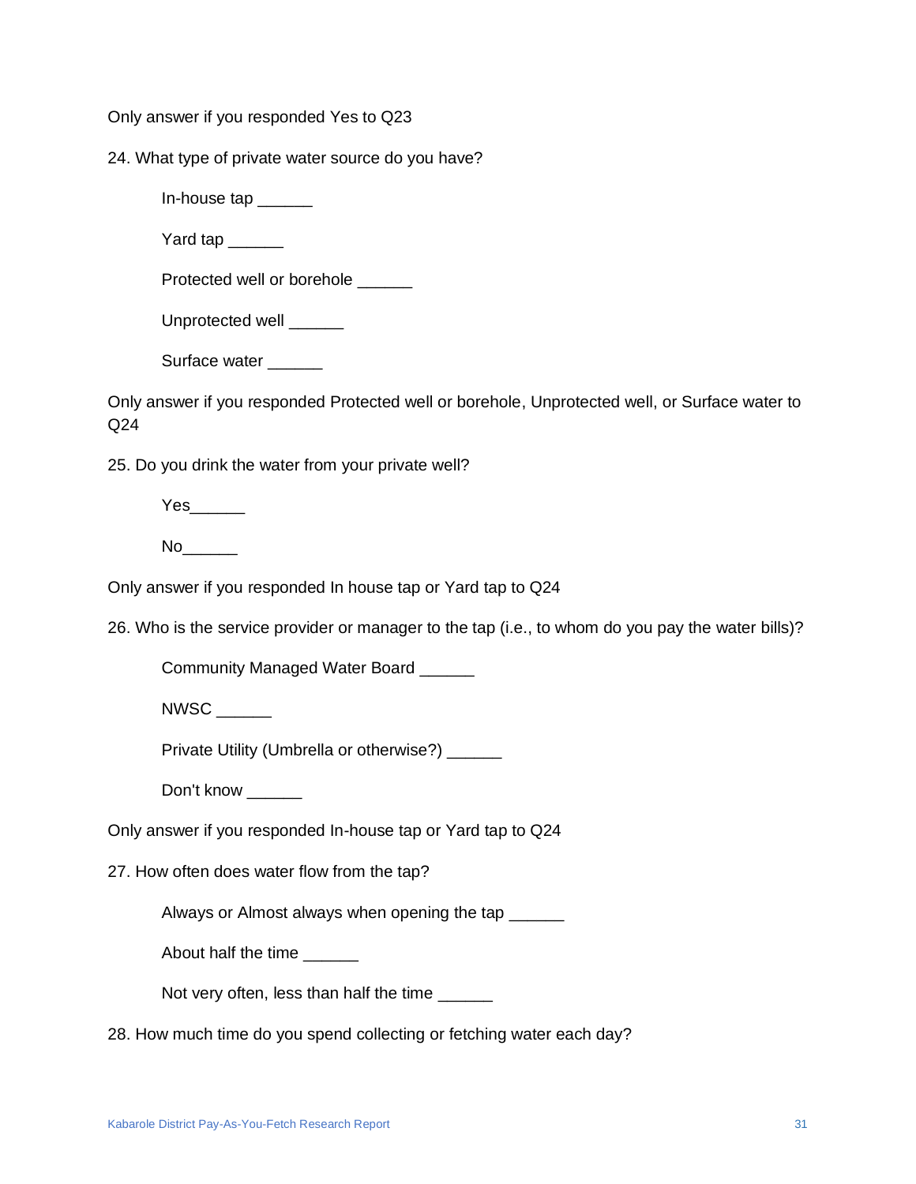Only answer if you responded Yes to Q23

24. What type of private water source do you have?

In-house tap ______

Yard tap ______

Protected well or borehole ______

Unprotected well ______

Surface water ______

Only answer if you responded Protected well or borehole, Unprotected well, or Surface water to Q24

25. Do you drink the water from your private well?

Yes______

No______

Only answer if you responded In house tap or Yard tap to Q24

26. Who is the service provider or manager to the tap (i.e., to whom do you pay the water bills)?

Community Managed Water Board ______

NWSC ______

Private Utility (Umbrella or otherwise?) ______

Don't know ______

Only answer if you responded In-house tap or Yard tap to Q24

27. How often does water flow from the tap?

Always or Almost always when opening the tap ______

About half the time ______

Not very often, less than half the time ______

28. How much time do you spend collecting or fetching water each day?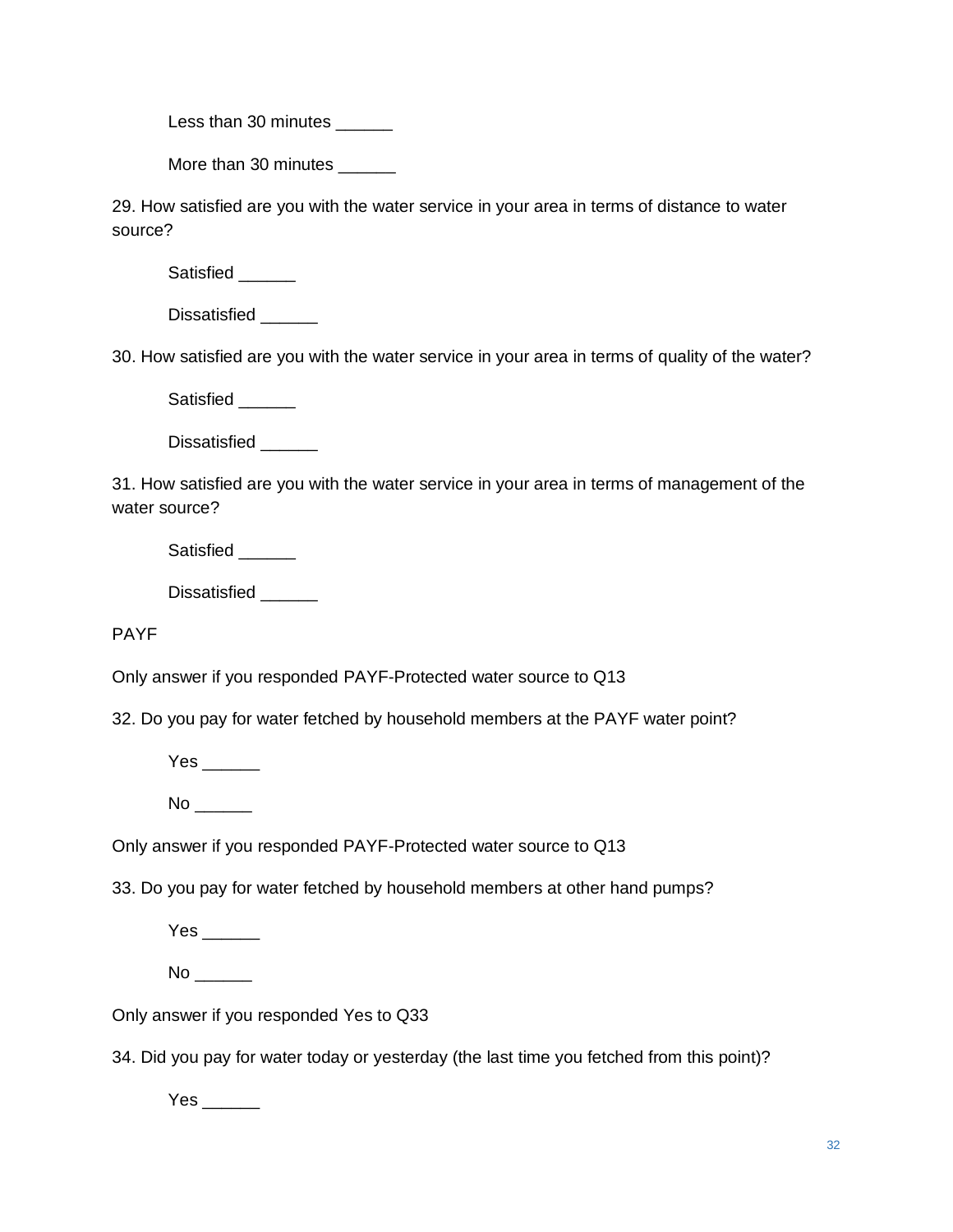Less than 30 minutes ______

More than 30 minutes ______

29. How satisfied are you with the water service in your area in terms of distance to water source?

Satisfied ______

Dissatisfied ______

30. How satisfied are you with the water service in your area in terms of quality of the water?

Satisfied ______

Dissatisfied ______

31. How satisfied are you with the water service in your area in terms of management of the water source?

Satisfied ______

Dissatisfied ______

PAYF

Only answer if you responded PAYF-Protected water source to Q13

32. Do you pay for water fetched by household members at the PAYF water point?

Yes ______

No ______

Only answer if you responded PAYF-Protected water source to Q13

33. Do you pay for water fetched by household members at other hand pumps?

Yes ______

No ______

Only answer if you responded Yes to Q33

34. Did you pay for water today or yesterday (the last time you fetched from this point)?

Yes ______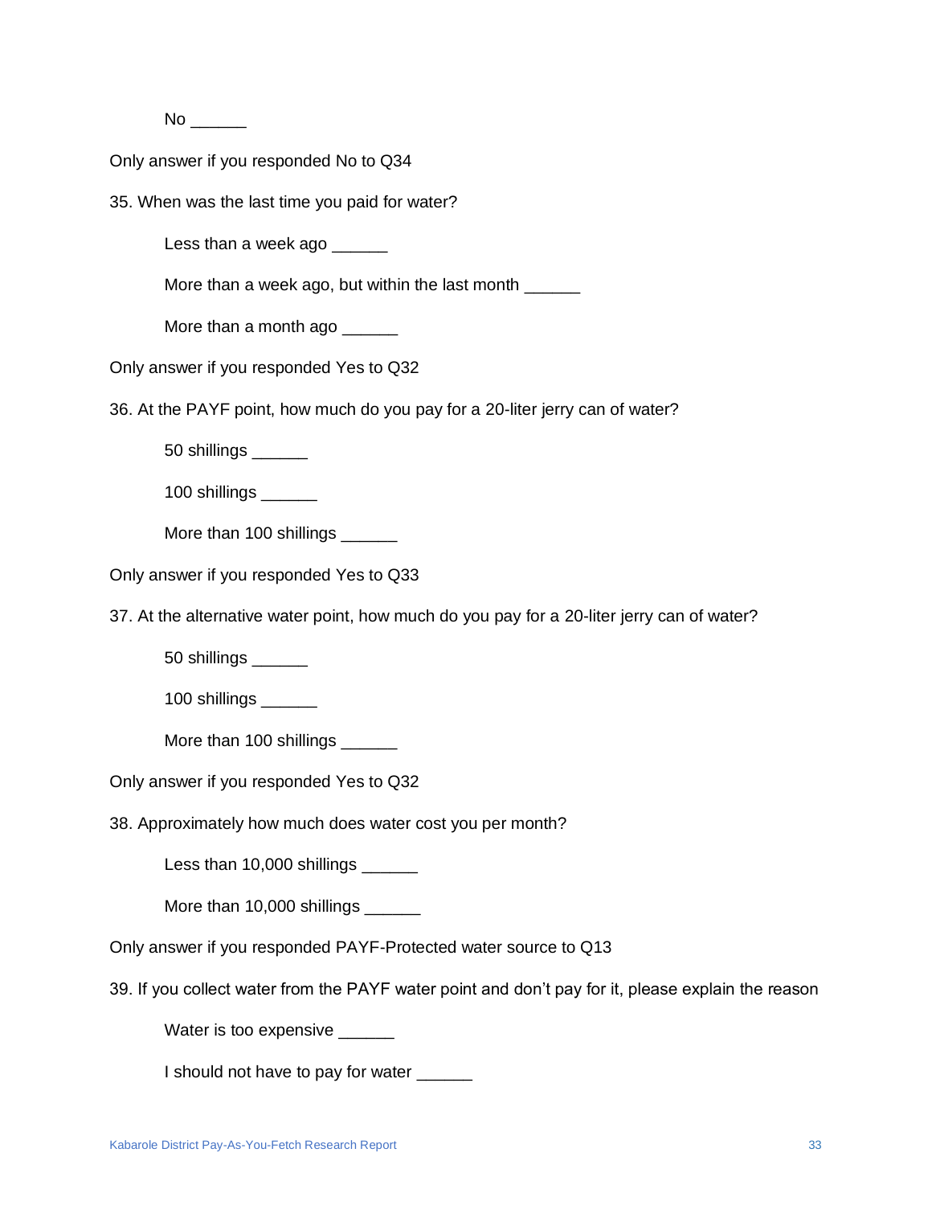No ______

Only answer if you responded No to Q34

35. When was the last time you paid for water?

Less than a week ago ______

More than a week ago, but within the last month ______

More than a month ago ______

Only answer if you responded Yes to Q32

36. At the PAYF point, how much do you pay for a 20-liter jerry can of water?

50 shillings ______

100 shillings ______

More than 100 shillings ______

Only answer if you responded Yes to Q33

37. At the alternative water point, how much do you pay for a 20-liter jerry can of water?

50 shillings ______

100 shillings ______

More than 100 shillings ______

Only answer if you responded Yes to Q32

38. Approximately how much does water cost you per month?

Less than 10,000 shillings ______

More than 10,000 shillings ______

Only answer if you responded PAYF-Protected water source to Q13

39. If you collect water from the PAYF water point and don't pay for it, please explain the reason

Water is too expensive ______

I should not have to pay for water ______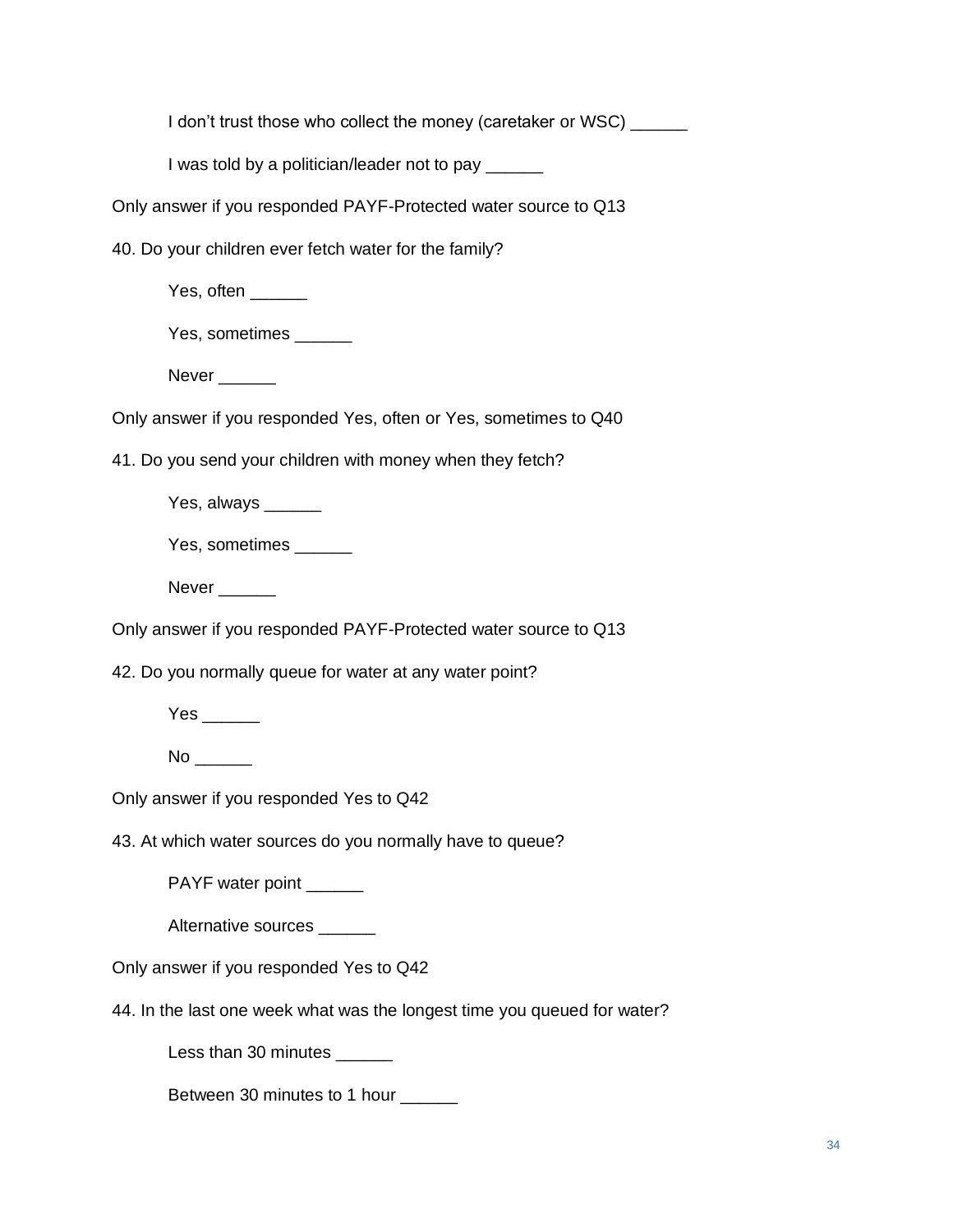I don't trust those who collect the money (caretaker or WSC) ______

I was told by a politician/leader not to pay ______

Only answer if you responded PAYF-Protected water source to Q13

40. Do your children ever fetch water for the family?

Yes, often ______

Yes, sometimes ______

Never ______

Only answer if you responded Yes, often or Yes, sometimes to Q40

41. Do you send your children with money when they fetch?

Yes, always ______

Yes, sometimes ______

Never ______

Only answer if you responded PAYF-Protected water source to Q13

42. Do you normally queue for water at any water point?

Yes ______

No ______

Only answer if you responded Yes to Q42

43. At which water sources do you normally have to queue?

PAYF water point ______

Alternative sources ______

Only answer if you responded Yes to Q42

44. In the last one week what was the longest time you queued for water?

Less than 30 minutes ______

Between 30 minutes to 1 hour ______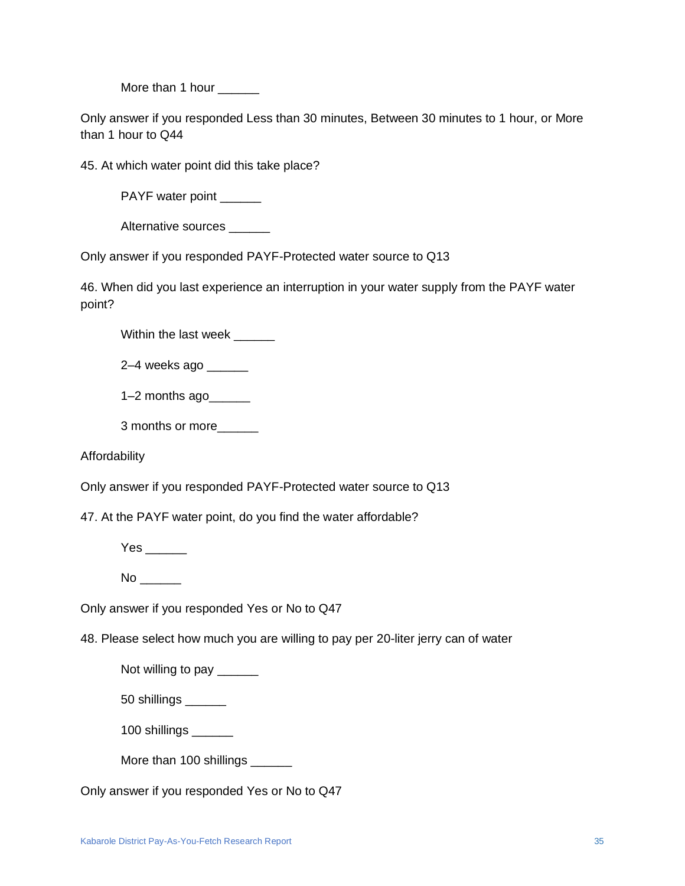More than 1 hour ______

Only answer if you responded Less than 30 minutes, Between 30 minutes to 1 hour, or More than 1 hour to Q44

45. At which water point did this take place?

PAYF water point ______

Alternative sources ______

Only answer if you responded PAYF-Protected water source to Q13

46. When did you last experience an interruption in your water supply from the PAYF water point?

Within the last week ______

2–4 weeks ago ______

1–2 months ago______

3 months or more______

Affordability

Only answer if you responded PAYF-Protected water source to Q13

47. At the PAYF water point, do you find the water affordable?

Yes ______

No ______

Only answer if you responded Yes or No to Q47

48. Please select how much you are willing to pay per 20-liter jerry can of water

Not willing to pay ______

50 shillings ______

100 shillings ______

More than 100 shillings ______

Only answer if you responded Yes or No to Q47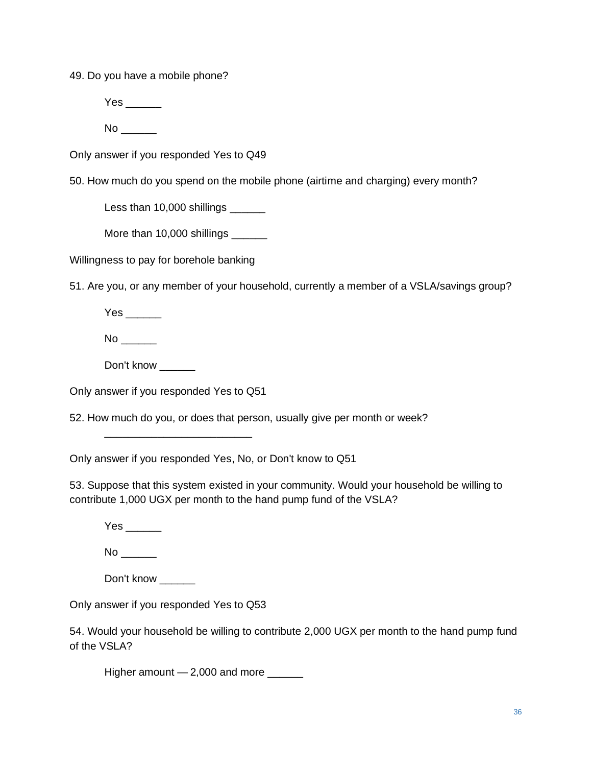49. Do you have a mobile phone?

Yes ______

No ______

Only answer if you responded Yes to Q49

50. How much do you spend on the mobile phone (airtime and charging) every month?

Less than 10,000 shillings ______

More than 10,000 shillings ______

Willingness to pay for borehole banking

51. Are you, or any member of your household, currently a member of a VSLA/savings group?

Yes ______

No ______

Don't know ______

Only answer if you responded Yes to Q51

52. How much do you, or does that person, usually give per month or week?

________________________

Only answer if you responded Yes, No, or Don't know to Q51

53. Suppose that this system existed in your community. Would your household be willing to contribute 1,000 UGX per month to the hand pump fund of the VSLA?

Yes ______

No ______

Don't know ______

Only answer if you responded Yes to Q53

54. Would your household be willing to contribute 2,000 UGX per month to the hand pump fund of the VSLA?

Higher amount — 2,000 and more ______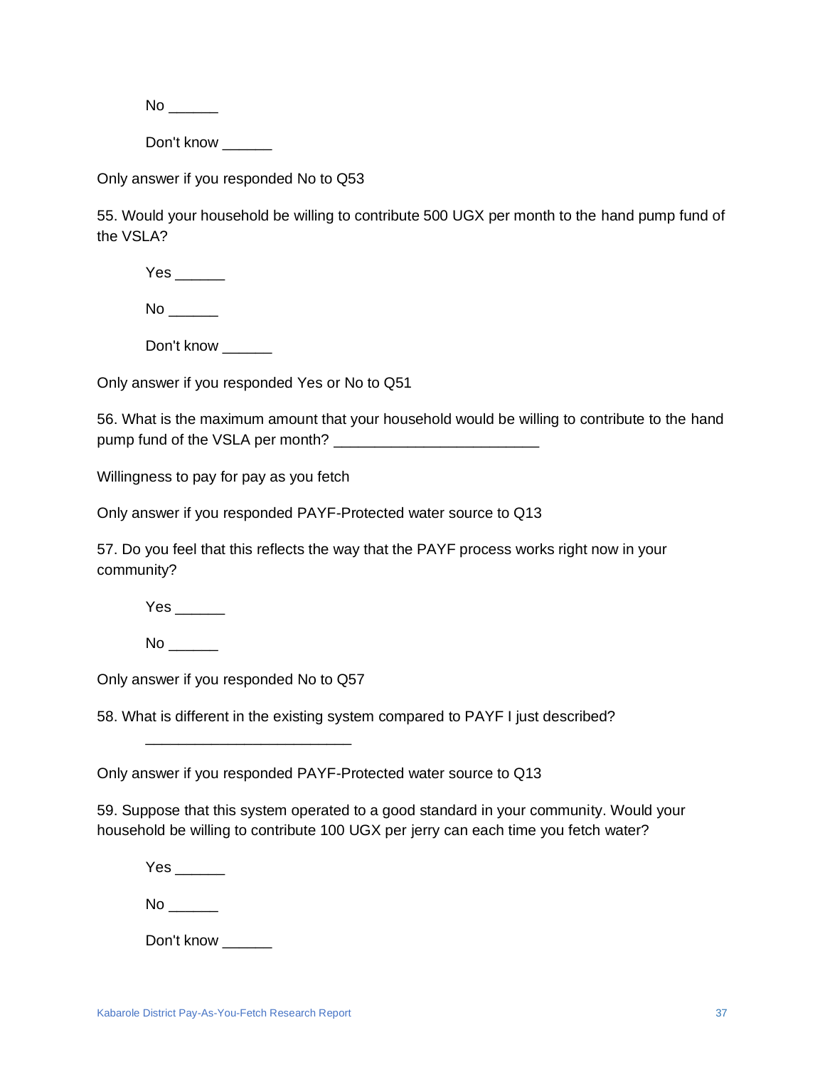No ______

Don't know ______

Only answer if you responded No to Q53

55. Would your household be willing to contribute 500 UGX per month to the hand pump fund of the VSLA?

Yes ______

No ______

Don't know ______

Only answer if you responded Yes or No to Q51

56. What is the maximum amount that your household would be willing to contribute to the hand pump fund of the VSLA per month? _________________________

Willingness to pay for pay as you fetch

Only answer if you responded PAYF-Protected water source to Q13

57. Do you feel that this reflects the way that the PAYF process works right now in your community?

Yes ______

No ______

Only answer if you responded No to Q57

58. What is different in the existing system compared to PAYF I just described?

_________________________

Only answer if you responded PAYF-Protected water source to Q13

59. Suppose that this system operated to a good standard in your community. Would your household be willing to contribute 100 UGX per jerry can each time you fetch water?

Yes ______

No ______

Don't know ______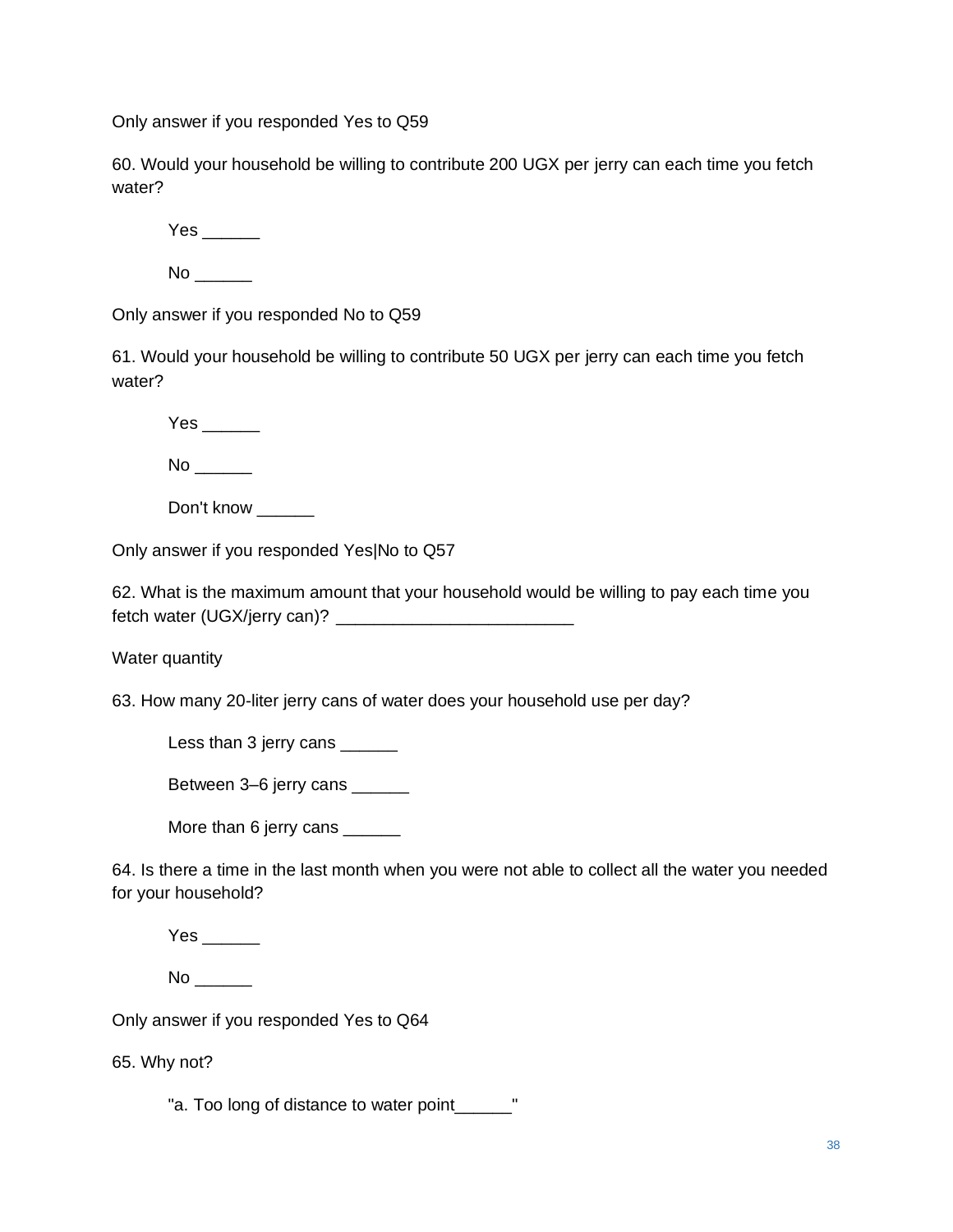Only answer if you responded Yes to Q59

60. Would your household be willing to contribute 200 UGX per jerry can each time you fetch water?

Yes ______

No ______

Only answer if you responded No to Q59

61. Would your household be willing to contribute 50 UGX per jerry can each time you fetch water?

Yes ______

No ______

Don't know ______

Only answer if you responded Yes|No to Q57

62. What is the maximum amount that your household would be willing to pay each time you fetch water (UGX/jerry can)? _________________________

Water quantity

63. How many 20-liter jerry cans of water does your household use per day?

Less than 3 jerry cans ______

Between 3–6 jerry cans ______

More than 6 jerry cans ______

64. Is there a time in the last month when you were not able to collect all the water you needed for your household?

Yes ______

No ______

Only answer if you responded Yes to Q64

65. Why not?

"a. Too long of distance to water point______"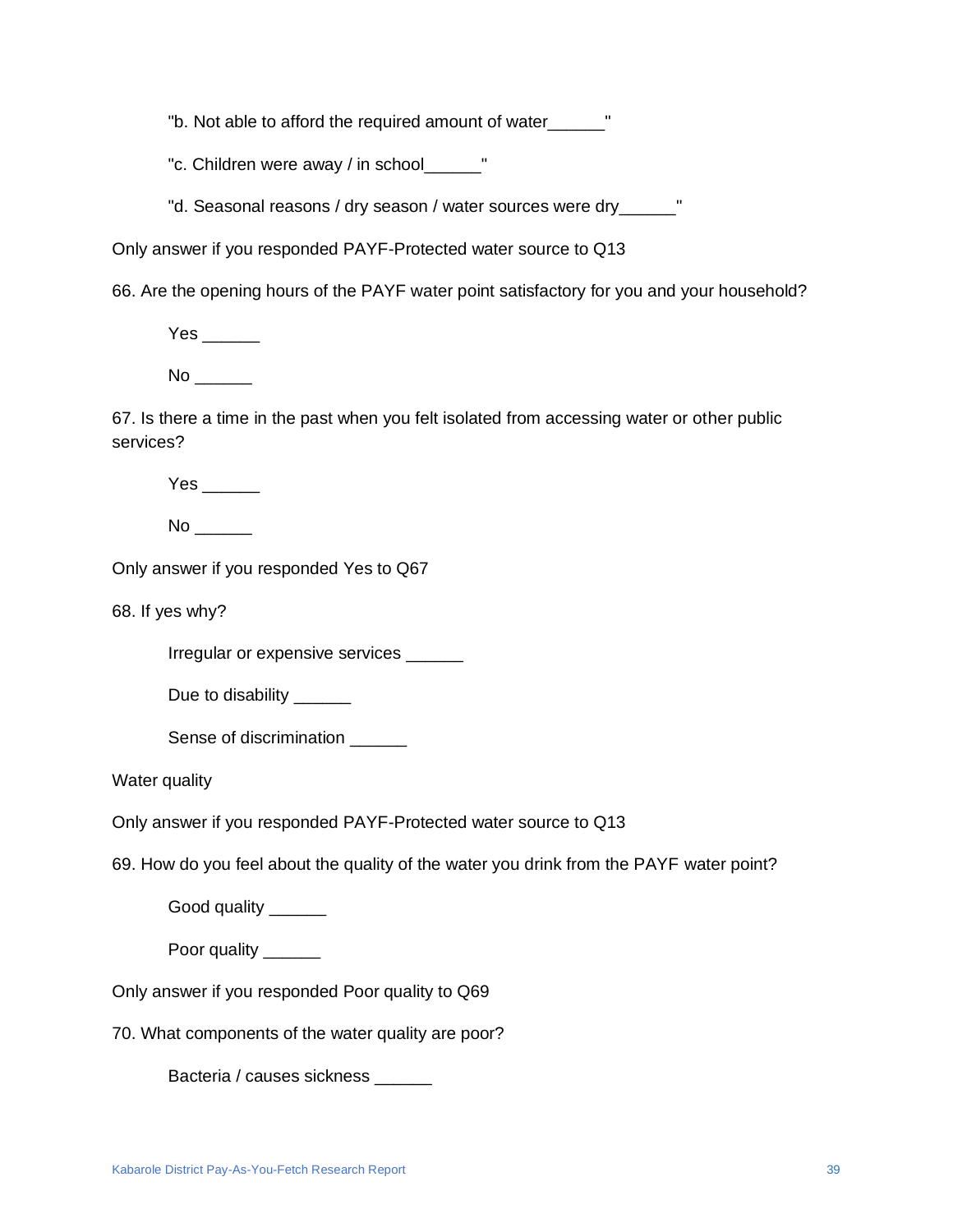"b. Not able to afford the required amount of water______"

"c. Children were away / in school______"

"d. Seasonal reasons / dry season / water sources were dry______"

Only answer if you responded PAYF-Protected water source to Q13

66. Are the opening hours of the PAYF water point satisfactory for you and your household?

Yes ______

No ______

67. Is there a time in the past when you felt isolated from accessing water or other public services?

Yes ______

No ______

Only answer if you responded Yes to Q67

68. If yes why?

Irregular or expensive services ______

Due to disability ______

Sense of discrimination ______

Water quality

Only answer if you responded PAYF-Protected water source to Q13

69. How do you feel about the quality of the water you drink from the PAYF water point?

Good quality ______

Poor quality ______

Only answer if you responded Poor quality to Q69

70. What components of the water quality are poor?

Bacteria / causes sickness ______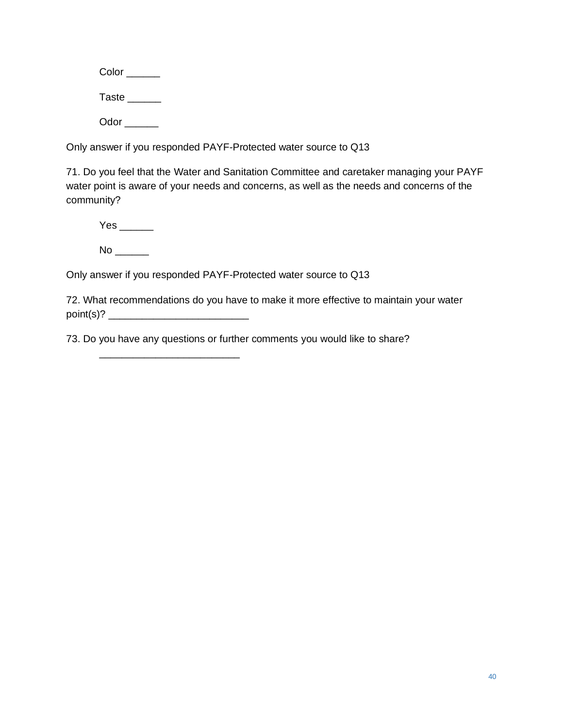Color ______

Taste ______

Odor ______

Only answer if you responded PAYF-Protected water source to Q13

71. Do you feel that the Water and Sanitation Committee and caretaker managing your PAYF water point is aware of your needs and concerns, as well as the needs and concerns of the community?

Yes ______

No ______

Only answer if you responded PAYF-Protected water source to Q13

72. What recommendations do you have to make it more effective to maintain your water point(s)? _________________________

73. Do you have any questions or further comments you would like to share?

_________________________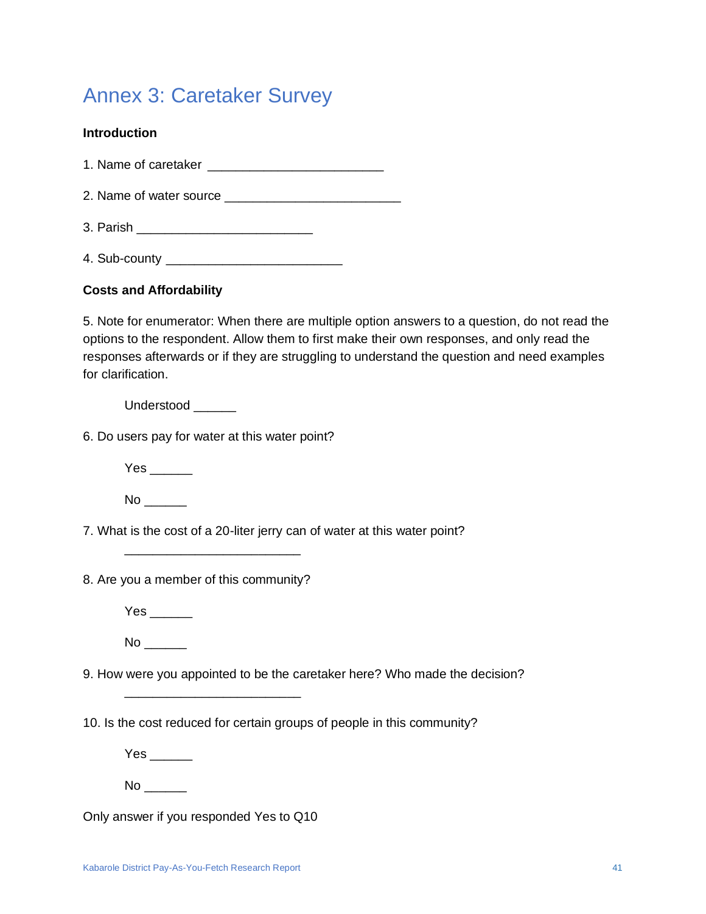# Annex 3: Caretaker Survey

**Introduction**

1. Name of caretaker ________________________

2. Name of water source ________________________

3. Parish ________________________

4. Sub-county ________________________

**Costs and Affordability**

5. Note for enumerator: When there are multiple option answers to a question, do not read the options to the respondent. Allow them to first make their own responses, and only read the responses afterwards or if they are struggling to understand the question and need examples for clarification.

 Understood ______

6. Do users pay for water at this water point?

 Yes ______

 No ______

7. What is the cost of a 20-liter jerry can of water at this water point?

 ________________________

8. Are you a member of this community?

 Yes ______

 No ______

9. How were you appointed to be the caretaker here? Who made the decision?

 ________________________

10. Is the cost reduced for certain groups of people in this community?

 Yes ______

 No ______

Only answer if you responded Yes to Q10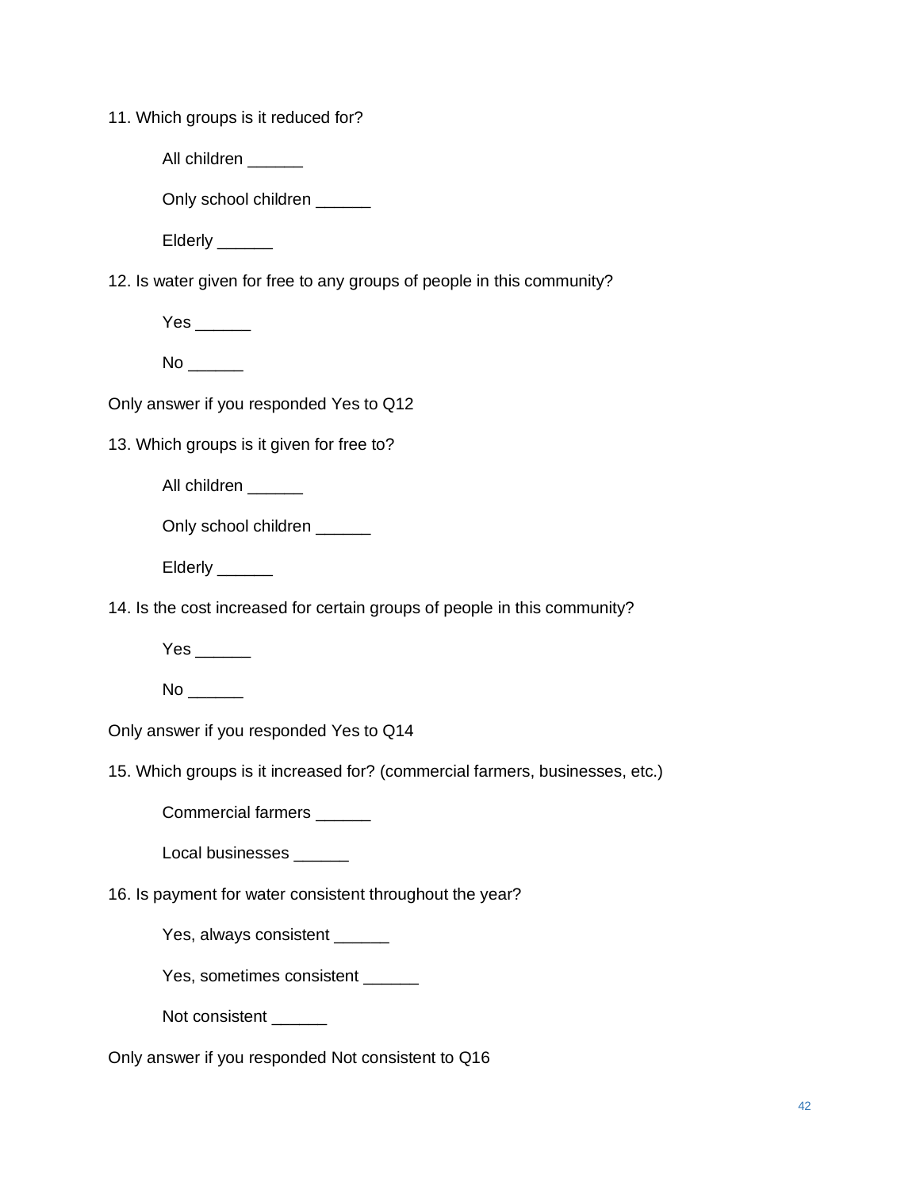11. Which groups is it reduced for?

    All children ______

    Only school children ______

    Elderly ______

12. Is water given for free to any groups of people in this community?

    Yes ______

    No ______

Only answer if you responded Yes to Q12

13. Which groups is it given for free to?

    All children ______

    Only school children ______

    Elderly ______

14. Is the cost increased for certain groups of people in this community?

    Yes ______

    No ______

Only answer if you responded Yes to Q14

15. Which groups is it increased for? (commercial farmers, businesses, etc.)

    Commercial farmers ______

    Local businesses ______

16. Is payment for water consistent throughout the year?

    Yes, always consistent ______

    Yes, sometimes consistent ______

    Not consistent ______

Only answer if you responded Not consistent to Q16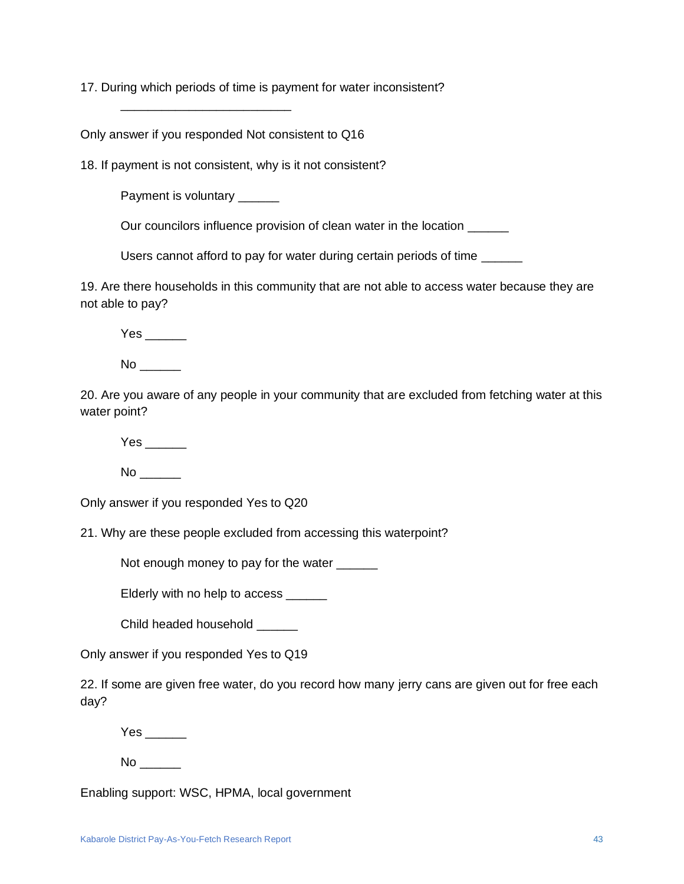17. During which periods of time is payment for water inconsistent?

    ________________________

Only answer if you responded Not consistent to Q16

18. If payment is not consistent, why is it not consistent?

    Payment is voluntary ______

    Our councilors influence provision of clean water in the location ______

    Users cannot afford to pay for water during certain periods of time ______

19. Are there households in this community that are not able to access water because they are not able to pay?

    Yes ______

    No ______

20. Are you aware of any people in your community that are excluded from fetching water at this water point?

    Yes ______

    No ______

Only answer if you responded Yes to Q20

21. Why are these people excluded from accessing this waterpoint?

    Not enough money to pay for the water ______

    Elderly with no help to access ______

    Child headed household ______

Only answer if you responded Yes to Q19

22. If some are given free water, do you record how many jerry cans are given out for free each day?

    Yes ______

    No ______

Enabling support: WSC, HPMA, local government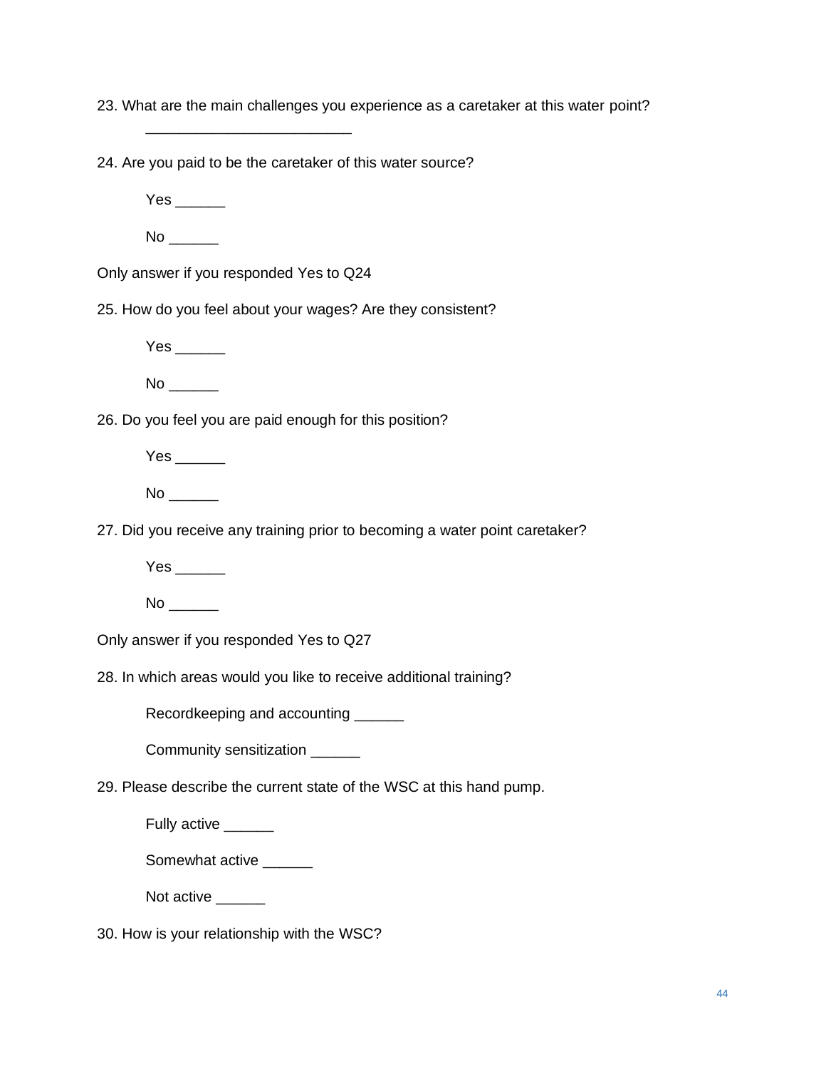23. What are the main challenges you experience as a caretaker at this water point?

    ________________________

24. Are you paid to be the caretaker of this water source?

    Yes ______

    No ______

Only answer if you responded Yes to Q24

25. How do you feel about your wages? Are they consistent?

    Yes ______

    No ______

26. Do you feel you are paid enough for this position?

    Yes ______

    No ______

27. Did you receive any training prior to becoming a water point caretaker?

    Yes ______

    No ______

Only answer if you responded Yes to Q27

28. In which areas would you like to receive additional training?

    Recordkeeping and accounting ______

    Community sensitization ______

29. Please describe the current state of the WSC at this hand pump.

    Fully active ______

    Somewhat active ______

    Not active ______

30. How is your relationship with the WSC?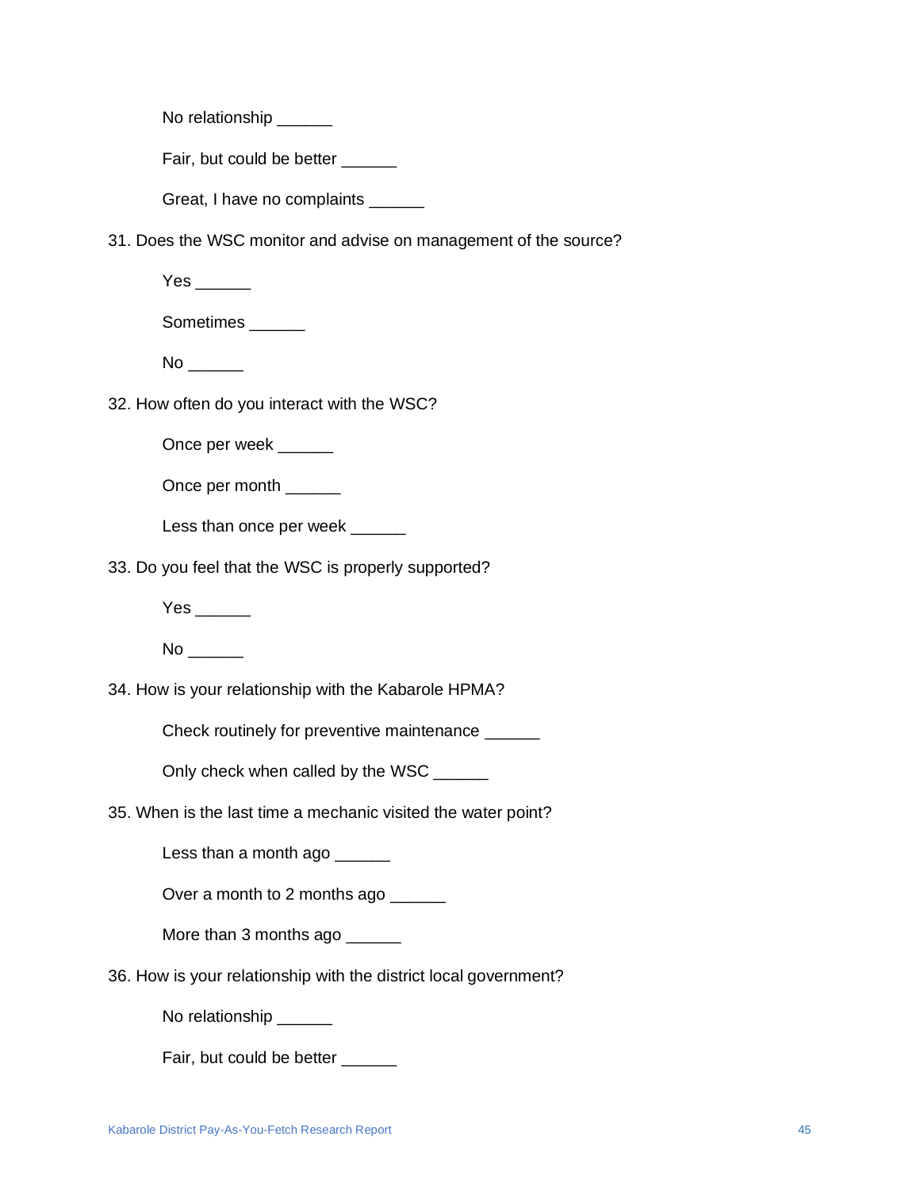No relationship ______

Fair, but could be better ______

Great, I have no complaints ______

31. Does the WSC monitor and advise on management of the source?

    Yes ______

    Sometimes ______

    No ______

32. How often do you interact with the WSC?

    Once per week ______

    Once per month ______

    Less than once per week ______

33. Do you feel that the WSC is properly supported?

    Yes ______

    No ______

34. How is your relationship with the Kabarole HPMA?

    Check routinely for preventive maintenance ______

    Only check when called by the WSC ______

35. When is the last time a mechanic visited the water point?

    Less than a month ago ______

    Over a month to 2 months ago ______

    More than 3 months ago ______

36. How is your relationship with the district local government?

    No relationship ______

    Fair, but could be better ______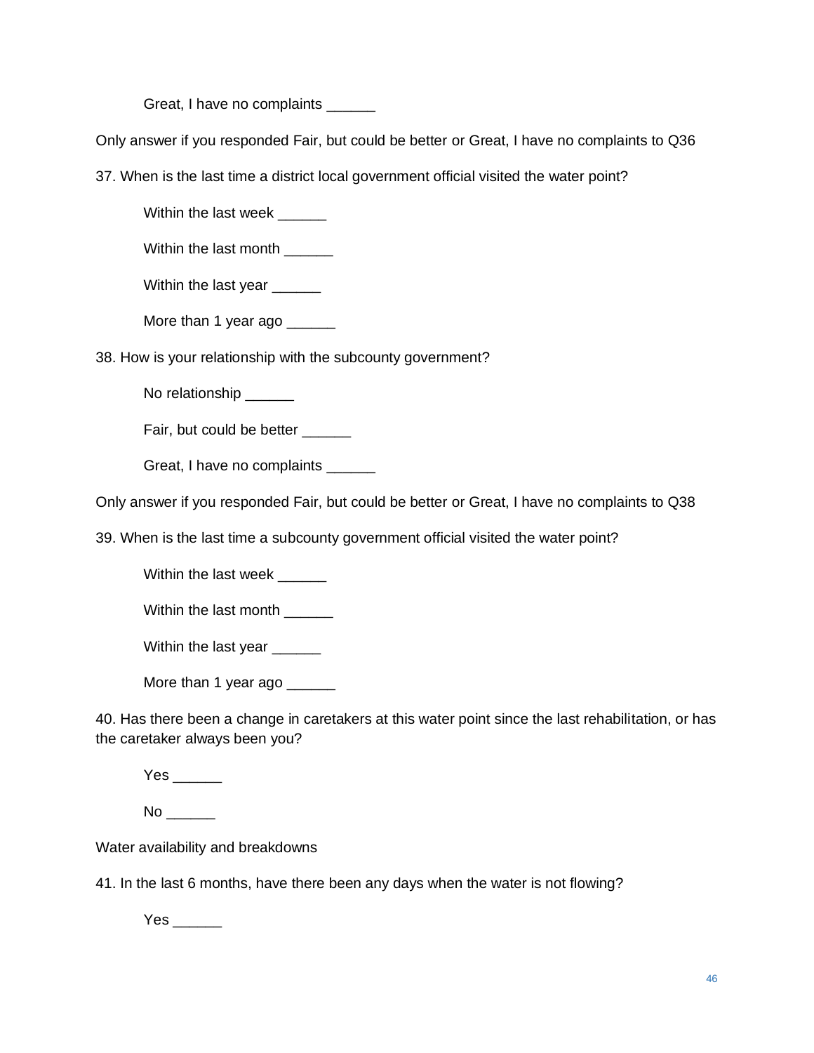Great, I have no complaints ______

Only answer if you responded Fair, but could be better or Great, I have no complaints to Q36

37. When is the last time a district local government official visited the water point?

Within the last week ______

Within the last month ______

Within the last year ______

More than 1 year ago ______

38. How is your relationship with the subcounty government?

No relationship ______

Fair, but could be better ______

Great, I have no complaints ______

Only answer if you responded Fair, but could be better or Great, I have no complaints to Q38

39. When is the last time a subcounty government official visited the water point?

Within the last week ______

Within the last month ______

Within the last year ______

More than 1 year ago ______

40. Has there been a change in caretakers at this water point since the last rehabilitation, or has the caretaker always been you?

Yes ______

No ______

Water availability and breakdowns

41. In the last 6 months, have there been any days when the water is not flowing?

Yes ______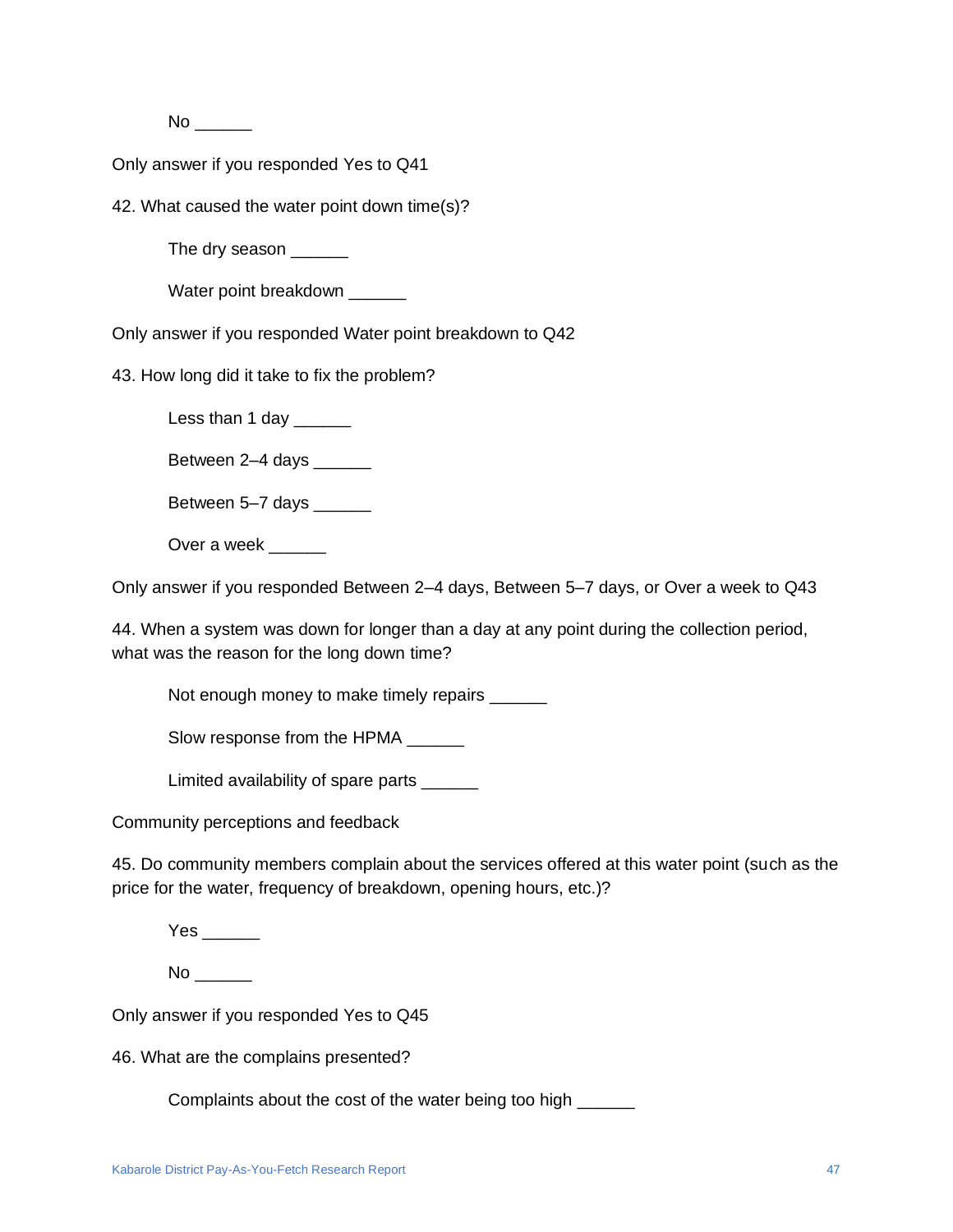No ______

Only answer if you responded Yes to Q41

42. What caused the water point down time(s)?

The dry season ______

Water point breakdown ______

Only answer if you responded Water point breakdown to Q42

43. How long did it take to fix the problem?

Less than 1 day ______

Between 2–4 days ______

Between 5–7 days ______

Over a week ______

Only answer if you responded Between 2–4 days, Between 5–7 days, or Over a week to Q43

44. When a system was down for longer than a day at any point during the collection period, what was the reason for the long down time?

Not enough money to make timely repairs ______

Slow response from the HPMA ______

Limited availability of spare parts ______

Community perceptions and feedback

45. Do community members complain about the services offered at this water point (such as the price for the water, frequency of breakdown, opening hours, etc.)?

Yes ______

No ______

Only answer if you responded Yes to Q45

46. What are the complains presented?

Complaints about the cost of the water being too high ______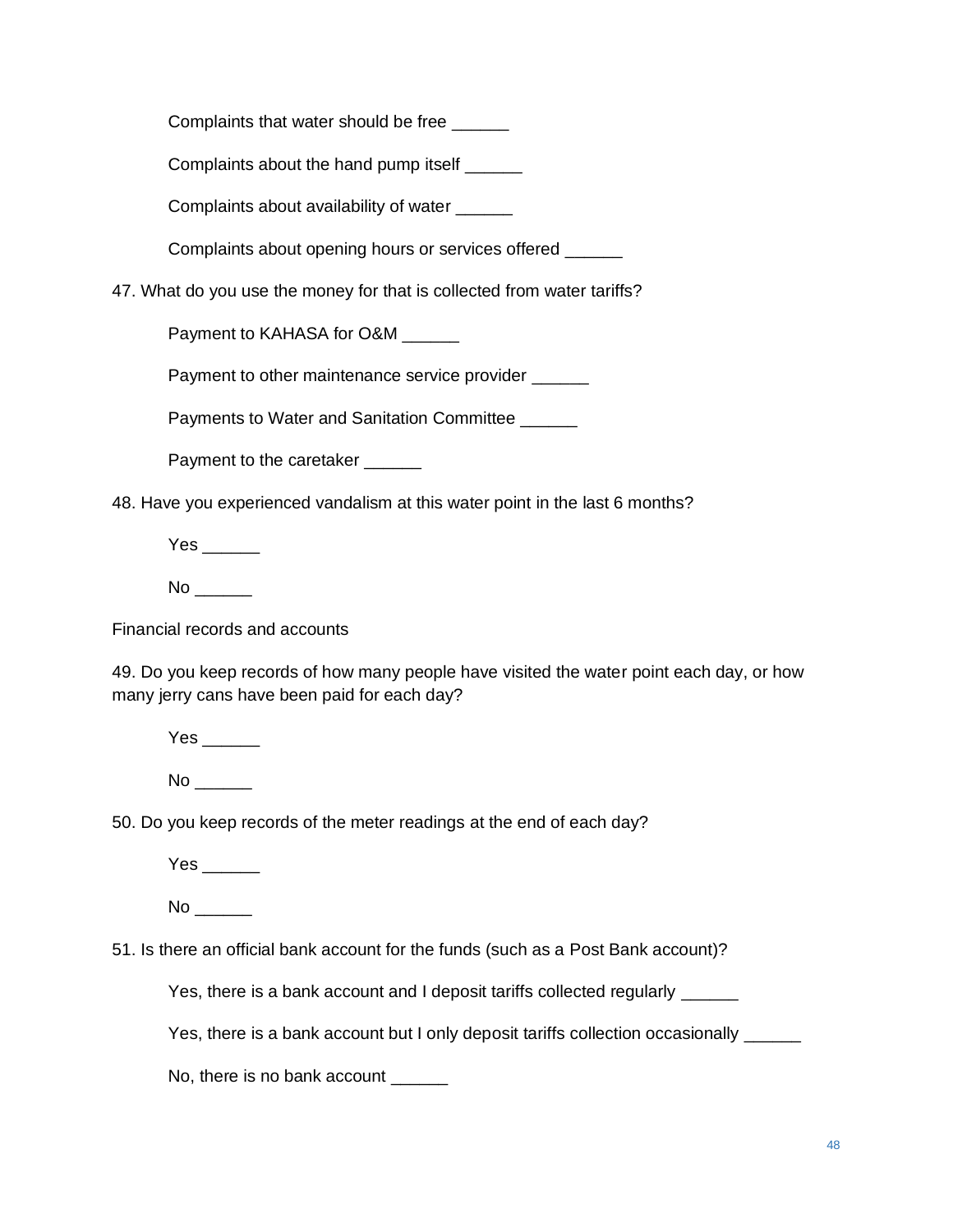Complaints that water should be free ______

Complaints about the hand pump itself ______

Complaints about availability of water ______

Complaints about opening hours or services offered ______

47. What do you use the money for that is collected from water tariffs?

Payment to KAHASA for O&M ______

Payment to other maintenance service provider ______

Payments to Water and Sanitation Committee ______

Payment to the caretaker ______

48. Have you experienced vandalism at this water point in the last 6 months?

Yes ______

No ______

Financial records and accounts

49. Do you keep records of how many people have visited the water point each day, or how many jerry cans have been paid for each day?

Yes ______

No ______

50. Do you keep records of the meter readings at the end of each day?

Yes ______

No ______

51. Is there an official bank account for the funds (such as a Post Bank account)?

Yes, there is a bank account and I deposit tariffs collected regularly ______

Yes, there is a bank account but I only deposit tariffs collection occasionally ______

No, there is no bank account ______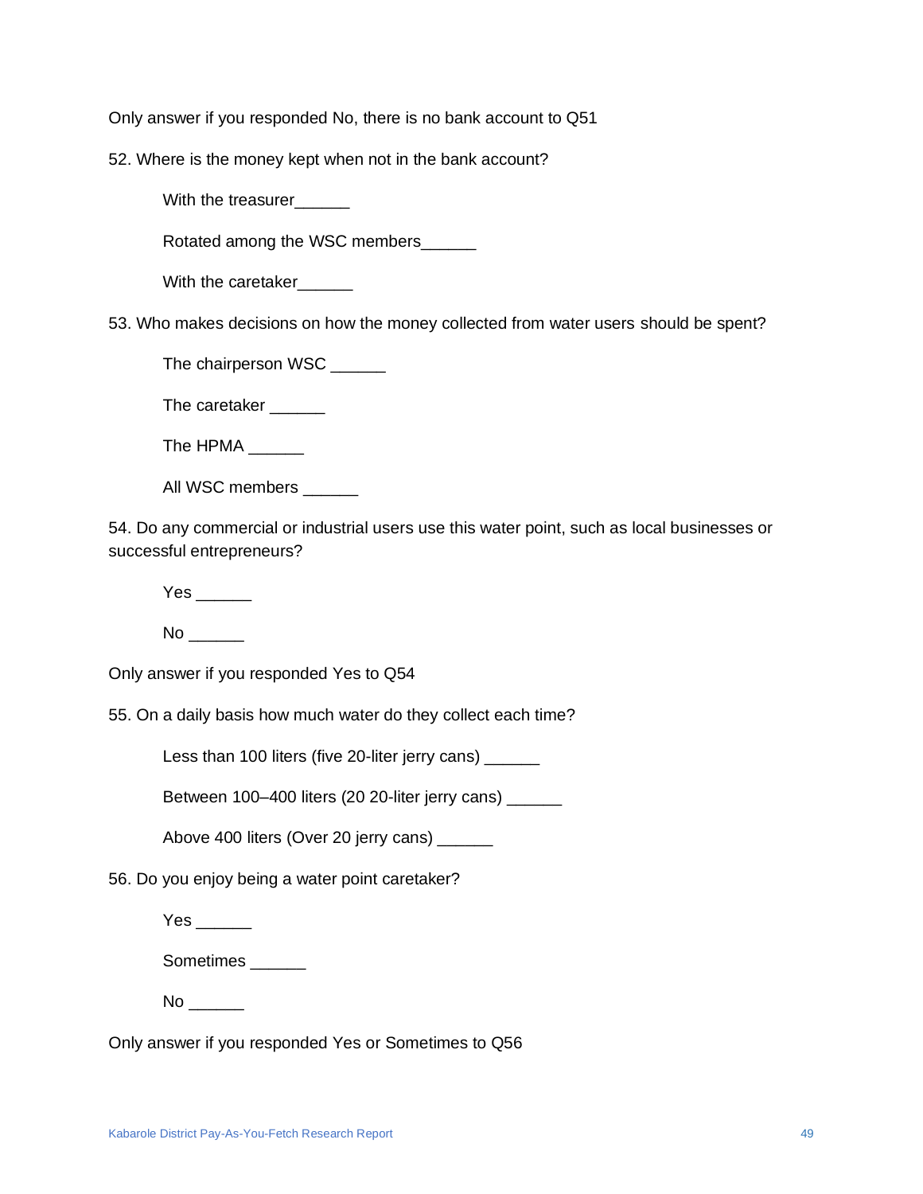Only answer if you responded No, there is no bank account to Q51

52. Where is the money kept when not in the bank account?

With the treasurer______

Rotated among the WSC members______

With the caretaker______

53. Who makes decisions on how the money collected from water users should be spent?

The chairperson WSC ______

The caretaker ______

The HPMA ______

All WSC members ______

54. Do any commercial or industrial users use this water point, such as local businesses or successful entrepreneurs?

Yes ______

No ______

Only answer if you responded Yes to Q54

55. On a daily basis how much water do they collect each time?

Less than 100 liters (five 20-liter jerry cans) ______

Between 100–400 liters (20 20-liter jerry cans) ______

Above 400 liters (Over 20 jerry cans) ______

56. Do you enjoy being a water point caretaker?

Yes ______

Sometimes ______

No ______

Only answer if you responded Yes or Sometimes to Q56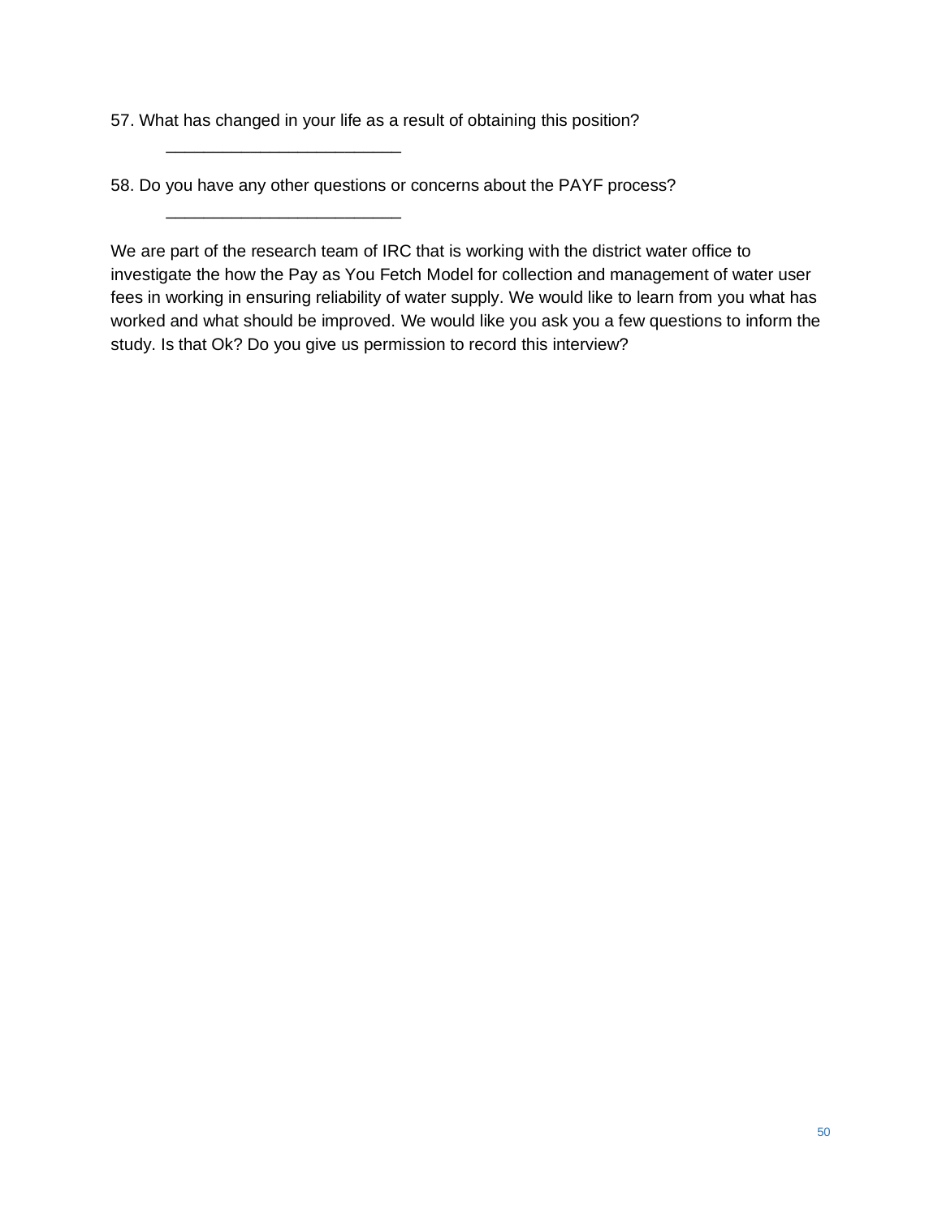57. What has changed in your life as a result of obtaining this position?

    _________________________

58. Do you have any other questions or concerns about the PAYF process?

    _________________________

We are part of the research team of IRC that is working with the district water office to investigate the how the Pay as You Fetch Model for collection and management of water user fees in working in ensuring reliability of water supply. We would like to learn from you what has worked and what should be improved. We would like you ask you a few questions to inform the study. Is that Ok? Do you give us permission to record this interview?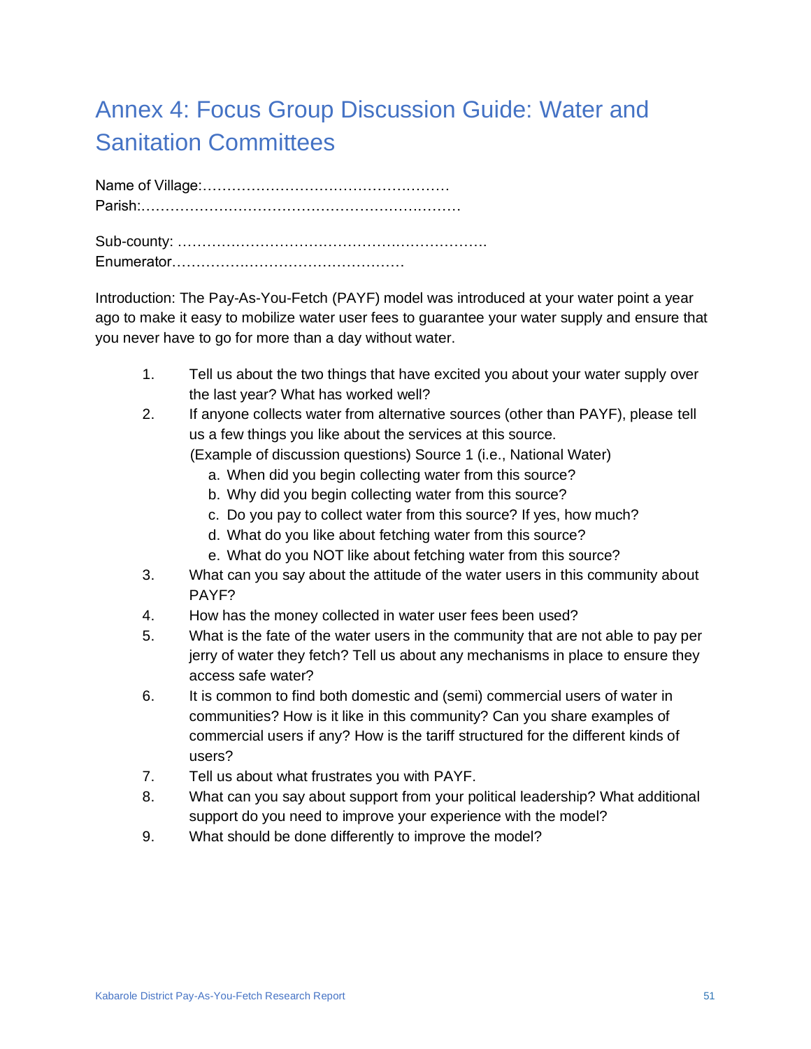# Annex 4: Focus Group Discussion Guide: Water and Sanitation Committees

Name of Village:……………………………………….………
Parish:…………………………………………………….……

Sub-county: ……………………………………….…………….
Enumerator…………………………………………

Introduction: The Pay-As-You-Fetch (PAYF) model was introduced at your water point a year ago to make it easy to mobilize water user fees to guarantee your water supply and ensure that you never have to go for more than a day without water.

1. Tell us about the two things that have excited you about your water supply over the last year? What has worked well?
2. If anyone collects water from alternative sources (other than PAYF), please tell us a few things you like about the services at this source.
   (Example of discussion questions) Source 1 (i.e., National Water)
   a. When did you begin collecting water from this source?
   b. Why did you begin collecting water from this source?
   c. Do you pay to collect water from this source? If yes, how much?
   d. What do you like about fetching water from this source?
   e. What do you NOT like about fetching water from this source?
3. What can you say about the attitude of the water users in this community about PAYF?
4. How has the money collected in water user fees been used?
5. What is the fate of the water users in the community that are not able to pay per jerry of water they fetch? Tell us about any mechanisms in place to ensure they access safe water?
6. It is common to find both domestic and (semi) commercial users of water in communities? How is it like in this community? Can you share examples of commercial users if any? How is the tariff structured for the different kinds of users?
7. Tell us about what frustrates you with PAYF.
8. What can you say about support from your political leadership? What additional support do you need to improve your experience with the model?
9. What should be done differently to improve the model?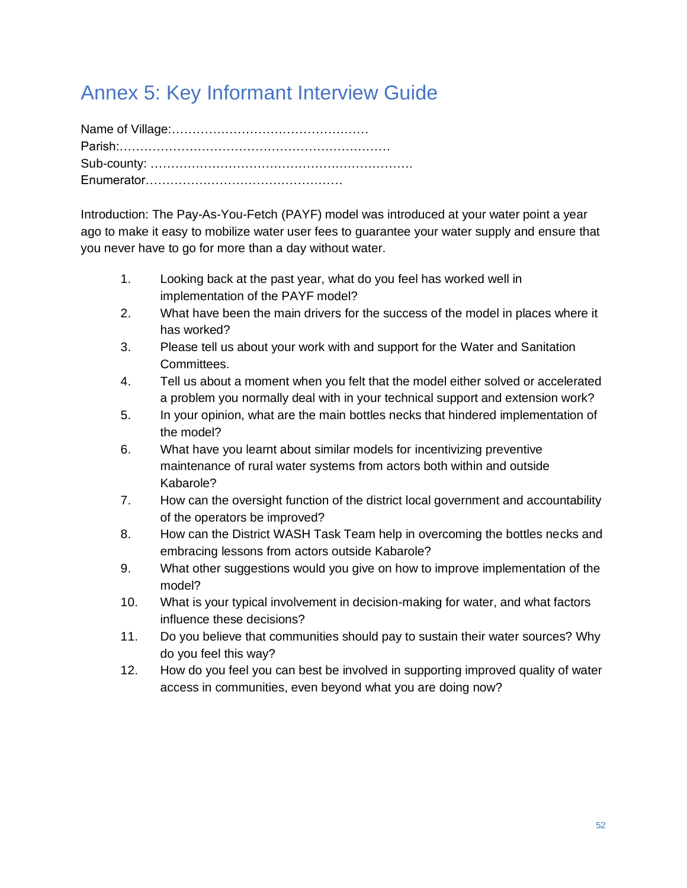# Annex 5: Key Informant Interview Guide

Name of Village:…………………………………………
Parish:…………………………………………………………
Sub-county: ……………………………………………………….
Enumerator…………………………………………

Introduction: The Pay-As-You-Fetch (PAYF) model was introduced at your water point a year ago to make it easy to mobilize water user fees to guarantee your water supply and ensure that you never have to go for more than a day without water.

1. Looking back at the past year, what do you feel has worked well in implementation of the PAYF model?
2. What have been the main drivers for the success of the model in places where it has worked?
3. Please tell us about your work with and support for the Water and Sanitation Committees.
4. Tell us about a moment when you felt that the model either solved or accelerated a problem you normally deal with in your technical support and extension work?
5. In your opinion, what are the main bottles necks that hindered implementation of the model?
6. What have you learnt about similar models for incentivizing preventive maintenance of rural water systems from actors both within and outside Kabarole?
7. How can the oversight function of the district local government and accountability of the operators be improved?
8. How can the District WASH Task Team help in overcoming the bottles necks and embracing lessons from actors outside Kabarole?
9. What other suggestions would you give on how to improve implementation of the model?
10. What is your typical involvement in decision-making for water, and what factors influence these decisions?
11. Do you believe that communities should pay to sustain their water sources? Why do you feel this way?
12. How do you feel you can best be involved in supporting improved quality of water access in communities, even beyond what you are doing now?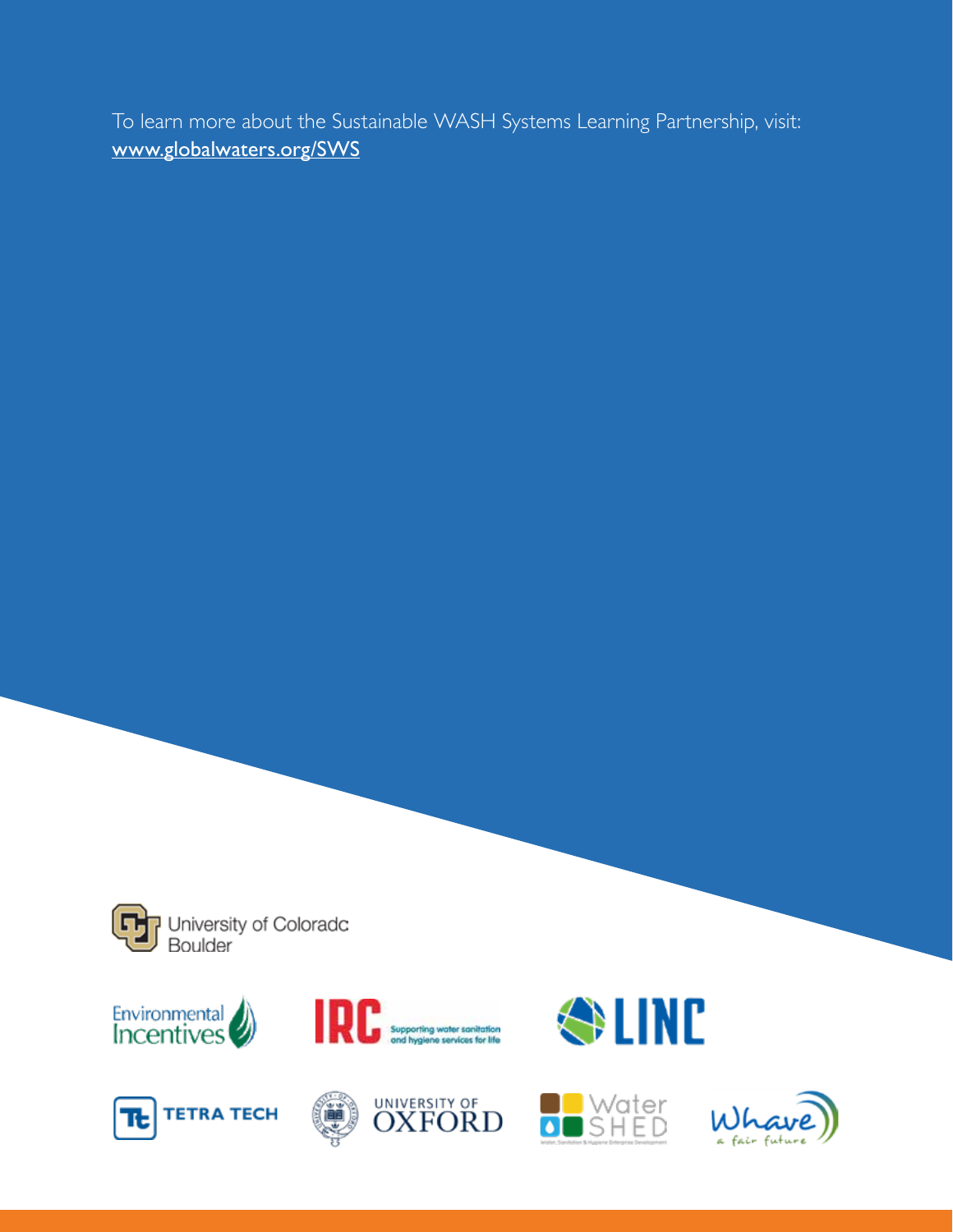To learn more about the Sustainable WASH Systems Learning Partnership, visit: [www.globalwaters.org/SWS](http://www.globalwaters.org/SWS)

University of Colorado Boulder

Environmental Incentives

IRC Supporting water sanitation and hygiene services for life

LINC

TETRA TECH

UNIVERSITY OF OXFORD

Water SHED

Whave a fair future